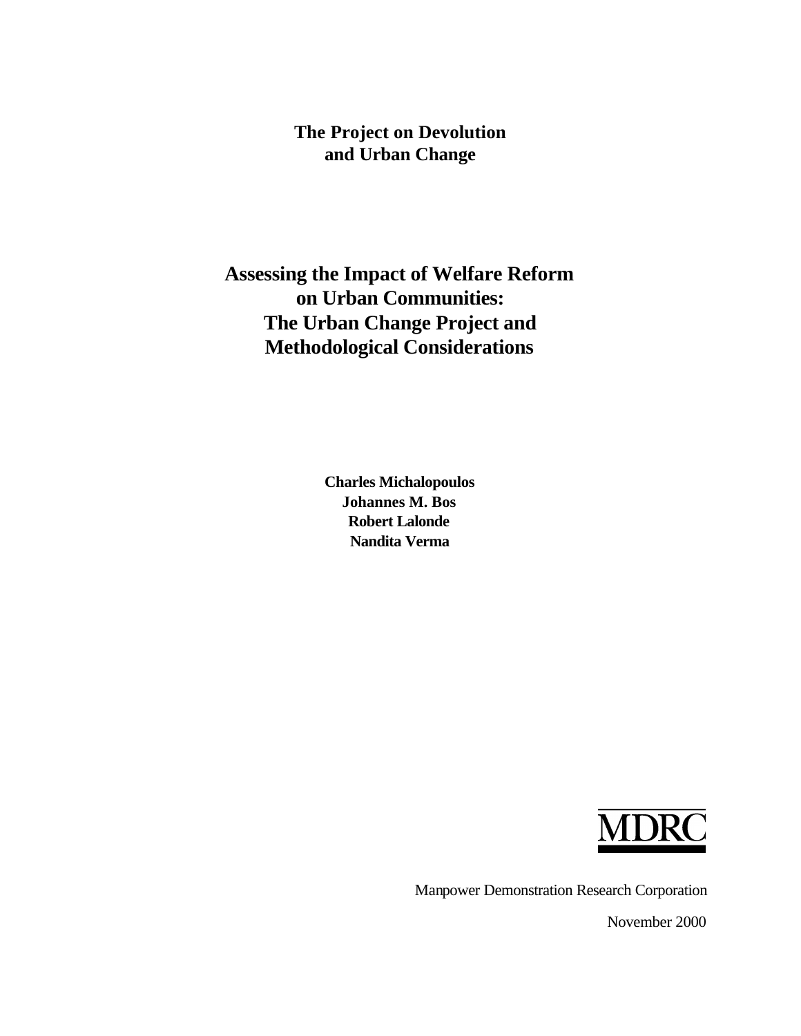**The Project on Devolution and Urban Change**

# Assessing the Impact of Welfare Reform on Urban Communities: The Urban Change Project and Methodological Considerations

**Charles Michalopoulos**
**Johannes M. Bos**
**Robert Lalonde**
**Nandita Verma**

MDRC

Manpower Demonstration Research Corporation

November 2000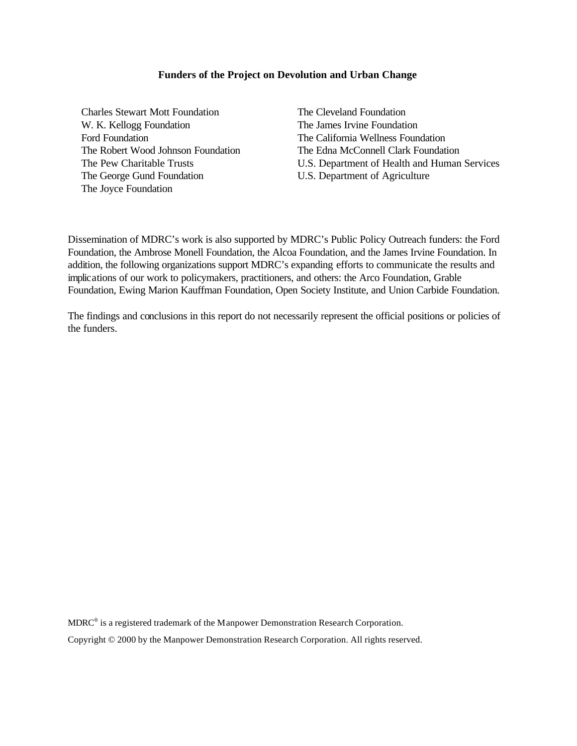**Funders of the Project on Devolution and Urban Change**

Charles Stewart Mott Foundation
W. K. Kellogg Foundation
Ford Foundation
The Robert Wood Johnson Foundation
The Pew Charitable Trusts
The George Gund Foundation
The Joyce Foundation
The Cleveland Foundation
The James Irvine Foundation
The California Wellness Foundation
The Edna McConnell Clark Foundation
U.S. Department of Health and Human Services
U.S. Department of Agriculture

Dissemination of MDRC's work is also supported by MDRC's Public Policy Outreach funders: the Ford Foundation, the Ambrose Monell Foundation, the Alcoa Foundation, and the James Irvine Foundation. In addition, the following organizations support MDRC's expanding efforts to communicate the results and implications of our work to policymakers, practitioners, and others: the Arco Foundation, Grable Foundation, Ewing Marion Kauffman Foundation, Open Society Institute, and Union Carbide Foundation.

The findings and conclusions in this report do not necessarily represent the official positions or policies of the funders.

MDRC® is a registered trademark of the Manpower Demonstration Research Corporation.

Copyright © 2000 by the Manpower Demonstration Research Corporation. All rights reserved.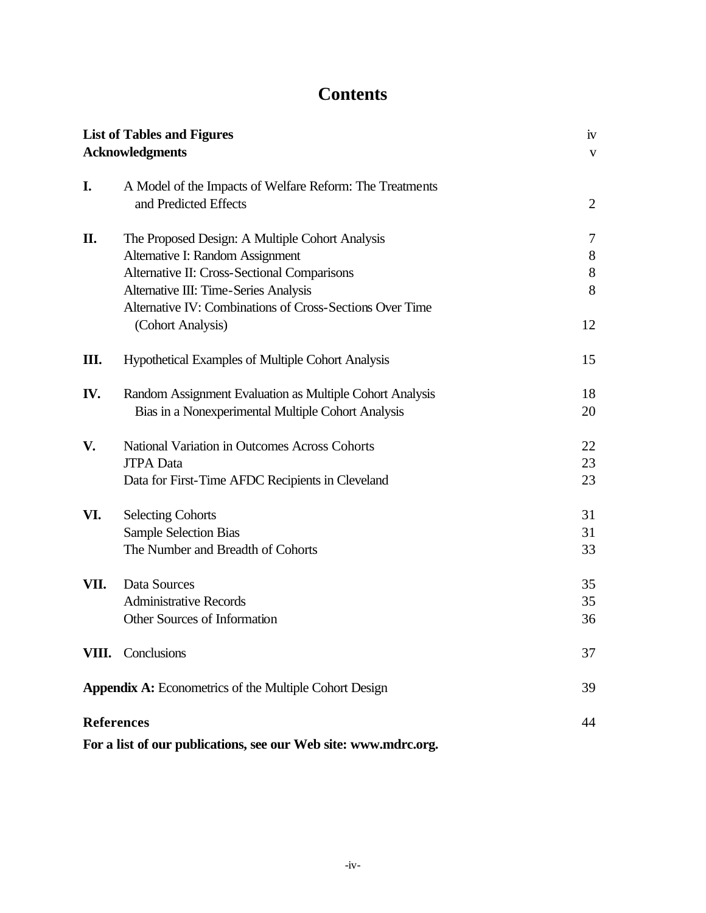# Contents

| | | |
|---|---|---|
| **List of Tables and Figures** | | iv |
| **Acknowledgments** | | v |
| **I.** | A Model of the Impacts of Welfare Reform: The Treatments and Predicted Effects | 2 |
| **II.** | The Proposed Design: A Multiple Cohort Analysis | 7 |
| | Alternative I: Random Assignment | 8 |
| | Alternative II: Cross-Sectional Comparisons | 8 |
| | Alternative III: Time-Series Analysis | 8 |
| | Alternative IV: Combinations of Cross-Sections Over Time (Cohort Analysis) | 12 |
| **III.** | Hypothetical Examples of Multiple Cohort Analysis | 15 |
| **IV.** | Random Assignment Evaluation as Multiple Cohort Analysis | 18 |
| | Bias in a Nonexperimental Multiple Cohort Analysis | 20 |
| **V.** | National Variation in Outcomes Across Cohorts | 22 |
| | JTPA Data | 23 |
| | Data for First-Time AFDC Recipients in Cleveland | 23 |
| **VI.** | Selecting Cohorts | 31 |
| | Sample Selection Bias | 31 |
| | The Number and Breadth of Cohorts | 33 |
| **VII.** | Data Sources | 35 |
| | Administrative Records | 35 |
| | Other Sources of Information | 36 |
| **VIII.** | Conclusions | 37 |
| **Appendix A:** Econometrics of the Multiple Cohort Design | | 39 |
| **References** | | 44 |

**For a list of our publications, see our Web site: www.mdrc.org.**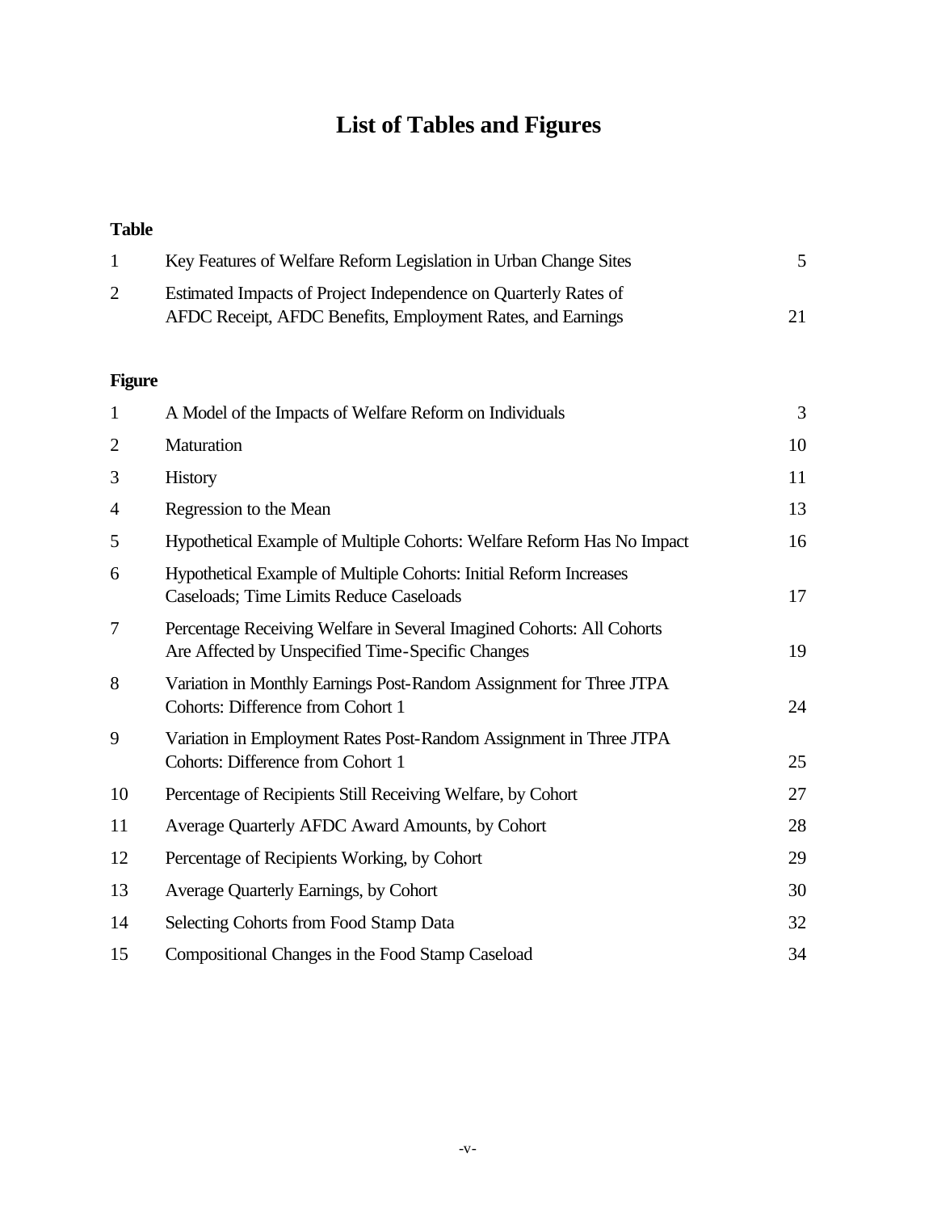# List of Tables and Figures

**Table**

| | | |
|---|---|---|
| 1 | Key Features of Welfare Reform Legislation in Urban Change Sites | 5 |
| 2 | Estimated Impacts of Project Independence on Quarterly Rates of AFDC Receipt, AFDC Benefits, Employment Rates, and Earnings | 21 |

**Figure**

| | | |
|---|---|---|
| 1 | A Model of the Impacts of Welfare Reform on Individuals | 3 |
| 2 | Maturation | 10 |
| 3 | History | 11 |
| 4 | Regression to the Mean | 13 |
| 5 | Hypothetical Example of Multiple Cohorts: Welfare Reform Has No Impact | 16 |
| 6 | Hypothetical Example of Multiple Cohorts: Initial Reform Increases Caseloads; Time Limits Reduce Caseloads | 17 |
| 7 | Percentage Receiving Welfare in Several Imagined Cohorts: All Cohorts Are Affected by Unspecified Time-Specific Changes | 19 |
| 8 | Variation in Monthly Earnings Post-Random Assignment for Three JTPA Cohorts: Difference from Cohort 1 | 24 |
| 9 | Variation in Employment Rates Post-Random Assignment in Three JTPA Cohorts: Difference from Cohort 1 | 25 |
| 10 | Percentage of Recipients Still Receiving Welfare, by Cohort | 27 |
| 11 | Average Quarterly AFDC Award Amounts, by Cohort | 28 |
| 12 | Percentage of Recipients Working, by Cohort | 29 |
| 13 | Average Quarterly Earnings, by Cohort | 30 |
| 14 | Selecting Cohorts from Food Stamp Data | 32 |
| 15 | Compositional Changes in the Food Stamp Caseload | 34 |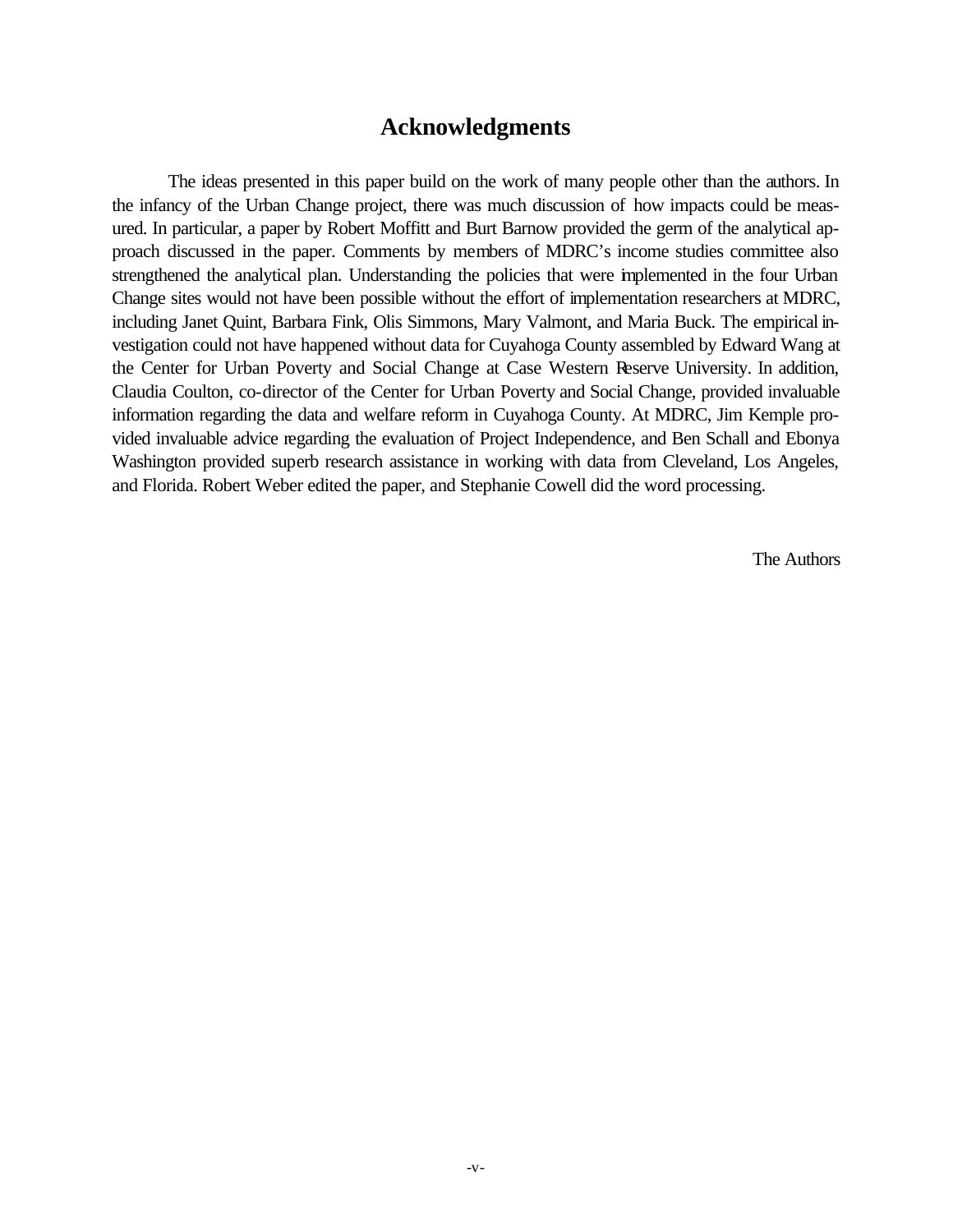# Acknowledgments

The ideas presented in this paper build on the work of many people other than the authors. In the infancy of the Urban Change project, there was much discussion of how impacts could be measured. In particular, a paper by Robert Moffitt and Burt Barnow provided the germ of the analytical approach discussed in the paper. Comments by members of MDRC's income studies committee also strengthened the analytical plan. Understanding the policies that were implemented in the four Urban Change sites would not have been possible without the effort of implementation researchers at MDRC, including Janet Quint, Barbara Fink, Olis Simmons, Mary Valmont, and Maria Buck. The empirical investigation could not have happened without data for Cuyahoga County assembled by Edward Wang at the Center for Urban Poverty and Social Change at Case Western Reserve University. In addition, Claudia Coulton, co-director of the Center for Urban Poverty and Social Change, provided invaluable information regarding the data and welfare reform in Cuyahoga County. At MDRC, Jim Kemple provided invaluable advice regarding the evaluation of Project Independence, and Ben Schall and Ebonya Washington provided superb research assistance in working with data from Cleveland, Los Angeles, and Florida. Robert Weber edited the paper, and Stephanie Cowell did the word processing.

The Authors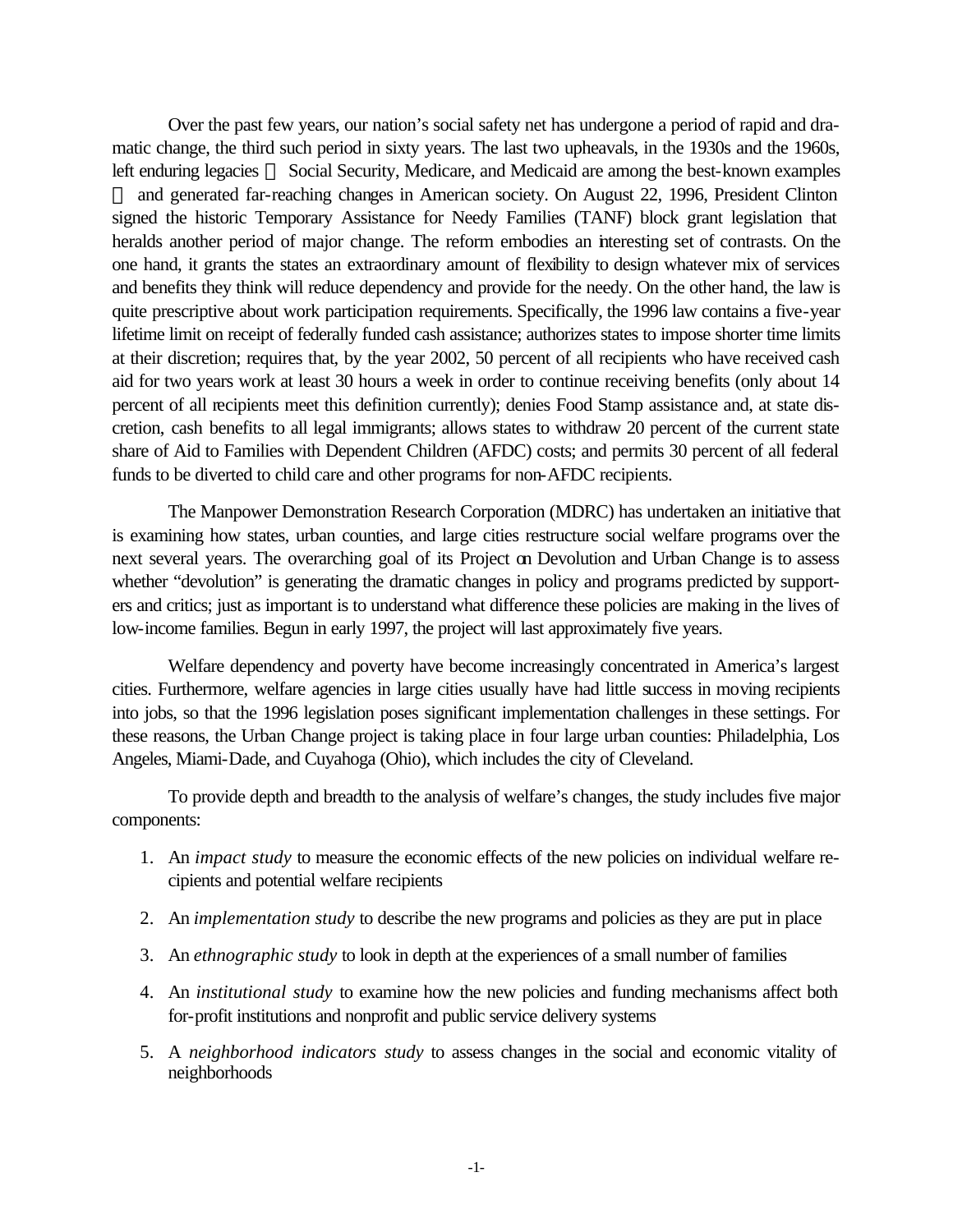Over the past few years, our nation's social safety net has undergone a period of rapid and dramatic change, the third such period in sixty years. The last two upheavals, in the 1930s and the 1960s, left enduring legacies — Social Security, Medicare, and Medicaid are among the best-known examples — and generated far-reaching changes in American society. On August 22, 1996, President Clinton signed the historic Temporary Assistance for Needy Families (TANF) block grant legislation that heralds another period of major change. The reform embodies an interesting set of contrasts. On the one hand, it grants the states an extraordinary amount of flexibility to design whatever mix of services and benefits they think will reduce dependency and provide for the needy. On the other hand, the law is quite prescriptive about work participation requirements. Specifically, the 1996 law contains a five-year lifetime limit on receipt of federally funded cash assistance; authorizes states to impose shorter time limits at their discretion; requires that, by the year 2002, 50 percent of all recipients who have received cash aid for two years work at least 30 hours a week in order to continue receiving benefits (only about 14 percent of all recipients meet this definition currently); denies Food Stamp assistance and, at state discretion, cash benefits to all legal immigrants; allows states to withdraw 20 percent of the current state share of Aid to Families with Dependent Children (AFDC) costs; and permits 30 percent of all federal funds to be diverted to child care and other programs for non-AFDC recipients.

The Manpower Demonstration Research Corporation (MDRC) has undertaken an initiative that is examining how states, urban counties, and large cities restructure social welfare programs over the next several years. The overarching goal of its Project on Devolution and Urban Change is to assess whether "devolution" is generating the dramatic changes in policy and programs predicted by supporters and critics; just as important is to understand what difference these policies are making in the lives of low-income families. Begun in early 1997, the project will last approximately five years.

Welfare dependency and poverty have become increasingly concentrated in America's largest cities. Furthermore, welfare agencies in large cities usually have had little success in moving recipients into jobs, so that the 1996 legislation poses significant implementation challenges in these settings. For these reasons, the Urban Change project is taking place in four large urban counties: Philadelphia, Los Angeles, Miami-Dade, and Cuyahoga (Ohio), which includes the city of Cleveland.

To provide depth and breadth to the analysis of welfare's changes, the study includes five major components:

1. An *impact study* to measure the economic effects of the new policies on individual welfare recipients and potential welfare recipients
2. An *implementation study* to describe the new programs and policies as they are put in place
3. An *ethnographic study* to look in depth at the experiences of a small number of families
4. An *institutional study* to examine how the new policies and funding mechanisms affect both for-profit institutions and nonprofit and public service delivery systems
5. A *neighborhood indicators study* to assess changes in the social and economic vitality of neighborhoods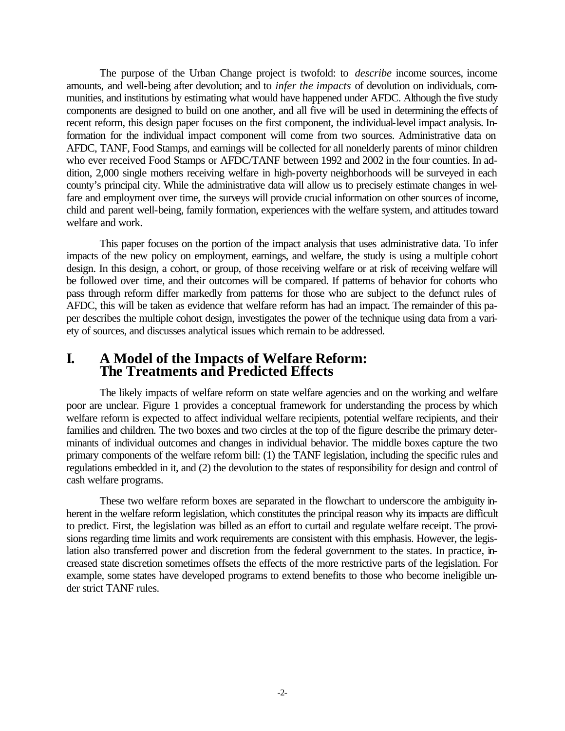The purpose of the Urban Change project is twofold: to *describe* income sources, income amounts, and well-being after devolution; and to *infer the impacts* of devolution on individuals, communities, and institutions by estimating what would have happened under AFDC. Although the five study components are designed to build on one another, and all five will be used in determining the effects of recent reform, this design paper focuses on the first component, the individual-level impact analysis. Information for the individual impact component will come from two sources. Administrative data on AFDC, TANF, Food Stamps, and earnings will be collected for all nonelderly parents of minor children who ever received Food Stamps or AFDC/TANF between 1992 and 2002 in the four counties. In addition, 2,000 single mothers receiving welfare in high-poverty neighborhoods will be surveyed in each county's principal city. While the administrative data will allow us to precisely estimate changes in welfare and employment over time, the surveys will provide crucial information on other sources of income, child and parent well-being, family formation, experiences with the welfare system, and attitudes toward welfare and work.

This paper focuses on the portion of the impact analysis that uses administrative data. To infer impacts of the new policy on employment, earnings, and welfare, the study is using a multiple cohort design. In this design, a cohort, or group, of those receiving welfare or at risk of receiving welfare will be followed over time, and their outcomes will be compared. If patterns of behavior for cohorts who pass through reform differ markedly from patterns for those who are subject to the defunct rules of AFDC, this will be taken as evidence that welfare reform has had an impact. The remainder of this paper describes the multiple cohort design, investigates the power of the technique using data from a variety of sources, and discusses analytical issues which remain to be addressed.

# I. A Model of the Impacts of Welfare Reform: The Treatments and Predicted Effects

The likely impacts of welfare reform on state welfare agencies and on the working and welfare poor are unclear. Figure 1 provides a conceptual framework for understanding the process by which welfare reform is expected to affect individual welfare recipients, potential welfare recipients, and their families and children. The two boxes and two circles at the top of the figure describe the primary determinants of individual outcomes and changes in individual behavior. The middle boxes capture the two primary components of the welfare reform bill: (1) the TANF legislation, including the specific rules and regulations embedded in it, and (2) the devolution to the states of responsibility for design and control of cash welfare programs.

These two welfare reform boxes are separated in the flowchart to underscore the ambiguity inherent in the welfare reform legislation, which constitutes the principal reason why its impacts are difficult to predict. First, the legislation was billed as an effort to curtail and regulate welfare receipt. The provisions regarding time limits and work requirements are consistent with this emphasis. However, the legislation also transferred power and discretion from the federal government to the states. In practice, increased state discretion sometimes offsets the effects of the more restrictive parts of the legislation. For example, some states have developed programs to extend benefits to those who become ineligible under strict TANF rules.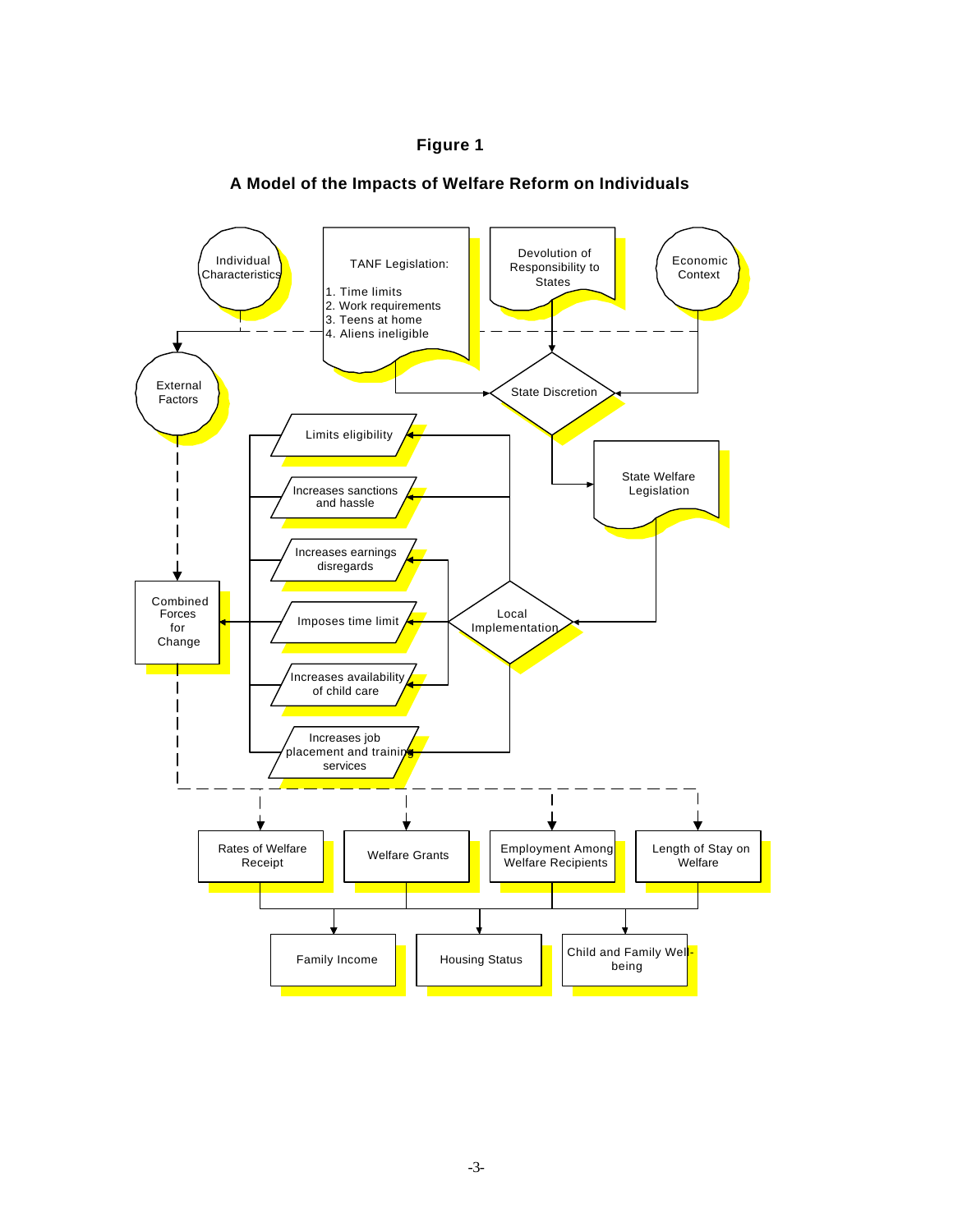**Figure 1**

**A Model of the Impacts of Welfare Reform on Individuals**

Individual Characteristics

TANF Legislation:

1. Time limits
2. Work requirements
3. Teens at home
4. Aliens ineligible

Devolution of Responsibility to States

Economic Context

External Factors

State Discretion

State Welfare Legislation

Limits eligibility

Increases sanctions and hassle

Increases earnings disregards

Imposes time limit

Increases availability of child care

Increases job placement and training services

Local Implementation

Combined Forces for Change

Rates of Welfare Receipt

Welfare Grants

Employment Among Welfare Recipients

Length of Stay on Welfare

Family Income

Housing Status

Child and Family Well-being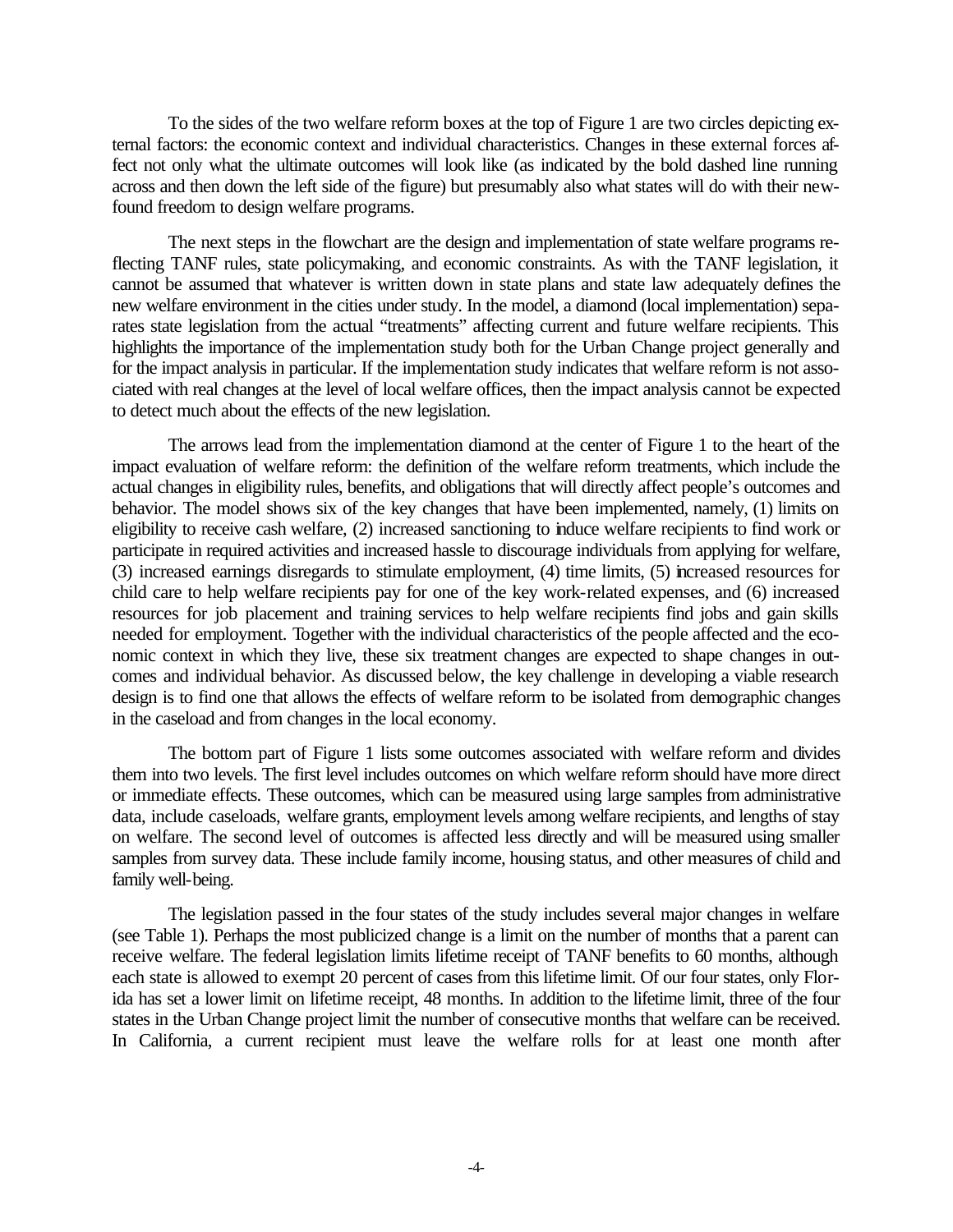To the sides of the two welfare reform boxes at the top of Figure 1 are two circles depicting external factors: the economic context and individual characteristics. Changes in these external forces affect not only what the ultimate outcomes will look like (as indicated by the bold dashed line running across and then down the left side of the figure) but presumably also what states will do with their newfound freedom to design welfare programs.

The next steps in the flowchart are the design and implementation of state welfare programs reflecting TANF rules, state policymaking, and economic constraints. As with the TANF legislation, it cannot be assumed that whatever is written down in state plans and state law adequately defines the new welfare environment in the cities under study. In the model, a diamond (local implementation) separates state legislation from the actual "treatments" affecting current and future welfare recipients. This highlights the importance of the implementation study both for the Urban Change project generally and for the impact analysis in particular. If the implementation study indicates that welfare reform is not associated with real changes at the level of local welfare offices, then the impact analysis cannot be expected to detect much about the effects of the new legislation.

The arrows lead from the implementation diamond at the center of Figure 1 to the heart of the impact evaluation of welfare reform: the definition of the welfare reform treatments, which include the actual changes in eligibility rules, benefits, and obligations that will directly affect people's outcomes and behavior. The model shows six of the key changes that have been implemented, namely, (1) limits on eligibility to receive cash welfare, (2) increased sanctioning to induce welfare recipients to find work or participate in required activities and increased hassle to discourage individuals from applying for welfare, (3) increased earnings disregards to stimulate employment, (4) time limits, (5) increased resources for child care to help welfare recipients pay for one of the key work-related expenses, and (6) increased resources for job placement and training services to help welfare recipients find jobs and gain skills needed for employment. Together with the individual characteristics of the people affected and the economic context in which they live, these six treatment changes are expected to shape changes in outcomes and individual behavior. As discussed below, the key challenge in developing a viable research design is to find one that allows the effects of welfare reform to be isolated from demographic changes in the caseload and from changes in the local economy.

The bottom part of Figure 1 lists some outcomes associated with welfare reform and divides them into two levels. The first level includes outcomes on which welfare reform should have more direct or immediate effects. These outcomes, which can be measured using large samples from administrative data, include caseloads, welfare grants, employment levels among welfare recipients, and lengths of stay on welfare. The second level of outcomes is affected less directly and will be measured using smaller samples from survey data. These include family income, housing status, and other measures of child and family well-being.

The legislation passed in the four states of the study includes several major changes in welfare (see Table 1). Perhaps the most publicized change is a limit on the number of months that a parent can receive welfare. The federal legislation limits lifetime receipt of TANF benefits to 60 months, although each state is allowed to exempt 20 percent of cases from this lifetime limit. Of our four states, only Florida has set a lower limit on lifetime receipt, 48 months. In addition to the lifetime limit, three of the four states in the Urban Change project limit the number of consecutive months that welfare can be received. In California, a current recipient must leave the welfare rolls for at least one month after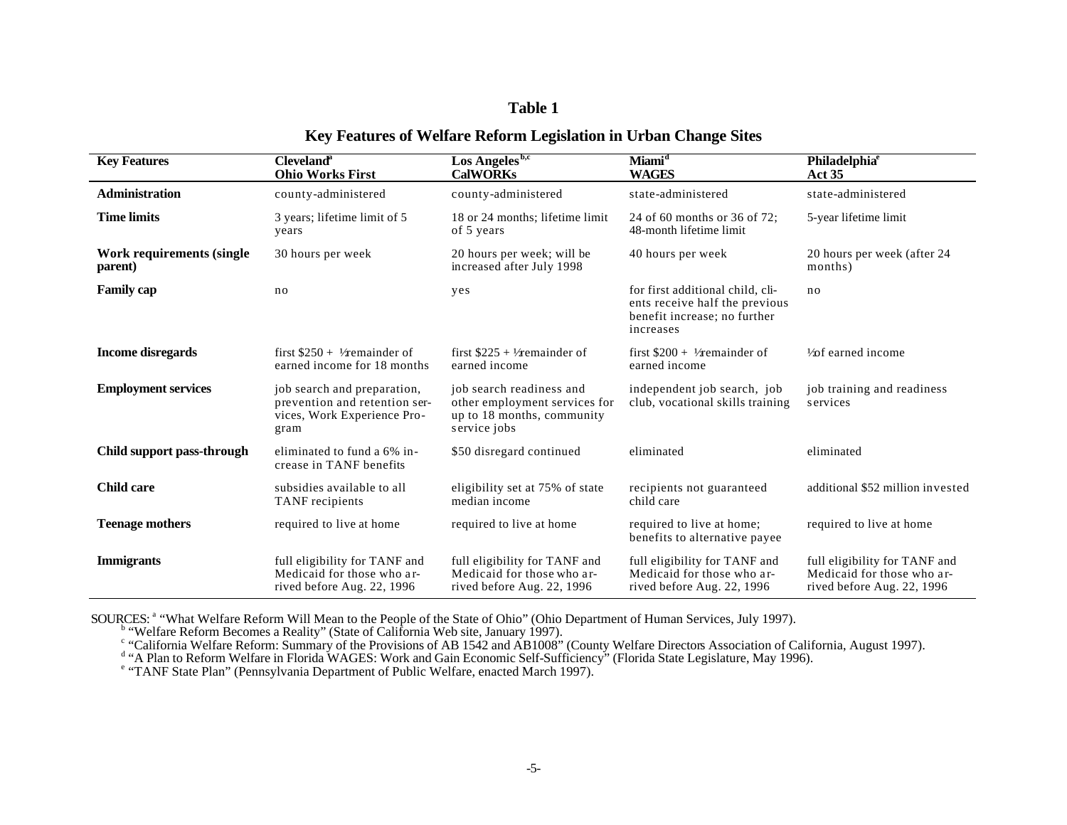# Table 1

## Key Features of Welfare Reform Legislation in Urban Change Sites

| Key Features | Cleveland[a] Ohio Works First | Los Angeles[b,c] CalWORKs | Miami[d] WAGES | Philadelphia[e] Act 35 |
|---|---|---|---|---|
| **Administration** | county-administered | county-administered | state-administered | state-administered |
| **Time limits** | 3 years; lifetime limit of 5 years | 18 or 24 months; lifetime limit of 5 years | 24 of 60 months or 36 of 72; 48-month lifetime limit | 5-year lifetime limit |
| **Work requirements (single parent)** | 30 hours per week | 20 hours per week; will be increased after July 1998 | 40 hours per week | 20 hours per week (after 24 months) |
| **Family cap** | no | yes | for first additional child, clients receive half the previous benefit increase; no further increases | no |
| **Income disregards** | first $250 + ½ remainder of earned income for 18 months | first $225 + ½ remainder of earned income | first $200 + ½ remainder of earned income | ½ of earned income |
| **Employment services** | job search and preparation, prevention and retention services, Work Experience Program | job search readiness and other employment services for up to 18 months, community service jobs | independent job search, job club, vocational skills training | job training and readiness services |
| **Child support pass-through** | eliminated to fund a 6% increase in TANF benefits | $50 disregard continued | eliminated | eliminated |
| **Child care** | subsidies available to all TANF recipients | eligibility set at 75% of state median income | recipients not guaranteed child care | additional $52 million invested |
| **Teenage mothers** | required to live at home | required to live at home | required to live at home; benefits to alternative payee | required to live at home |
| **Immigrants** | full eligibility for TANF and Medicaid for those who arrived before Aug. 22, 1996 | full eligibility for TANF and Medicaid for those who arrived before Aug. 22, 1996 | full eligibility for TANF and Medicaid for those who arrived before Aug. 22, 1996 | full eligibility for TANF and Medicaid for those who arrived before Aug. 22, 1996 |

SOURCES: [a] "What Welfare Reform Will Mean to the People of the State of Ohio" (Ohio Department of Human Services, July 1997).

[b] "Welfare Reform Becomes a Reality" (State of California Web site, January 1997).

[c] "California Welfare Reform: Summary of the Provisions of AB 1542 and AB1008" (County Welfare Directors Association of California, August 1997).

[d] "A Plan to Reform Welfare in Florida WAGES: Work and Gain Economic Self-Sufficiency" (Florida State Legislature, May 1996).

[e] "TANF State Plan" (Pennsylvania Department of Public Welfare, enacted March 1997).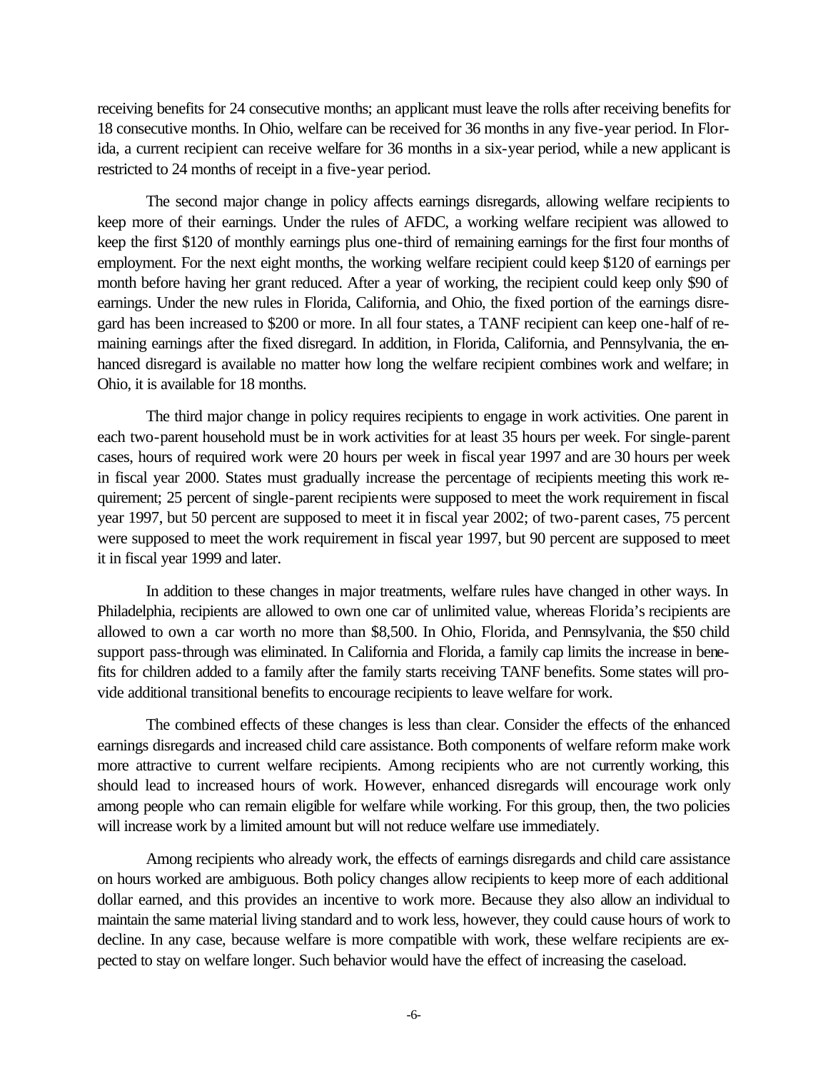receiving benefits for 24 consecutive months; an applicant must leave the rolls after receiving benefits for 18 consecutive months. In Ohio, welfare can be received for 36 months in any five-year period. In Florida, a current recipient can receive welfare for 36 months in a six-year period, while a new applicant is restricted to 24 months of receipt in a five-year period.

The second major change in policy affects earnings disregards, allowing welfare recipients to keep more of their earnings. Under the rules of AFDC, a working welfare recipient was allowed to keep the first $120 of monthly earnings plus one-third of remaining earnings for the first four months of employment. For the next eight months, the working welfare recipient could keep $120 of earnings per month before having her grant reduced. After a year of working, the recipient could keep only $90 of earnings. Under the new rules in Florida, California, and Ohio, the fixed portion of the earnings disregard has been increased to $200 or more. In all four states, a TANF recipient can keep one-half of remaining earnings after the fixed disregard. In addition, in Florida, California, and Pennsylvania, the enhanced disregard is available no matter how long the welfare recipient combines work and welfare; in Ohio, it is available for 18 months.

The third major change in policy requires recipients to engage in work activities. One parent in each two-parent household must be in work activities for at least 35 hours per week. For single-parent cases, hours of required work were 20 hours per week in fiscal year 1997 and are 30 hours per week in fiscal year 2000. States must gradually increase the percentage of recipients meeting this work requirement; 25 percent of single-parent recipients were supposed to meet the work requirement in fiscal year 1997, but 50 percent are supposed to meet it in fiscal year 2002; of two-parent cases, 75 percent were supposed to meet the work requirement in fiscal year 1997, but 90 percent are supposed to meet it in fiscal year 1999 and later.

In addition to these changes in major treatments, welfare rules have changed in other ways. In Philadelphia, recipients are allowed to own one car of unlimited value, whereas Florida's recipients are allowed to own a car worth no more than $8,500. In Ohio, Florida, and Pennsylvania, the $50 child support pass-through was eliminated. In California and Florida, a family cap limits the increase in benefits for children added to a family after the family starts receiving TANF benefits. Some states will provide additional transitional benefits to encourage recipients to leave welfare for work.

The combined effects of these changes is less than clear. Consider the effects of the enhanced earnings disregards and increased child care assistance. Both components of welfare reform make work more attractive to current welfare recipients. Among recipients who are not currently working, this should lead to increased hours of work. However, enhanced disregards will encourage work only among people who can remain eligible for welfare while working. For this group, then, the two policies will increase work by a limited amount but will not reduce welfare use immediately.

Among recipients who already work, the effects of earnings disregards and child care assistance on hours worked are ambiguous. Both policy changes allow recipients to keep more of each additional dollar earned, and this provides an incentive to work more. Because they also allow an individual to maintain the same material living standard and to work less, however, they could cause hours of work to decline. In any case, because welfare is more compatible with work, these welfare recipients are expected to stay on welfare longer. Such behavior would have the effect of increasing the caseload.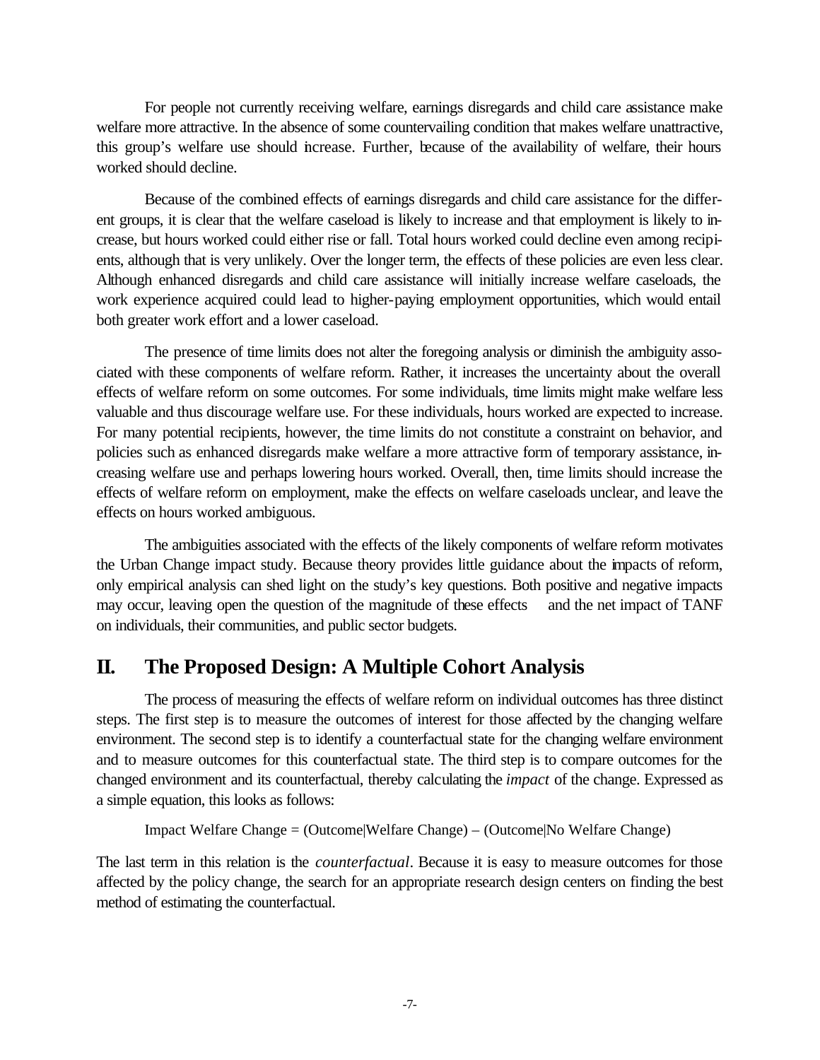For people not currently receiving welfare, earnings disregards and child care assistance make welfare more attractive. In the absence of some countervailing condition that makes welfare unattractive, this group's welfare use should increase. Further, because of the availability of welfare, their hours worked should decline.

Because of the combined effects of earnings disregards and child care assistance for the different groups, it is clear that the welfare caseload is likely to increase and that employment is likely to increase, but hours worked could either rise or fall. Total hours worked could decline even among recipients, although that is very unlikely. Over the longer term, the effects of these policies are even less clear. Although enhanced disregards and child care assistance will initially increase welfare caseloads, the work experience acquired could lead to higher-paying employment opportunities, which would entail both greater work effort and a lower caseload.

The presence of time limits does not alter the foregoing analysis or diminish the ambiguity associated with these components of welfare reform. Rather, it increases the uncertainty about the overall effects of welfare reform on some outcomes. For some individuals, time limits might make welfare less valuable and thus discourage welfare use. For these individuals, hours worked are expected to increase. For many potential recipients, however, the time limits do not constitute a constraint on behavior, and policies such as enhanced disregards make welfare a more attractive form of temporary assistance, increasing welfare use and perhaps lowering hours worked. Overall, then, time limits should increase the effects of welfare reform on employment, make the effects on welfare caseloads unclear, and leave the effects on hours worked ambiguous.

The ambiguities associated with the effects of the likely components of welfare reform motivates the Urban Change impact study. Because theory provides little guidance about the impacts of reform, only empirical analysis can shed light on the study's key questions. Both positive and negative impacts may occur, leaving open the question of the magnitude of these effects and the net impact of TANF on individuals, their communities, and public sector budgets.

## II. The Proposed Design: A Multiple Cohort Analysis

The process of measuring the effects of welfare reform on individual outcomes has three distinct steps. The first step is to measure the outcomes of interest for those affected by the changing welfare environment. The second step is to identify a counterfactual state for the changing welfare environment and to measure outcomes for this counterfactual state. The third step is to compare outcomes for the changed environment and its counterfactual, thereby calculating the *impact* of the change. Expressed as a simple equation, this looks as follows:

Impact Welfare Change = (Outcome|Welfare Change) – (Outcome|No Welfare Change)

The last term in this relation is the *counterfactual*. Because it is easy to measure outcomes for those affected by the policy change, the search for an appropriate research design centers on finding the best method of estimating the counterfactual.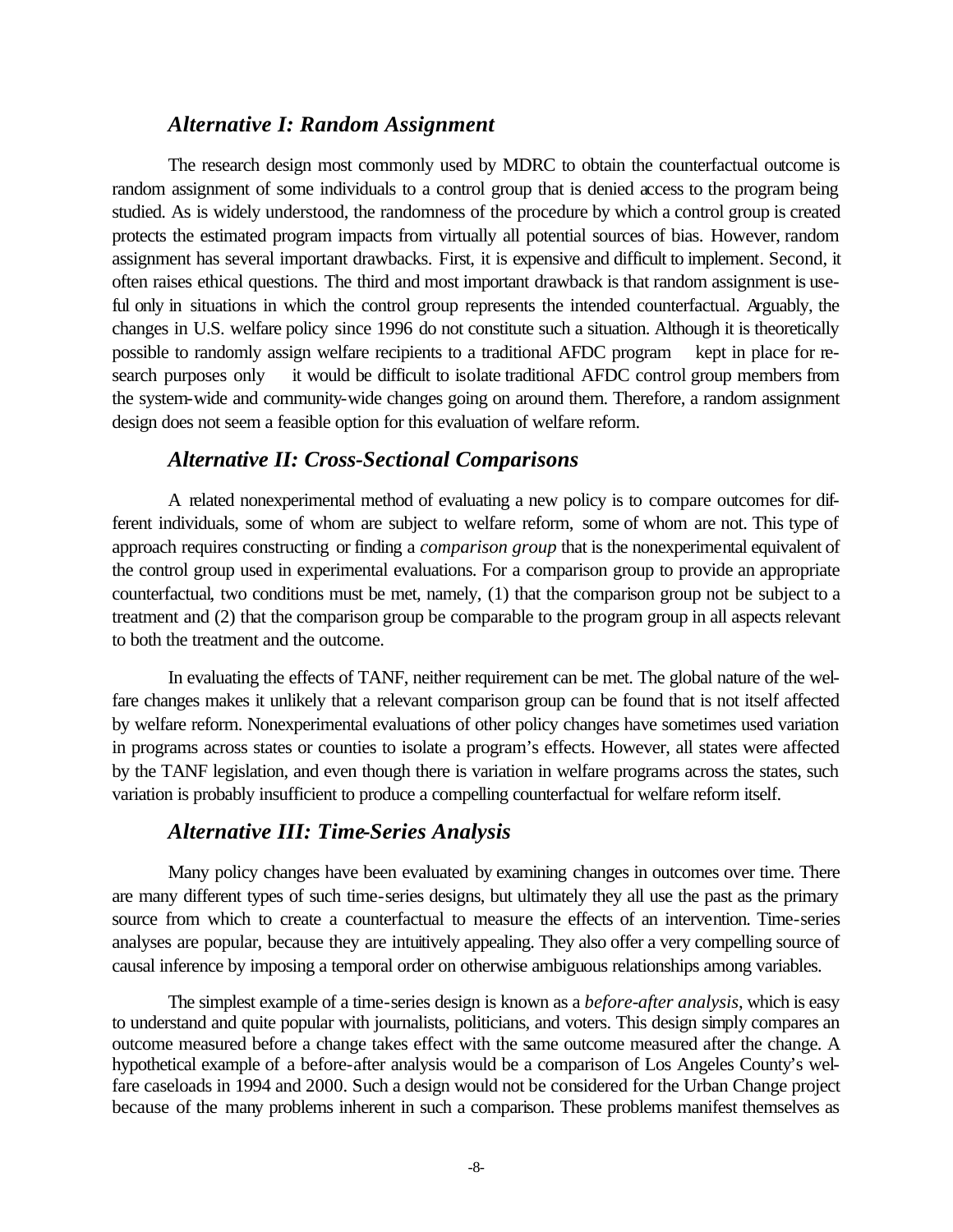### *Alternative I: Random Assignment*

The research design most commonly used by MDRC to obtain the counterfactual outcome is random assignment of some individuals to a control group that is denied access to the program being studied. As is widely understood, the randomness of the procedure by which a control group is created protects the estimated program impacts from virtually all potential sources of bias. However, random assignment has several important drawbacks. First, it is expensive and difficult to implement. Second, it often raises ethical questions. The third and most important drawback is that random assignment is useful only in situations in which the control group represents the intended counterfactual. Arguably, the changes in U.S. welfare policy since 1996 do not constitute such a situation. Although it is theoretically possible to randomly assign welfare recipients to a traditional AFDC program — kept in place for research purposes only — it would be difficult to isolate traditional AFDC control group members from the system-wide and community-wide changes going on around them. Therefore, a random assignment design does not seem a feasible option for this evaluation of welfare reform.

### *Alternative II: Cross-Sectional Comparisons*

A related nonexperimental method of evaluating a new policy is to compare outcomes for different individuals, some of whom are subject to welfare reform, some of whom are not. This type of approach requires constructing or finding a *comparison group* that is the nonexperimental equivalent of the control group used in experimental evaluations. For a comparison group to provide an appropriate counterfactual, two conditions must be met, namely, (1) that the comparison group not be subject to a treatment and (2) that the comparison group be comparable to the program group in all aspects relevant to both the treatment and the outcome.

In evaluating the effects of TANF, neither requirement can be met. The global nature of the welfare changes makes it unlikely that a relevant comparison group can be found that is not itself affected by welfare reform. Nonexperimental evaluations of other policy changes have sometimes used variation in programs across states or counties to isolate a program's effects. However, all states were affected by the TANF legislation, and even though there is variation in welfare programs across the states, such variation is probably insufficient to produce a compelling counterfactual for welfare reform itself.

### *Alternative III: Time-Series Analysis*

Many policy changes have been evaluated by examining changes in outcomes over time. There are many different types of such time-series designs, but ultimately they all use the past as the primary source from which to create a counterfactual to measure the effects of an intervention. Time-series analyses are popular, because they are intuitively appealing. They also offer a very compelling source of causal inference by imposing a temporal order on otherwise ambiguous relationships among variables.

The simplest example of a time-series design is known as a *before-after analysis*, which is easy to understand and quite popular with journalists, politicians, and voters. This design simply compares an outcome measured before a change takes effect with the same outcome measured after the change. A hypothetical example of a before-after analysis would be a comparison of Los Angeles County's welfare caseloads in 1994 and 2000. Such a design would not be considered for the Urban Change project because of the many problems inherent in such a comparison. These problems manifest themselves as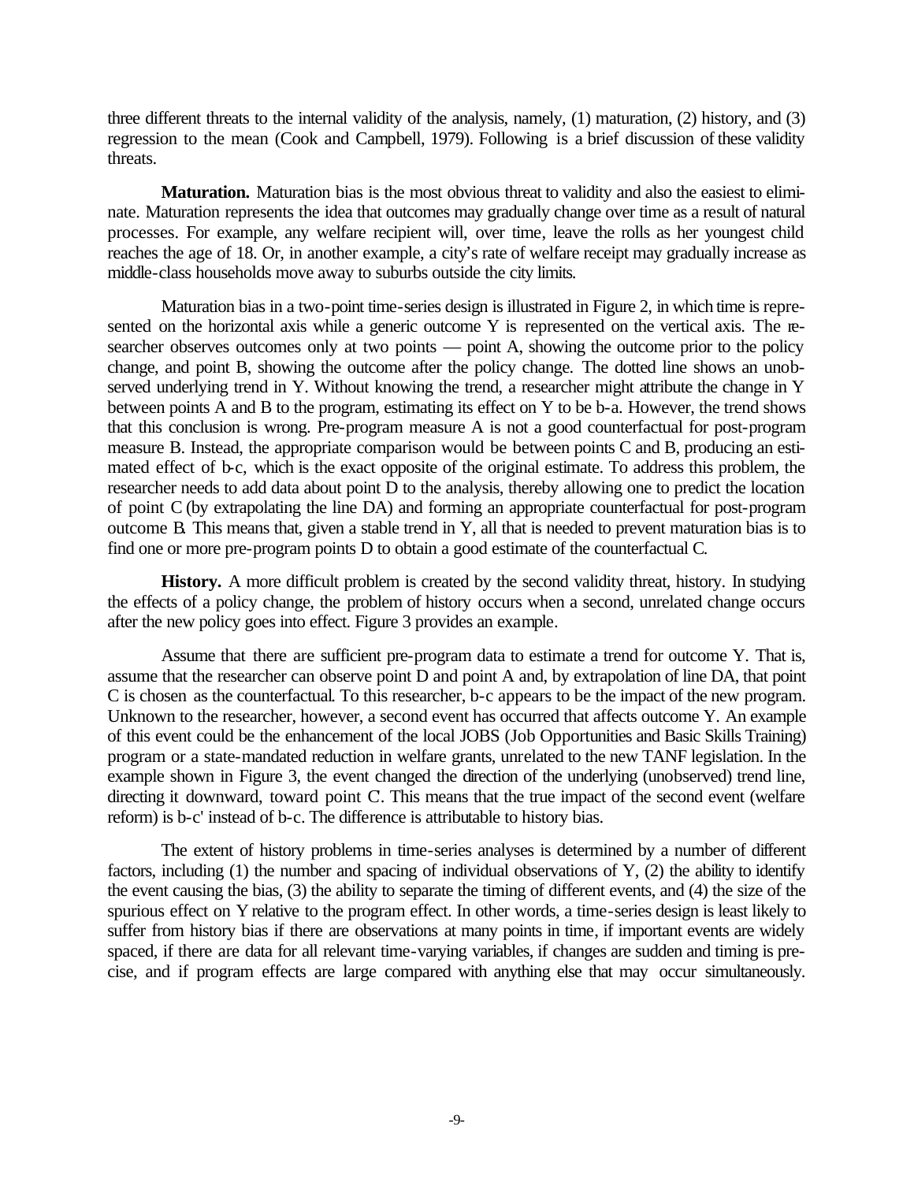three different threats to the internal validity of the analysis, namely, (1) maturation, (2) history, and (3) regression to the mean (Cook and Campbell, 1979). Following is a brief discussion of these validity threats.

**Maturation.** Maturation bias is the most obvious threat to validity and also the easiest to eliminate. Maturation represents the idea that outcomes may gradually change over time as a result of natural processes. For example, any welfare recipient will, over time, leave the rolls as her youngest child reaches the age of 18. Or, in another example, a city's rate of welfare receipt may gradually increase as middle-class households move away to suburbs outside the city limits.

Maturation bias in a two-point time-series design is illustrated in Figure 2, in which time is represented on the horizontal axis while a generic outcome Y is represented on the vertical axis. The researcher observes outcomes only at two points — point A, showing the outcome prior to the policy change, and point B, showing the outcome after the policy change. The dotted line shows an unobserved underlying trend in Y. Without knowing the trend, a researcher might attribute the change in Y between points A and B to the program, estimating its effect on Y to be b-a. However, the trend shows that this conclusion is wrong. Pre-program measure A is not a good counterfactual for post-program measure B. Instead, the appropriate comparison would be between points C and B, producing an estimated effect of b-c, which is the exact opposite of the original estimate. To address this problem, the researcher needs to add data about point D to the analysis, thereby allowing one to predict the location of point C (by extrapolating the line DA) and forming an appropriate counterfactual for post-program outcome B. This means that, given a stable trend in Y, all that is needed to prevent maturation bias is to find one or more pre-program points D to obtain a good estimate of the counterfactual C.

**History.** A more difficult problem is created by the second validity threat, history. In studying the effects of a policy change, the problem of history occurs when a second, unrelated change occurs after the new policy goes into effect. Figure 3 provides an example.

Assume that there are sufficient pre-program data to estimate a trend for outcome Y. That is, assume that the researcher can observe point D and point A and, by extrapolation of line DA, that point C is chosen as the counterfactual. To this researcher, b-c appears to be the impact of the new program. Unknown to the researcher, however, a second event has occurred that affects outcome Y. An example of this event could be the enhancement of the local JOBS (Job Opportunities and Basic Skills Training) program or a state-mandated reduction in welfare grants, unrelated to the new TANF legislation. In the example shown in Figure 3, the event changed the direction of the underlying (unobserved) trend line, directing it downward, toward point C. This means that the true impact of the second event (welfare reform) is b-c' instead of b-c. The difference is attributable to history bias.

The extent of history problems in time-series analyses is determined by a number of different factors, including (1) the number and spacing of individual observations of Y, (2) the ability to identify the event causing the bias, (3) the ability to separate the timing of different events, and (4) the size of the spurious effect on Y relative to the program effect. In other words, a time-series design is least likely to suffer from history bias if there are observations at many points in time, if important events are widely spaced, if there are data for all relevant time-varying variables, if changes are sudden and timing is precise, and if program effects are large compared with anything else that may occur simultaneously.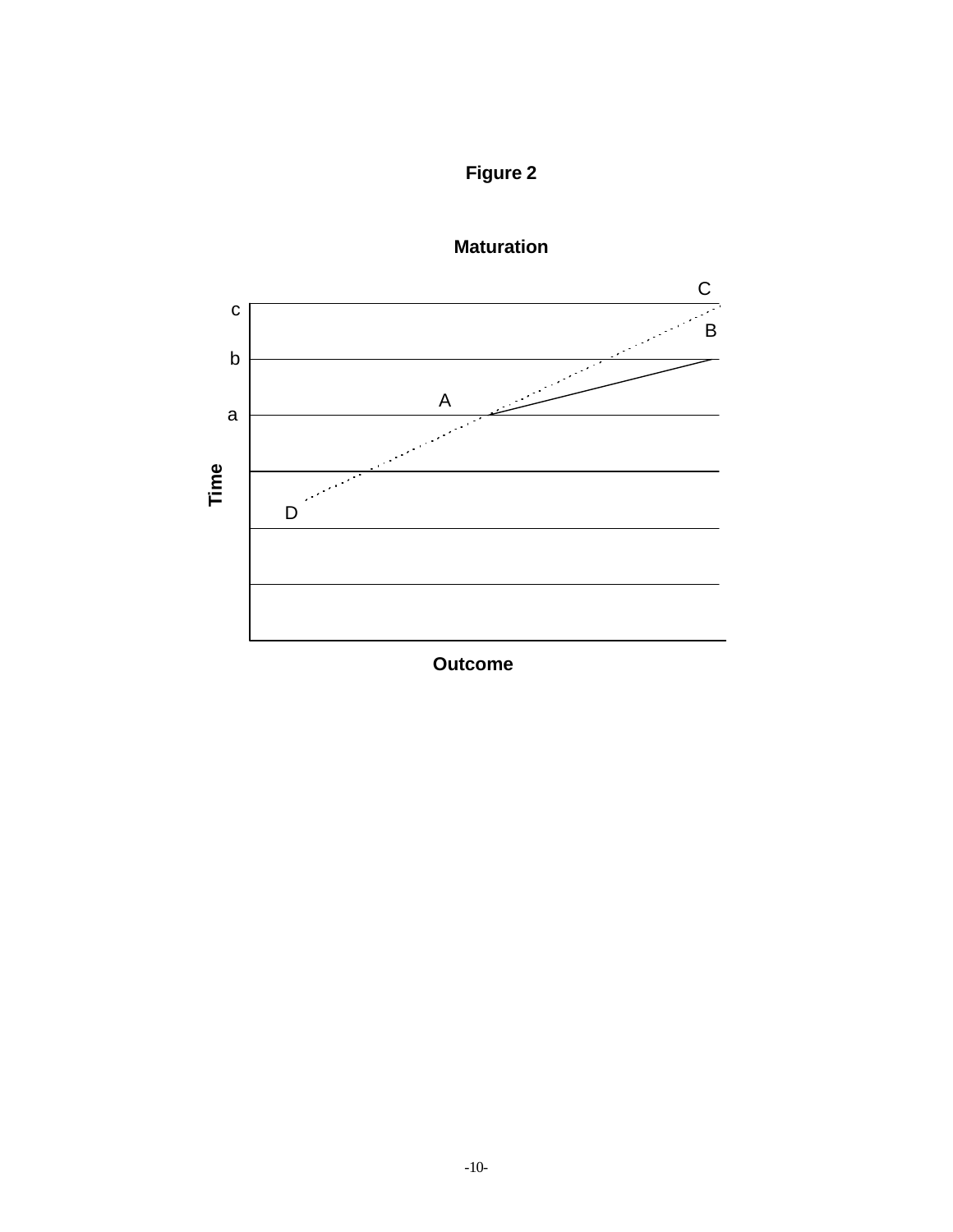**Figure 2**

**Maturation**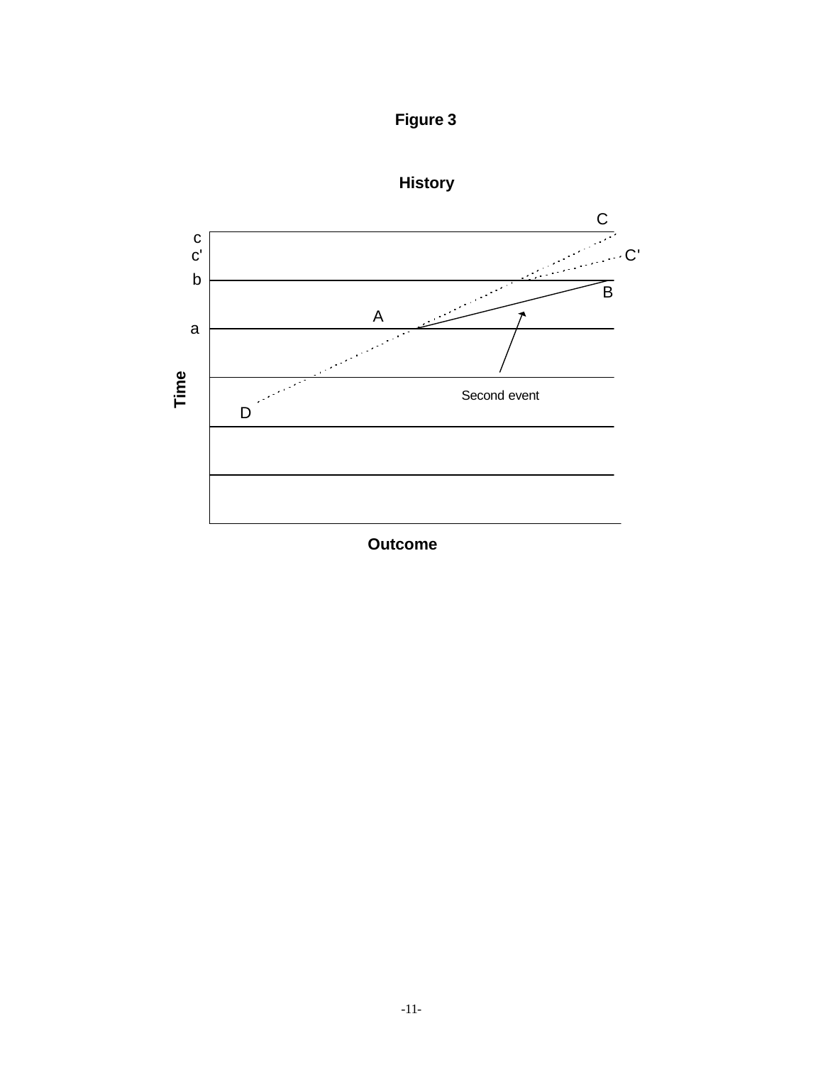**Figure 3**

**History**

C

c

c'

C'

b

B

A

a

Time

Second event

D

**Outcome**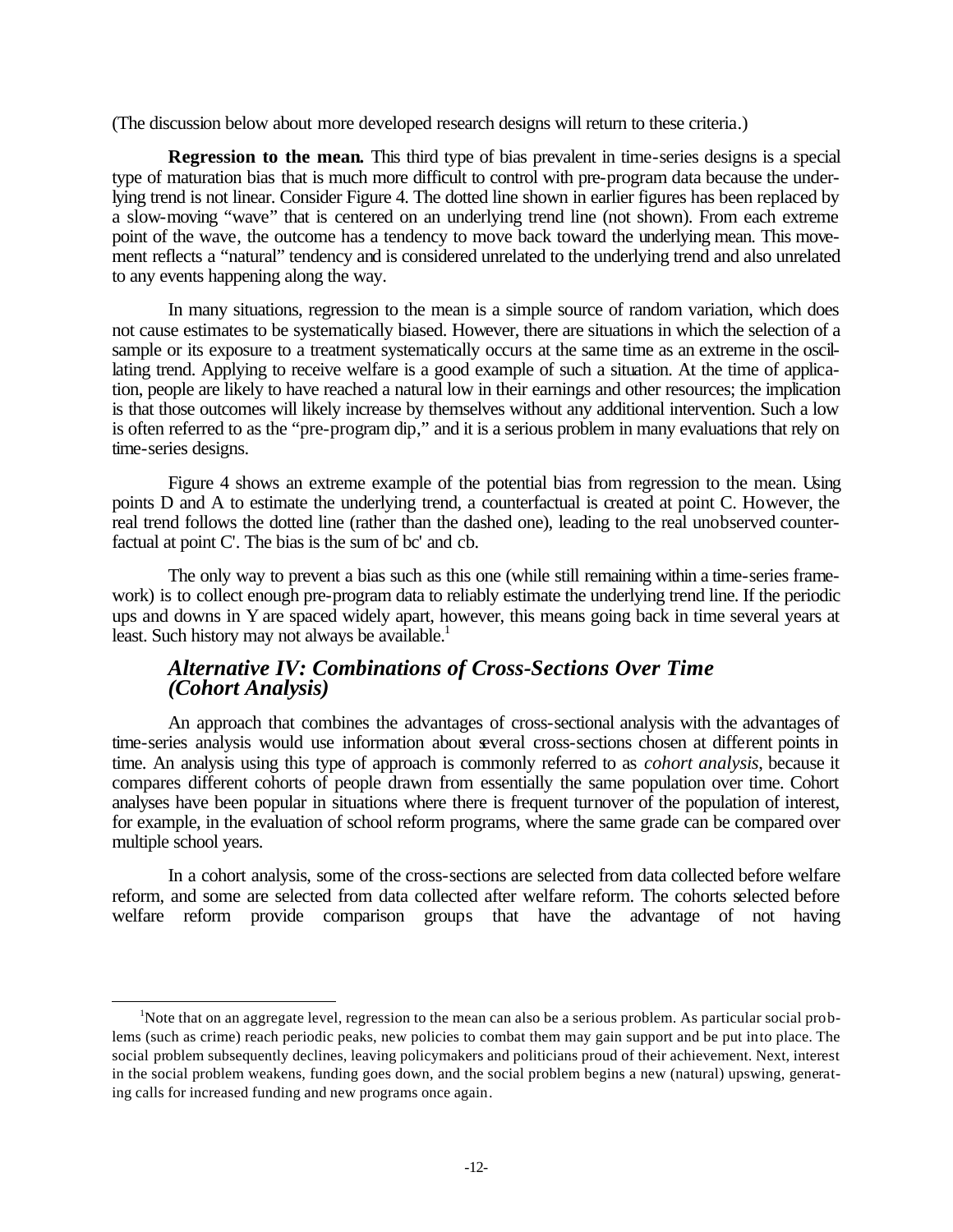(The discussion below about more developed research designs will return to these criteria.)

**Regression to the mean.** This third type of bias prevalent in time-series designs is a special type of maturation bias that is much more difficult to control with pre-program data because the underlying trend is not linear. Consider Figure 4. The dotted line shown in earlier figures has been replaced by a slow-moving "wave" that is centered on an underlying trend line (not shown). From each extreme point of the wave, the outcome has a tendency to move back toward the underlying mean. This movement reflects a "natural" tendency and is considered unrelated to the underlying trend and also unrelated to any events happening along the way.

In many situations, regression to the mean is a simple source of random variation, which does not cause estimates to be systematically biased. However, there are situations in which the selection of a sample or its exposure to a treatment systematically occurs at the same time as an extreme in the oscillating trend. Applying to receive welfare is a good example of such a situation. At the time of application, people are likely to have reached a natural low in their earnings and other resources; the implication is that those outcomes will likely increase by themselves without any additional intervention. Such a low is often referred to as the "pre-program dip," and it is a serious problem in many evaluations that rely on time-series designs.

Figure 4 shows an extreme example of the potential bias from regression to the mean. Using points D and A to estimate the underlying trend, a counterfactual is created at point C. However, the real trend follows the dotted line (rather than the dashed one), leading to the real unobserved counterfactual at point C'. The bias is the sum of bc' and cb.

The only way to prevent a bias such as this one (while still remaining within a time-series framework) is to collect enough pre-program data to reliably estimate the underlying trend line. If the periodic ups and downs in Y are spaced widely apart, however, this means going back in time several years at least. Such history may not always be available.[1]

### *Alternative IV: Combinations of Cross-Sections Over Time (Cohort Analysis)*

An approach that combines the advantages of cross-sectional analysis with the advantages of time-series analysis would use information about several cross-sections chosen at different points in time. An analysis using this type of approach is commonly referred to as *cohort analysis*, because it compares different cohorts of people drawn from essentially the same population over time. Cohort analyses have been popular in situations where there is frequent turnover of the population of interest, for example, in the evaluation of school reform programs, where the same grade can be compared over multiple school years.

In a cohort analysis, some of the cross-sections are selected from data collected before welfare reform, and some are selected from data collected after welfare reform. The cohorts selected before welfare reform provide comparison groups that have the advantage of not having

---

[1] Note that on an aggregate level, regression to the mean can also be a serious problem. As particular social problems (such as crime) reach periodic peaks, new policies to combat them may gain support and be put into place. The social problem subsequently declines, leaving policymakers and politicians proud of their achievement. Next, interest in the social problem weakens, funding goes down, and the social problem begins a new (natural) upswing, generating calls for increased funding and new programs once again.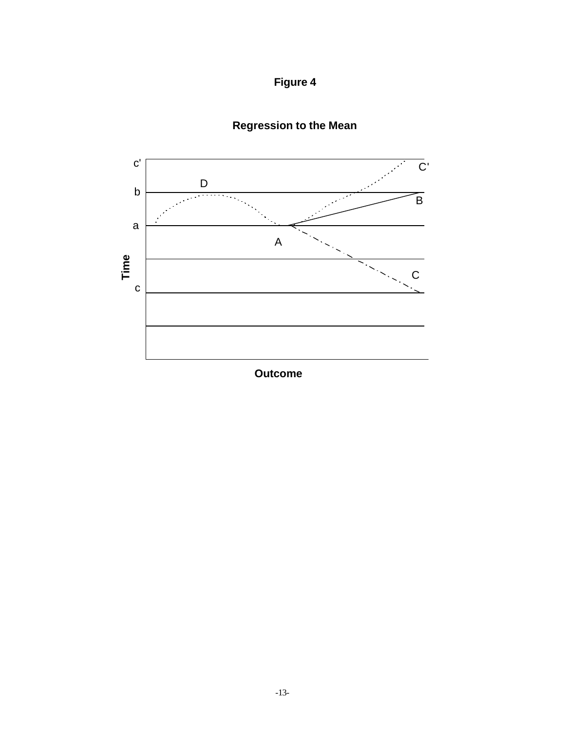**Figure 4**

**Regression to the Mean**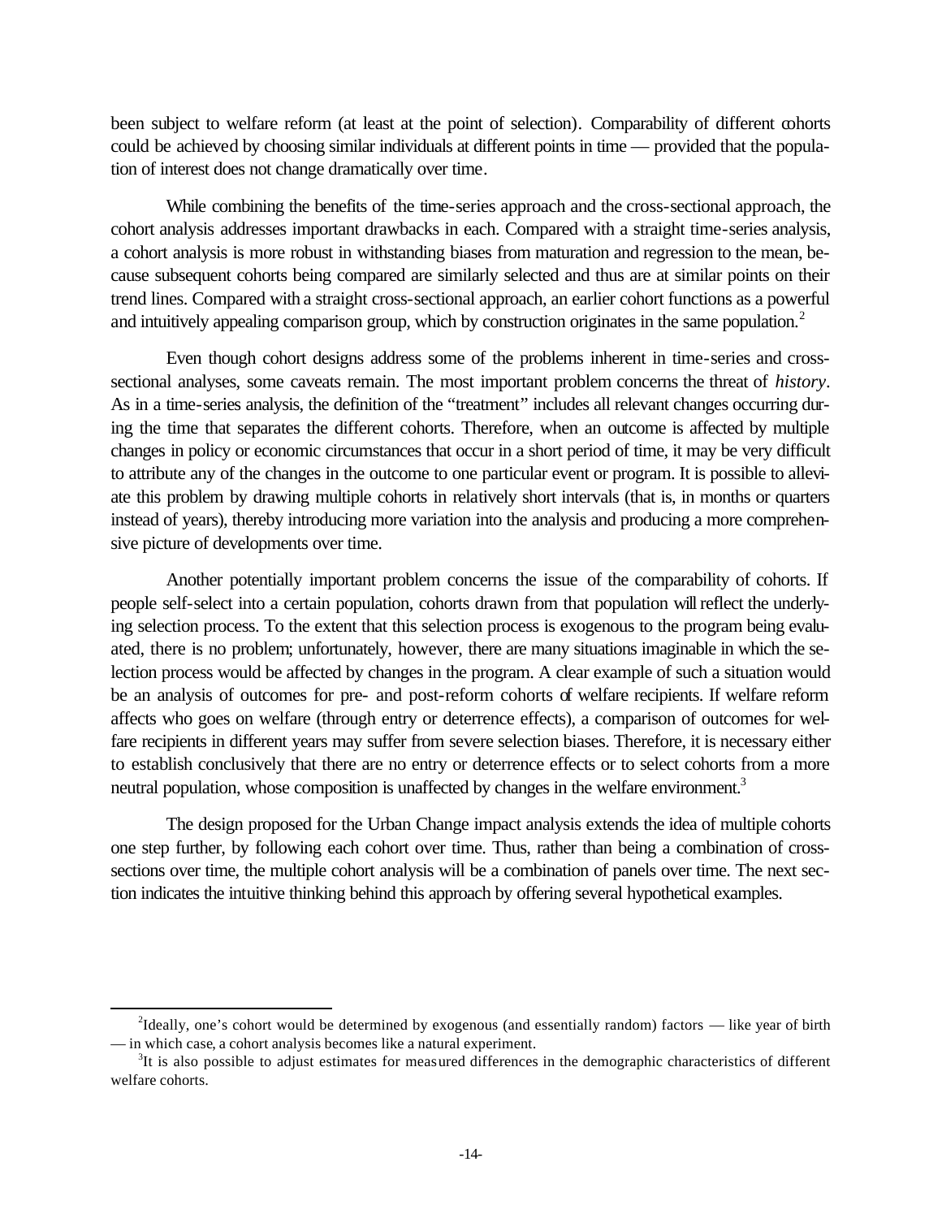been subject to welfare reform (at least at the point of selection). Comparability of different cohorts could be achieved by choosing similar individuals at different points in time — provided that the population of interest does not change dramatically over time.

While combining the benefits of the time-series approach and the cross-sectional approach, the cohort analysis addresses important drawbacks in each. Compared with a straight time-series analysis, a cohort analysis is more robust in withstanding biases from maturation and regression to the mean, because subsequent cohorts being compared are similarly selected and thus are at similar points on their trend lines. Compared with a straight cross-sectional approach, an earlier cohort functions as a powerful and intuitively appealing comparison group, which by construction originates in the same population.[2]

Even though cohort designs address some of the problems inherent in time-series and cross-sectional analyses, some caveats remain. The most important problem concerns the threat of *history*. As in a time-series analysis, the definition of the "treatment" includes all relevant changes occurring during the time that separates the different cohorts. Therefore, when an outcome is affected by multiple changes in policy or economic circumstances that occur in a short period of time, it may be very difficult to attribute any of the changes in the outcome to one particular event or program. It is possible to alleviate this problem by drawing multiple cohorts in relatively short intervals (that is, in months or quarters instead of years), thereby introducing more variation into the analysis and producing a more comprehensive picture of developments over time.

Another potentially important problem concerns the issue of the comparability of cohorts. If people self-select into a certain population, cohorts drawn from that population will reflect the underlying selection process. To the extent that this selection process is exogenous to the program being evaluated, there is no problem; unfortunately, however, there are many situations imaginable in which the selection process would be affected by changes in the program. A clear example of such a situation would be an analysis of outcomes for pre- and post-reform cohorts of welfare recipients. If welfare reform affects who goes on welfare (through entry or deterrence effects), a comparison of outcomes for welfare recipients in different years may suffer from severe selection biases. Therefore, it is necessary either to establish conclusively that there are no entry or deterrence effects or to select cohorts from a more neutral population, whose composition is unaffected by changes in the welfare environment.[3]

The design proposed for the Urban Change impact analysis extends the idea of multiple cohorts one step further, by following each cohort over time. Thus, rather than being a combination of cross-sections over time, the multiple cohort analysis will be a combination of panels over time. The next section indicates the intuitive thinking behind this approach by offering several hypothetical examples.

---

[2]Ideally, one's cohort would be determined by exogenous (and essentially random) factors — like year of birth — in which case, a cohort analysis becomes like a natural experiment.

[3]It is also possible to adjust estimates for measured differences in the demographic characteristics of different welfare cohorts.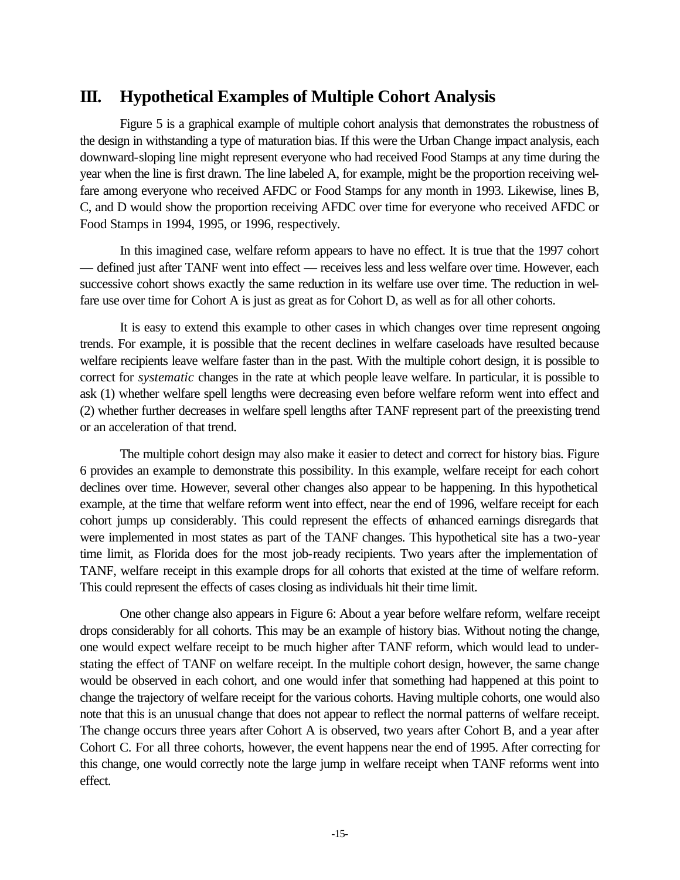## III. Hypothetical Examples of Multiple Cohort Analysis

Figure 5 is a graphical example of multiple cohort analysis that demonstrates the robustness of the design in withstanding a type of maturation bias. If this were the Urban Change impact analysis, each downward-sloping line might represent everyone who had received Food Stamps at any time during the year when the line is first drawn. The line labeled A, for example, might be the proportion receiving welfare among everyone who received AFDC or Food Stamps for any month in 1993. Likewise, lines B, C, and D would show the proportion receiving AFDC over time for everyone who received AFDC or Food Stamps in 1994, 1995, or 1996, respectively.

In this imagined case, welfare reform appears to have no effect. It is true that the 1997 cohort — defined just after TANF went into effect — receives less and less welfare over time. However, each successive cohort shows exactly the same reduction in its welfare use over time. The reduction in welfare use over time for Cohort A is just as great as for Cohort D, as well as for all other cohorts.

It is easy to extend this example to other cases in which changes over time represent ongoing trends. For example, it is possible that the recent declines in welfare caseloads have resulted because welfare recipients leave welfare faster than in the past. With the multiple cohort design, it is possible to correct for *systematic* changes in the rate at which people leave welfare. In particular, it is possible to ask (1) whether welfare spell lengths were decreasing even before welfare reform went into effect and (2) whether further decreases in welfare spell lengths after TANF represent part of the preexisting trend or an acceleration of that trend.

The multiple cohort design may also make it easier to detect and correct for history bias. Figure 6 provides an example to demonstrate this possibility. In this example, welfare receipt for each cohort declines over time. However, several other changes also appear to be happening. In this hypothetical example, at the time that welfare reform went into effect, near the end of 1996, welfare receipt for each cohort jumps up considerably. This could represent the effects of enhanced earnings disregards that were implemented in most states as part of the TANF changes. This hypothetical site has a two-year time limit, as Florida does for the most job-ready recipients. Two years after the implementation of TANF, welfare receipt in this example drops for all cohorts that existed at the time of welfare reform. This could represent the effects of cases closing as individuals hit their time limit.

One other change also appears in Figure 6: About a year before welfare reform, welfare receipt drops considerably for all cohorts. This may be an example of history bias. Without noting the change, one would expect welfare receipt to be much higher after TANF reform, which would lead to understating the effect of TANF on welfare receipt. In the multiple cohort design, however, the same change would be observed in each cohort, and one would infer that something had happened at this point to change the trajectory of welfare receipt for the various cohorts. Having multiple cohorts, one would also note that this is an unusual change that does not appear to reflect the normal patterns of welfare receipt. The change occurs three years after Cohort A is observed, two years after Cohort B, and a year after Cohort C. For all three cohorts, however, the event happens near the end of 1995. After correcting for this change, one would correctly note the large jump in welfare receipt when TANF reforms went into effect.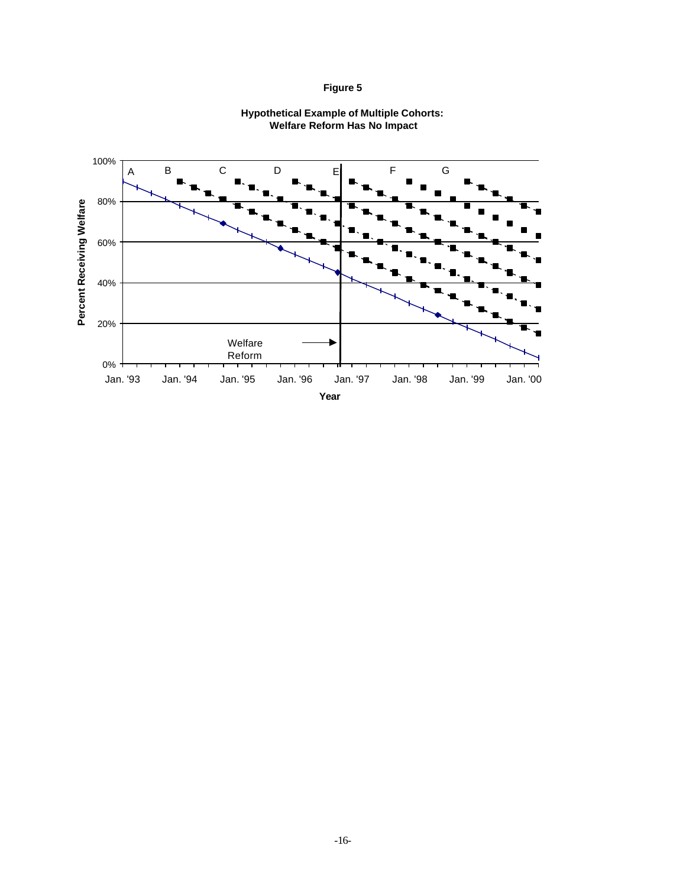**Figure 5**

**Hypothetical Example of Multiple Cohorts: Welfare Reform Has No Impact**

Percent Receiving Welfare

100%
80%
60%
40%
20%
0%

A B C D E F G

Welfare Reform

Jan. '93 Jan. '94 Jan. '95 Jan. '96 Jan. '97 Jan. '98 Jan. '99 Jan. '00

**Year**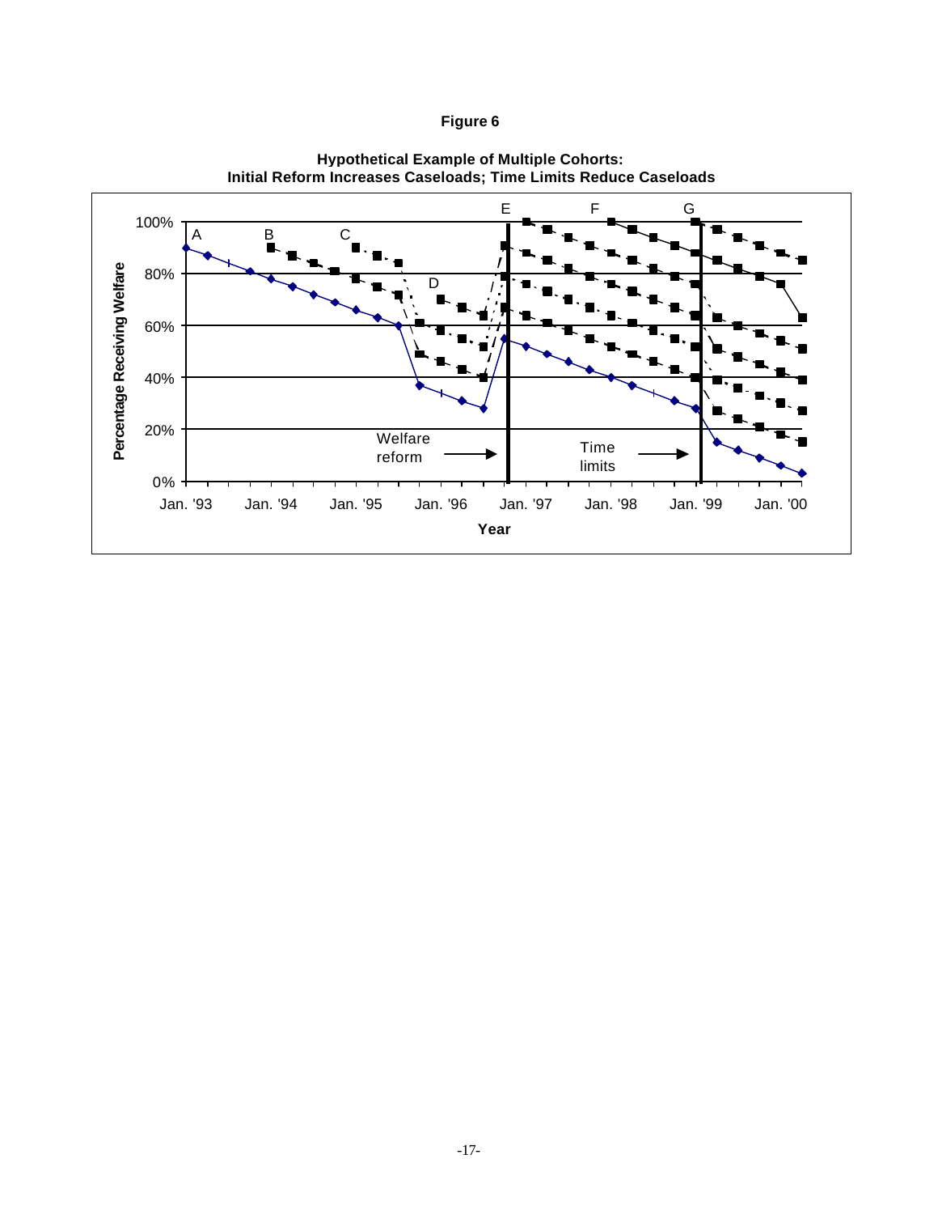**Figure 6**

**Hypothetical Example of Multiple Cohorts:**
**Initial Reform Increases Caseloads; Time Limits Reduce Caseloads**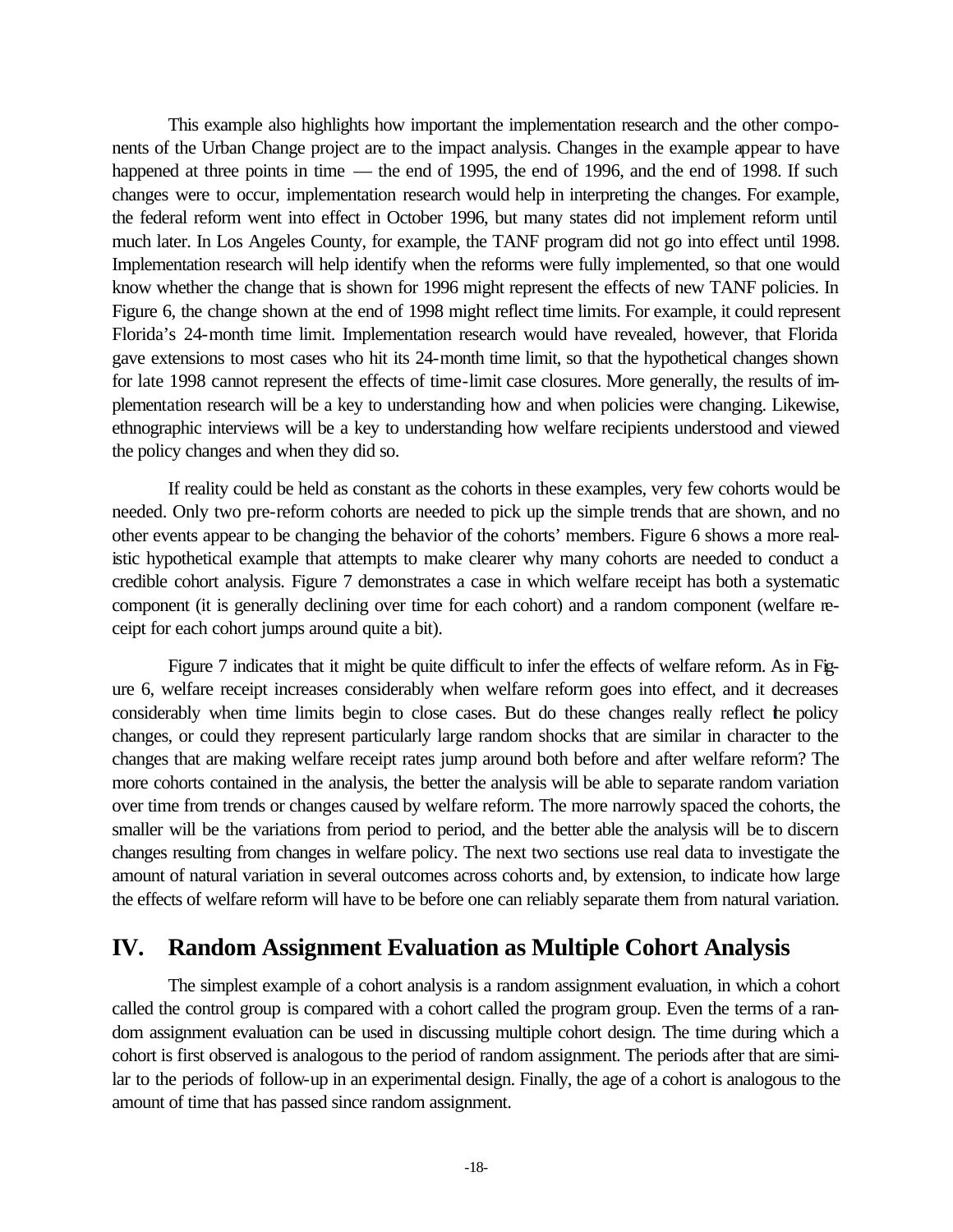This example also highlights how important the implementation research and the other components of the Urban Change project are to the impact analysis. Changes in the example appear to have happened at three points in time — the end of 1995, the end of 1996, and the end of 1998. If such changes were to occur, implementation research would help in interpreting the changes. For example, the federal reform went into effect in October 1996, but many states did not implement reform until much later. In Los Angeles County, for example, the TANF program did not go into effect until 1998. Implementation research will help identify when the reforms were fully implemented, so that one would know whether the change that is shown for 1996 might represent the effects of new TANF policies. In Figure 6, the change shown at the end of 1998 might reflect time limits. For example, it could represent Florida's 24-month time limit. Implementation research would have revealed, however, that Florida gave extensions to most cases who hit its 24-month time limit, so that the hypothetical changes shown for late 1998 cannot represent the effects of time-limit case closures. More generally, the results of implementation research will be a key to understanding how and when policies were changing. Likewise, ethnographic interviews will be a key to understanding how welfare recipients understood and viewed the policy changes and when they did so.

If reality could be held as constant as the cohorts in these examples, very few cohorts would be needed. Only two pre-reform cohorts are needed to pick up the simple trends that are shown, and no other events appear to be changing the behavior of the cohorts' members. Figure 6 shows a more realistic hypothetical example that attempts to make clearer why many cohorts are needed to conduct a credible cohort analysis. Figure 7 demonstrates a case in which welfare receipt has both a systematic component (it is generally declining over time for each cohort) and a random component (welfare receipt for each cohort jumps around quite a bit).

Figure 7 indicates that it might be quite difficult to infer the effects of welfare reform. As in Figure 6, welfare receipt increases considerably when welfare reform goes into effect, and it decreases considerably when time limits begin to close cases. But do these changes really reflect the policy changes, or could they represent particularly large random shocks that are similar in character to the changes that are making welfare receipt rates jump around both before and after welfare reform? The more cohorts contained in the analysis, the better the analysis will be able to separate random variation over time from trends or changes caused by welfare reform. The more narrowly spaced the cohorts, the smaller will be the variations from period to period, and the better able the analysis will be to discern changes resulting from changes in welfare policy. The next two sections use real data to investigate the amount of natural variation in several outcomes across cohorts and, by extension, to indicate how large the effects of welfare reform will have to be before one can reliably separate them from natural variation.

## IV. Random Assignment Evaluation as Multiple Cohort Analysis

The simplest example of a cohort analysis is a random assignment evaluation, in which a cohort called the control group is compared with a cohort called the program group. Even the terms of a random assignment evaluation can be used in discussing multiple cohort design. The time during which a cohort is first observed is analogous to the period of random assignment. The periods after that are similar to the periods of follow-up in an experimental design. Finally, the age of a cohort is analogous to the amount of time that has passed since random assignment.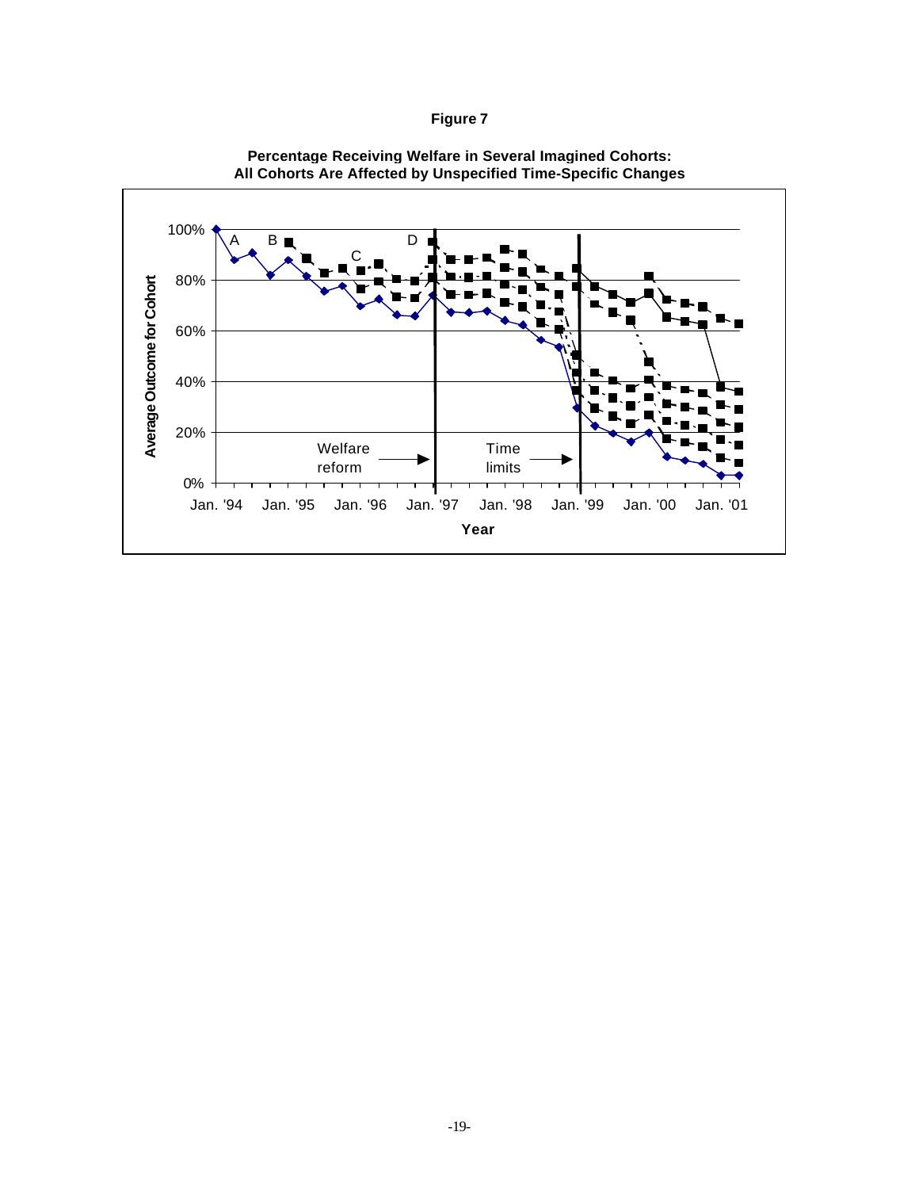**Figure 7**

**Percentage Receiving Welfare in Several Imagined Cohorts: All Cohorts Are Affected by Unspecified Time-Specific Changes**

100%

80%

60%

40%

20%

0%

Average Outcome for Cohort

A B C D

Welfare reform

Time limits

Jan. '94 Jan. '95 Jan. '96 Jan. '97 Jan. '98 Jan. '99 Jan. '00 Jan. '01

Year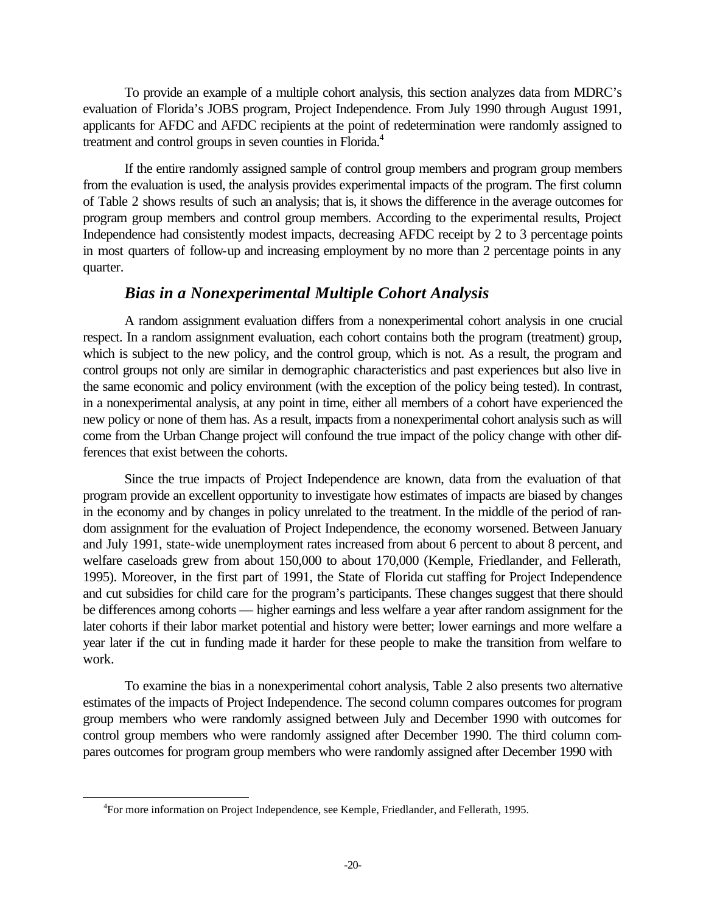To provide an example of a multiple cohort analysis, this section analyzes data from MDRC's evaluation of Florida's JOBS program, Project Independence. From July 1990 through August 1991, applicants for AFDC and AFDC recipients at the point of redetermination were randomly assigned to treatment and control groups in seven counties in Florida.[4]

If the entire randomly assigned sample of control group members and program group members from the evaluation is used, the analysis provides experimental impacts of the program. The first column of Table 2 shows results of such an analysis; that is, it shows the difference in the average outcomes for program group members and control group members. According to the experimental results, Project Independence had consistently modest impacts, decreasing AFDC receipt by 2 to 3 percentage points in most quarters of follow-up and increasing employment by no more than 2 percentage points in any quarter.

### *Bias in a Nonexperimental Multiple Cohort Analysis*

A random assignment evaluation differs from a nonexperimental cohort analysis in one crucial respect. In a random assignment evaluation, each cohort contains both the program (treatment) group, which is subject to the new policy, and the control group, which is not. As a result, the program and control groups not only are similar in demographic characteristics and past experiences but also live in the same economic and policy environment (with the exception of the policy being tested). In contrast, in a nonexperimental analysis, at any point in time, either all members of a cohort have experienced the new policy or none of them has. As a result, impacts from a nonexperimental cohort analysis such as will come from the Urban Change project will confound the true impact of the policy change with other differences that exist between the cohorts.

Since the true impacts of Project Independence are known, data from the evaluation of that program provide an excellent opportunity to investigate how estimates of impacts are biased by changes in the economy and by changes in policy unrelated to the treatment. In the middle of the period of random assignment for the evaluation of Project Independence, the economy worsened. Between January and July 1991, state-wide unemployment rates increased from about 6 percent to about 8 percent, and welfare caseloads grew from about 150,000 to about 170,000 (Kemple, Friedlander, and Fellerath, 1995). Moreover, in the first part of 1991, the State of Florida cut staffing for Project Independence and cut subsidies for child care for the program's participants. These changes suggest that there should be differences among cohorts — higher earnings and less welfare a year after random assignment for the later cohorts if their labor market potential and history were better; lower earnings and more welfare a year later if the cut in funding made it harder for these people to make the transition from welfare to work.

To examine the bias in a nonexperimental cohort analysis, Table 2 also presents two alternative estimates of the impacts of Project Independence. The second column compares outcomes for program group members who were randomly assigned between July and December 1990 with outcomes for control group members who were randomly assigned after December 1990. The third column compares outcomes for program group members who were randomly assigned after December 1990 with

[4]For more information on Project Independence, see Kemple, Friedlander, and Fellerath, 1995.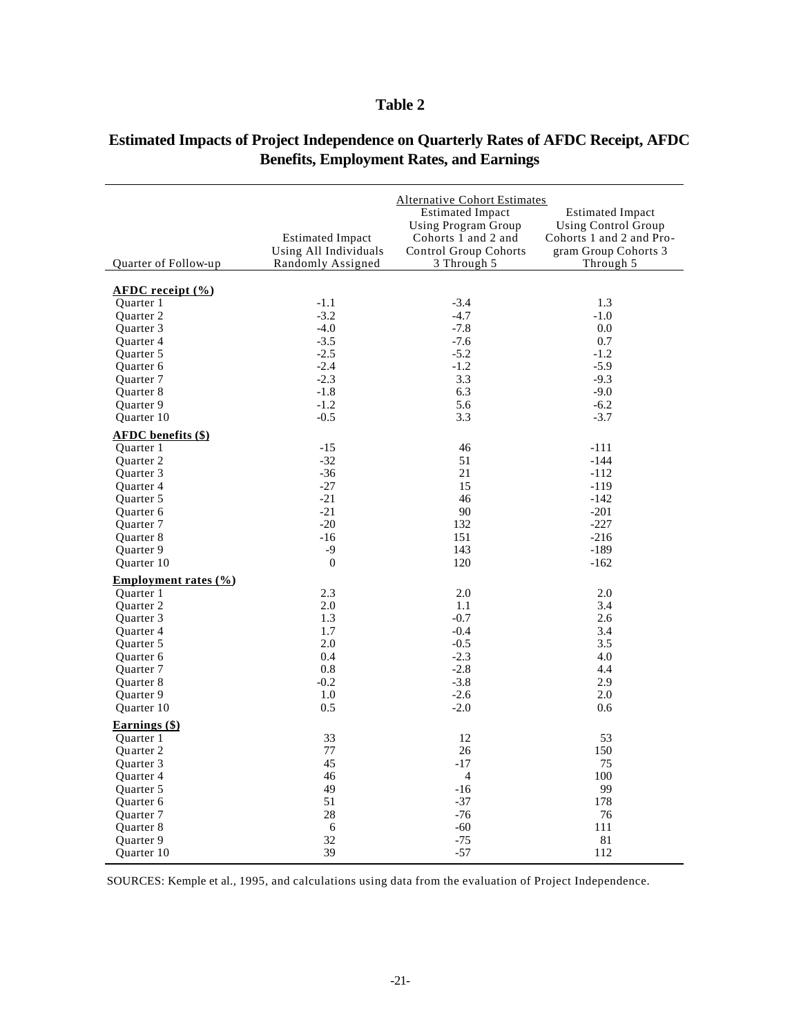# Table 2

## Estimated Impacts of Project Independence on Quarterly Rates of AFDC Receipt, AFDC Benefits, Employment Rates, and Earnings

| Quarter of Follow-up | Estimated Impact Using All Individuals Randomly Assigned | Alternative Cohort Estimates: Estimated Impact Using Program Group Cohorts 1 and 2 and Control Group Cohorts 3 Through 5 | Estimated Impact Using Control Group Cohorts 1 and 2 and Program Group Cohorts 3 Through 5 |
|---|---|---|---|
| **AFDC receipt (%)** | | | |
| Quarter 1 | -1.1 | -3.4 | 1.3 |
| Quarter 2 | -3.2 | -4.7 | -1.0 |
| Quarter 3 | -4.0 | -7.8 | 0.0 |
| Quarter 4 | -3.5 | -7.6 | 0.7 |
| Quarter 5 | -2.5 | -5.2 | -1.2 |
| Quarter 6 | -2.4 | -1.2 | -5.9 |
| Quarter 7 | -2.3 | 3.3 | -9.3 |
| Quarter 8 | -1.8 | 6.3 | -9.0 |
| Quarter 9 | -1.2 | 5.6 | -6.2 |
| Quarter 10 | -0.5 | 3.3 | -3.7 |
| **AFDC benefits ($)** | | | |
| Quarter 1 | -15 | 46 | -111 |
| Quarter 2 | -32 | 51 | -144 |
| Quarter 3 | -36 | 21 | -112 |
| Quarter 4 | -27 | 15 | -119 |
| Quarter 5 | -21 | 46 | -142 |
| Quarter 6 | -21 | 90 | -201 |
| Quarter 7 | -20 | 132 | -227 |
| Quarter 8 | -16 | 151 | -216 |
| Quarter 9 | -9 | 143 | -189 |
| Quarter 10 | 0 | 120 | -162 |
| **Employment rates (%)** | | | |
| Quarter 1 | 2.3 | 2.0 | 2.0 |
| Quarter 2 | 2.0 | 1.1 | 3.4 |
| Quarter 3 | 1.3 | -0.7 | 2.6 |
| Quarter 4 | 1.7 | -0.4 | 3.4 |
| Quarter 5 | 2.0 | -0.5 | 3.5 |
| Quarter 6 | 0.4 | -2.3 | 4.0 |
| Quarter 7 | 0.8 | -2.8 | 4.4 |
| Quarter 8 | -0.2 | -3.8 | 2.9 |
| Quarter 9 | 1.0 | -2.6 | 2.0 |
| Quarter 10 | 0.5 | -2.0 | 0.6 |
| **Earnings ($)** | | | |
| Quarter 1 | 33 | 12 | 53 |
| Quarter 2 | 77 | 26 | 150 |
| Quarter 3 | 45 | -17 | 75 |
| Quarter 4 | 46 | 4 | 100 |
| Quarter 5 | 49 | -16 | 99 |
| Quarter 6 | 51 | -37 | 178 |
| Quarter 7 | 28 | -76 | 76 |
| Quarter 8 | 6 | -60 | 111 |
| Quarter 9 | 32 | -75 | 81 |
| Quarter 10 | 39 | -57 | 112 |

SOURCES: Kemple et al., 1995, and calculations using data from the evaluation of Project Independence.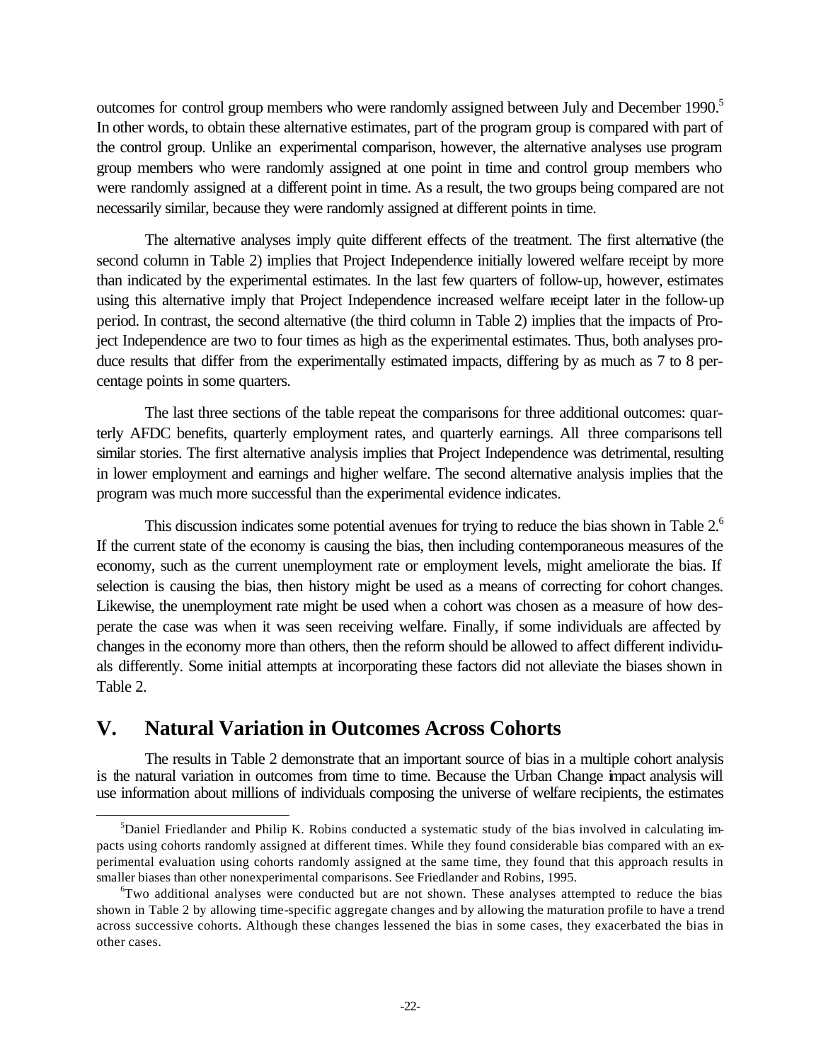outcomes for control group members who were randomly assigned between July and December 1990.[5] In other words, to obtain these alternative estimates, part of the program group is compared with part of the control group. Unlike an experimental comparison, however, the alternative analyses use program group members who were randomly assigned at one point in time and control group members who were randomly assigned at a different point in time. As a result, the two groups being compared are not necessarily similar, because they were randomly assigned at different points in time.

The alternative analyses imply quite different effects of the treatment. The first alternative (the second column in Table 2) implies that Project Independence initially lowered welfare receipt by more than indicated by the experimental estimates. In the last few quarters of follow-up, however, estimates using this alternative imply that Project Independence increased welfare receipt later in the follow-up period. In contrast, the second alternative (the third column in Table 2) implies that the impacts of Project Independence are two to four times as high as the experimental estimates. Thus, both analyses produce results that differ from the experimentally estimated impacts, differing by as much as 7 to 8 percentage points in some quarters.

The last three sections of the table repeat the comparisons for three additional outcomes: quarterly AFDC benefits, quarterly employment rates, and quarterly earnings. All three comparisons tell similar stories. The first alternative analysis implies that Project Independence was detrimental, resulting in lower employment and earnings and higher welfare. The second alternative analysis implies that the program was much more successful than the experimental evidence indicates.

This discussion indicates some potential avenues for trying to reduce the bias shown in Table 2.[6] If the current state of the economy is causing the bias, then including contemporaneous measures of the economy, such as the current unemployment rate or employment levels, might ameliorate the bias. If selection is causing the bias, then history might be used as a means of correcting for cohort changes. Likewise, the unemployment rate might be used when a cohort was chosen as a measure of how desperate the case was when it was seen receiving welfare. Finally, if some individuals are affected by changes in the economy more than others, then the reform should be allowed to affect different individuals differently. Some initial attempts at incorporating these factors did not alleviate the biases shown in Table 2.

## V. Natural Variation in Outcomes Across Cohorts

The results in Table 2 demonstrate that an important source of bias in a multiple cohort analysis is the natural variation in outcomes from time to time. Because the Urban Change impact analysis will use information about millions of individuals composing the universe of welfare recipients, the estimates

---

[5] Daniel Friedlander and Philip K. Robins conducted a systematic study of the bias involved in calculating impacts using cohorts randomly assigned at different times. While they found considerable bias compared with an experimental evaluation using cohorts randomly assigned at the same time, they found that this approach results in smaller biases than other nonexperimental comparisons. See Friedlander and Robins, 1995.

[6] Two additional analyses were conducted but are not shown. These analyses attempted to reduce the bias shown in Table 2 by allowing time-specific aggregate changes and by allowing the maturation profile to have a trend across successive cohorts. Although these changes lessened the bias in some cases, they exacerbated the bias in other cases.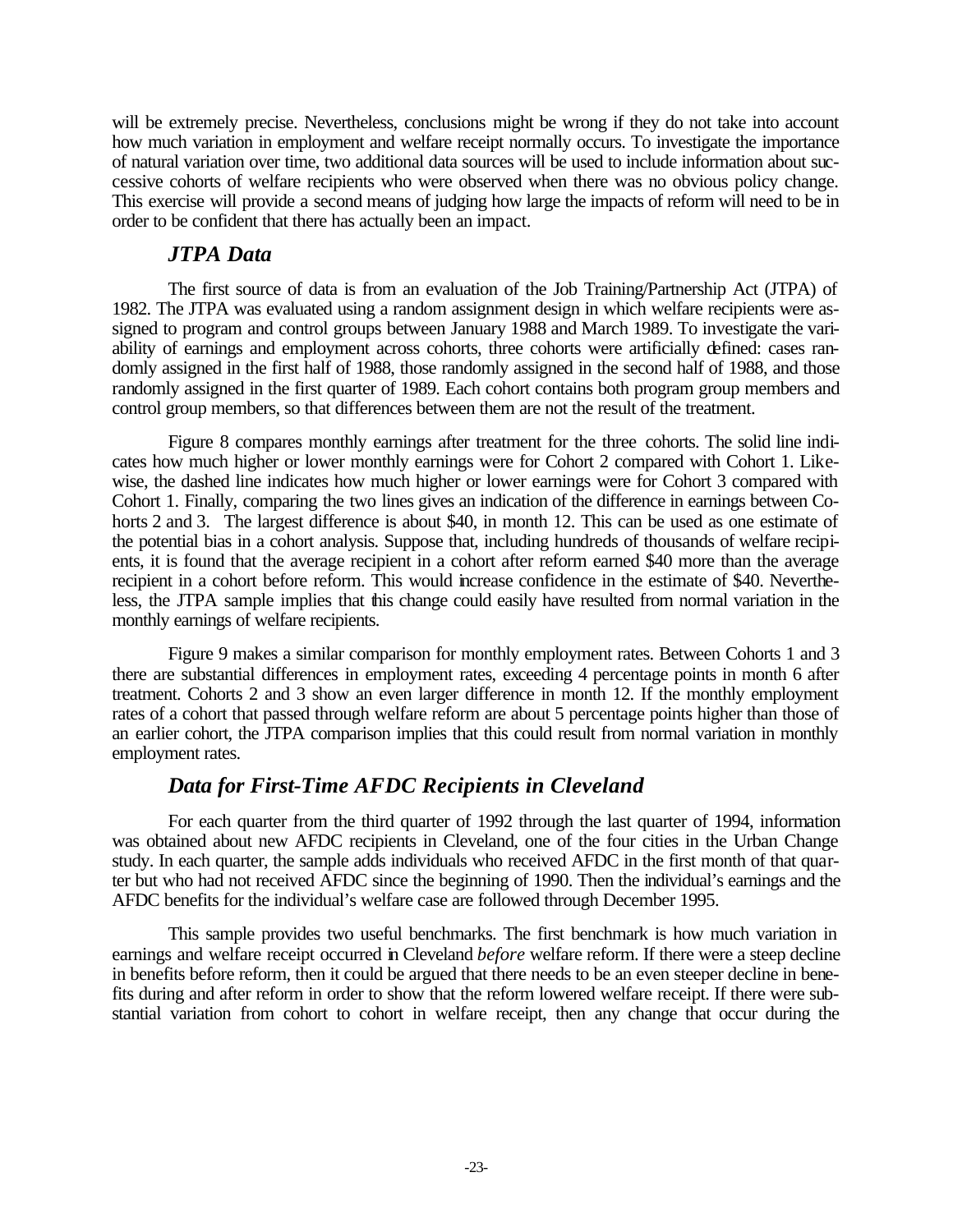will be extremely precise. Nevertheless, conclusions might be wrong if they do not take into account how much variation in employment and welfare receipt normally occurs. To investigate the importance of natural variation over time, two additional data sources will be used to include information about successive cohorts of welfare recipients who were observed when there was no obvious policy change. This exercise will provide a second means of judging how large the impacts of reform will need to be in order to be confident that there has actually been an impact.

### *JTPA Data*

The first source of data is from an evaluation of the Job Training/Partnership Act (JTPA) of 1982. The JTPA was evaluated using a random assignment design in which welfare recipients were assigned to program and control groups between January 1988 and March 1989. To investigate the variability of earnings and employment across cohorts, three cohorts were artificially defined: cases randomly assigned in the first half of 1988, those randomly assigned in the second half of 1988, and those randomly assigned in the first quarter of 1989. Each cohort contains both program group members and control group members, so that differences between them are not the result of the treatment.

Figure 8 compares monthly earnings after treatment for the three cohorts. The solid line indicates how much higher or lower monthly earnings were for Cohort 2 compared with Cohort 1. Likewise, the dashed line indicates how much higher or lower earnings were for Cohort 3 compared with Cohort 1. Finally, comparing the two lines gives an indication of the difference in earnings between Cohorts 2 and 3. The largest difference is about $40, in month 12. This can be used as one estimate of the potential bias in a cohort analysis. Suppose that, including hundreds of thousands of welfare recipients, it is found that the average recipient in a cohort after reform earned $40 more than the average recipient in a cohort before reform. This would increase confidence in the estimate of $40. Nevertheless, the JTPA sample implies that this change could easily have resulted from normal variation in the monthly earnings of welfare recipients.

Figure 9 makes a similar comparison for monthly employment rates. Between Cohorts 1 and 3 there are substantial differences in employment rates, exceeding 4 percentage points in month 6 after treatment. Cohorts 2 and 3 show an even larger difference in month 12. If the monthly employment rates of a cohort that passed through welfare reform are about 5 percentage points higher than those of an earlier cohort, the JTPA comparison implies that this could result from normal variation in monthly employment rates.

### *Data for First-Time AFDC Recipients in Cleveland*

For each quarter from the third quarter of 1992 through the last quarter of 1994, information was obtained about new AFDC recipients in Cleveland, one of the four cities in the Urban Change study. In each quarter, the sample adds individuals who received AFDC in the first month of that quarter but who had not received AFDC since the beginning of 1990. Then the individual's earnings and the AFDC benefits for the individual's welfare case are followed through December 1995.

This sample provides two useful benchmarks. The first benchmark is how much variation in earnings and welfare receipt occurred in Cleveland *before* welfare reform. If there were a steep decline in benefits before reform, then it could be argued that there needs to be an even steeper decline in benefits during and after reform in order to show that the reform lowered welfare receipt. If there were substantial variation from cohort to cohort in welfare receipt, then any change that occur during the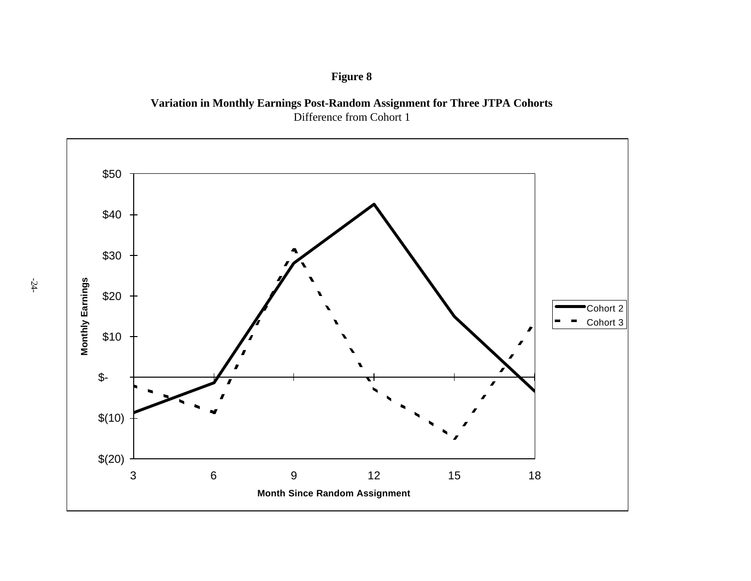**Figure 8**

**Variation in Monthly Earnings Post-Random Assignment for Three JTPA Cohorts**
Difference from Cohort 1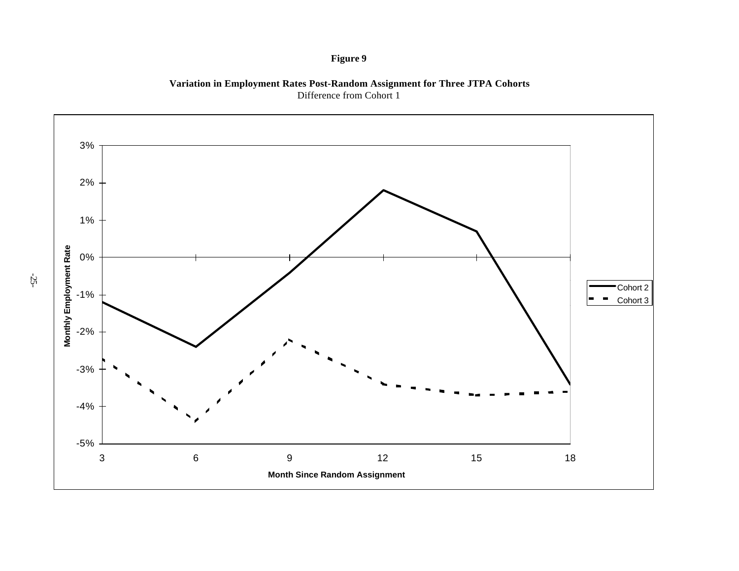**Figure 9**

**Variation in Employment Rates Post-Random Assignment for Three JTPA Cohorts**
Difference from Cohort 1

Monthly Employment Rate

3%
2%
1%
0%
-1%
-2%
-3%
-4%
-5%

3 6 9 12 15 18

Month Since Random Assignment

Cohort 2
Cohort 3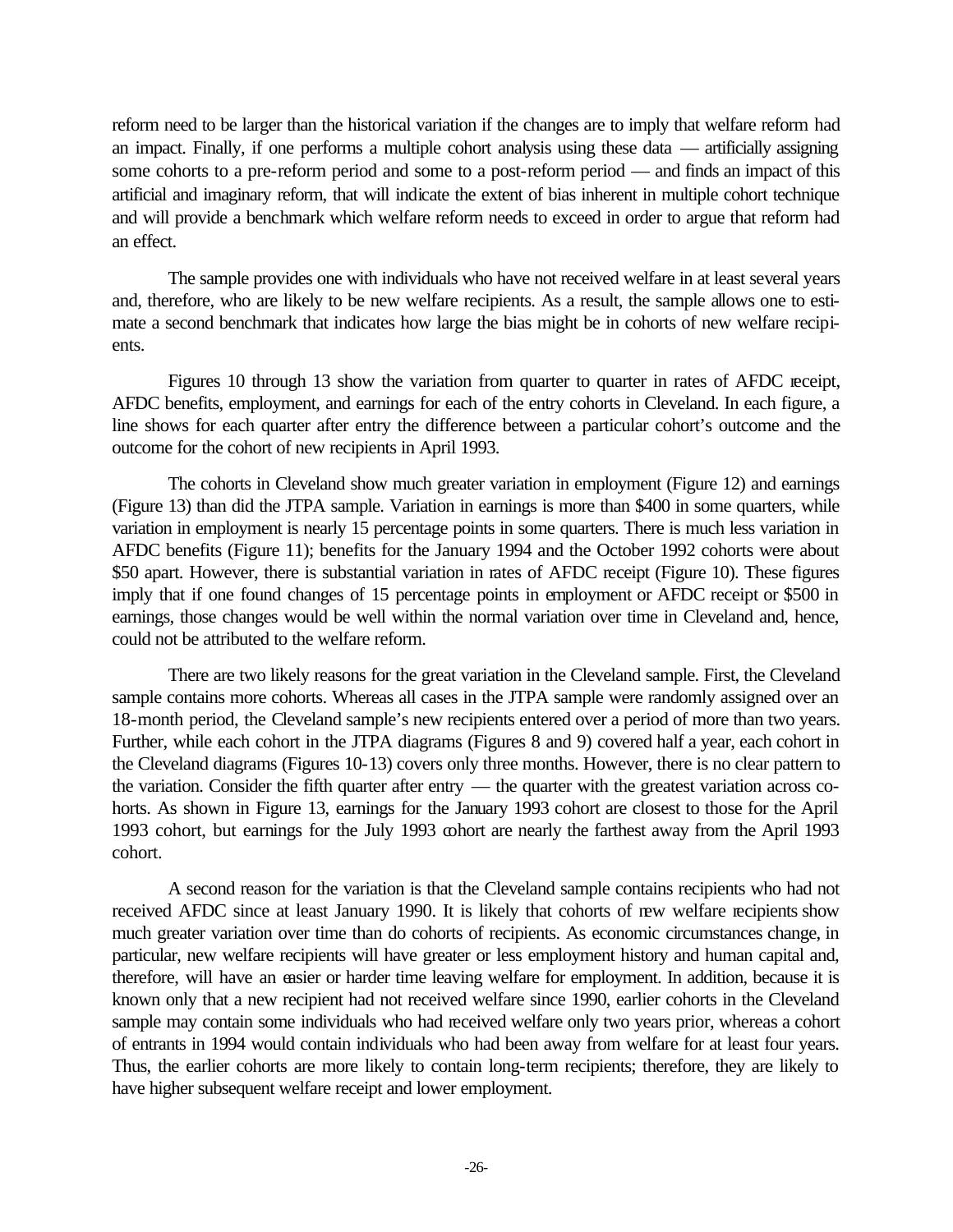reform need to be larger than the historical variation if the changes are to imply that welfare reform had an impact. Finally, if one performs a multiple cohort analysis using these data — artificially assigning some cohorts to a pre-reform period and some to a post-reform period — and finds an impact of this artificial and imaginary reform, that will indicate the extent of bias inherent in multiple cohort technique and will provide a benchmark which welfare reform needs to exceed in order to argue that reform had an effect.

The sample provides one with individuals who have not received welfare in at least several years and, therefore, who are likely to be new welfare recipients. As a result, the sample allows one to estimate a second benchmark that indicates how large the bias might be in cohorts of new welfare recipients.

Figures 10 through 13 show the variation from quarter to quarter in rates of AFDC receipt, AFDC benefits, employment, and earnings for each of the entry cohorts in Cleveland. In each figure, a line shows for each quarter after entry the difference between a particular cohort's outcome and the outcome for the cohort of new recipients in April 1993.

The cohorts in Cleveland show much greater variation in employment (Figure 12) and earnings (Figure 13) than did the JTPA sample. Variation in earnings is more than $400 in some quarters, while variation in employment is nearly 15 percentage points in some quarters. There is much less variation in AFDC benefits (Figure 11); benefits for the January 1994 and the October 1992 cohorts were about $50 apart. However, there is substantial variation in rates of AFDC receipt (Figure 10). These figures imply that if one found changes of 15 percentage points in employment or AFDC receipt or $500 in earnings, those changes would be well within the normal variation over time in Cleveland and, hence, could not be attributed to the welfare reform.

There are two likely reasons for the great variation in the Cleveland sample. First, the Cleveland sample contains more cohorts. Whereas all cases in the JTPA sample were randomly assigned over an 18-month period, the Cleveland sample's new recipients entered over a period of more than two years. Further, while each cohort in the JTPA diagrams (Figures 8 and 9) covered half a year, each cohort in the Cleveland diagrams (Figures 10-13) covers only three months. However, there is no clear pattern to the variation. Consider the fifth quarter after entry — the quarter with the greatest variation across cohorts. As shown in Figure 13, earnings for the January 1993 cohort are closest to those for the April 1993 cohort, but earnings for the July 1993 cohort are nearly the farthest away from the April 1993 cohort.

A second reason for the variation is that the Cleveland sample contains recipients who had not received AFDC since at least January 1990. It is likely that cohorts of new welfare recipients show much greater variation over time than do cohorts of recipients. As economic circumstances change, in particular, new welfare recipients will have greater or less employment history and human capital and, therefore, will have an easier or harder time leaving welfare for employment. In addition, because it is known only that a new recipient had not received welfare since 1990, earlier cohorts in the Cleveland sample may contain some individuals who had received welfare only two years prior, whereas a cohort of entrants in 1994 would contain individuals who had been away from welfare for at least four years. Thus, the earlier cohorts are more likely to contain long-term recipients; therefore, they are likely to have higher subsequent welfare receipt and lower employment.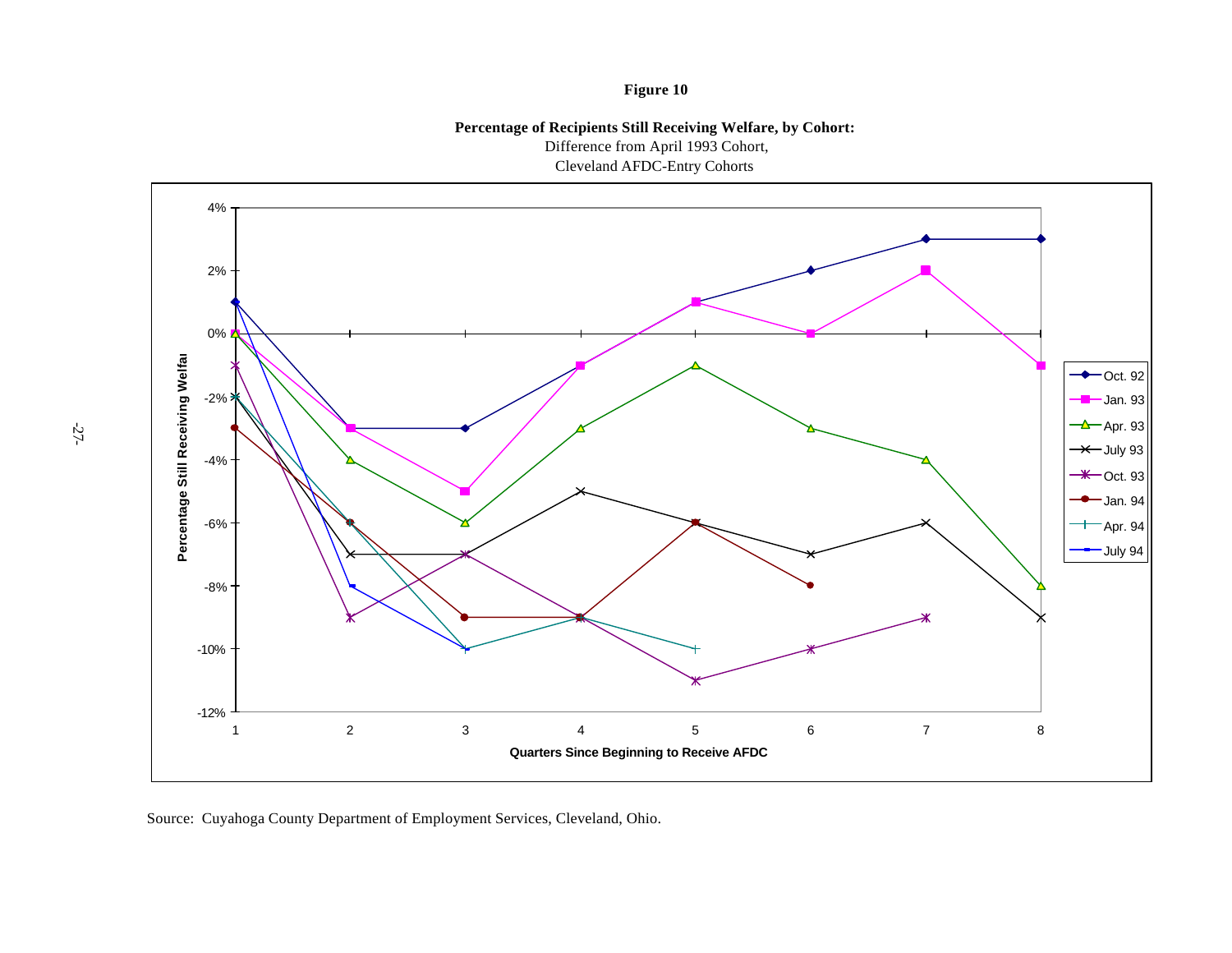**Figure 10**

**Percentage of Recipients Still Receiving Welfare, by Cohort:**
Difference from April 1993 Cohort,
Cleveland AFDC-Entry Cohorts

Source: Cuyahoga County Department of Employment Services, Cleveland, Ohio.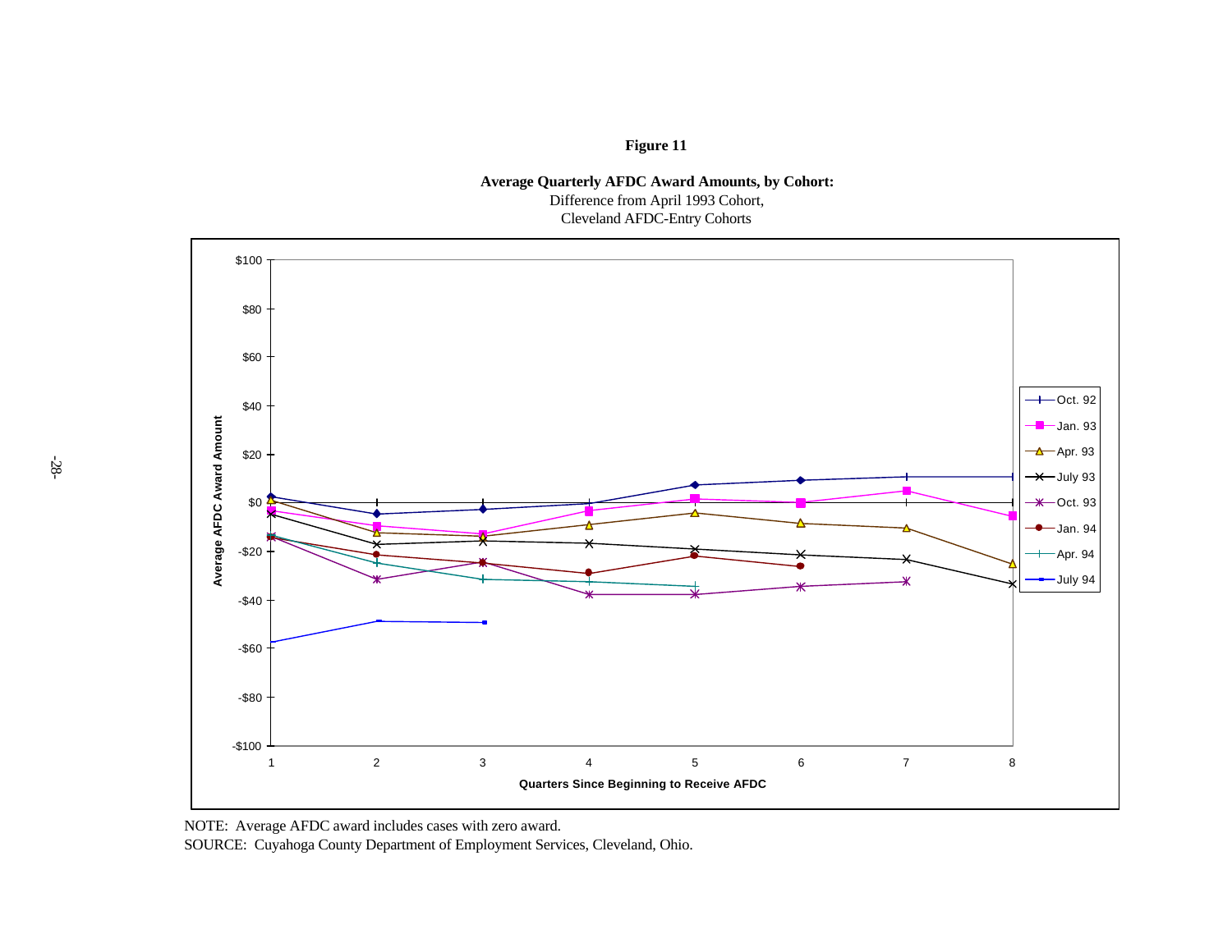**Figure 11**

**Average Quarterly AFDC Award Amounts, by Cohort:**
Difference from April 1993 Cohort,
Cleveland AFDC-Entry Cohorts

NOTE: Average AFDC award includes cases with zero award.

SOURCE: Cuyahoga County Department of Employment Services, Cleveland, Ohio.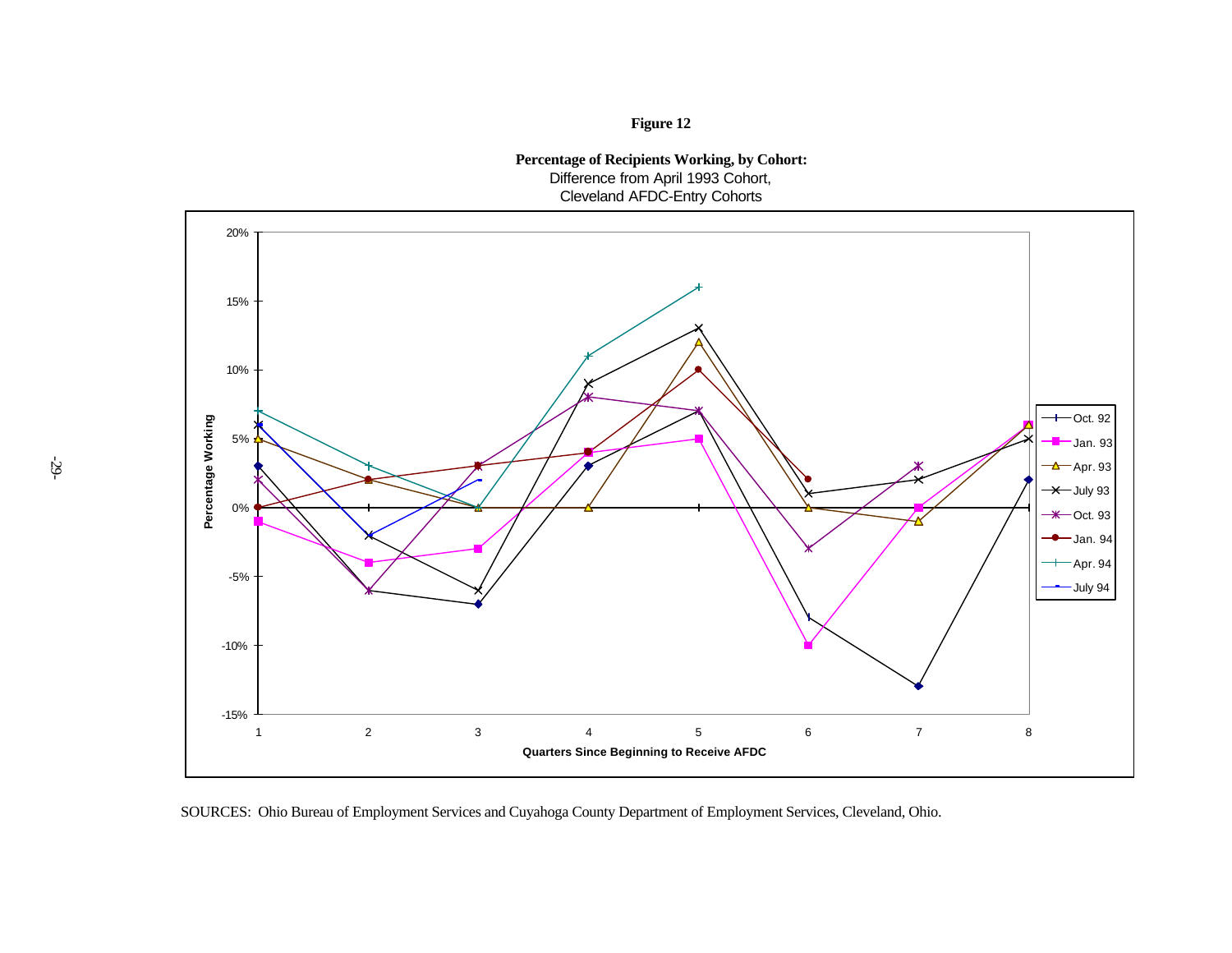**Figure 12**

**Percentage of Recipients Working, by Cohort:**
Difference from April 1993 Cohort,
Cleveland AFDC-Entry Cohorts

SOURCES: Ohio Bureau of Employment Services and Cuyahoga County Department of Employment Services, Cleveland, Ohio.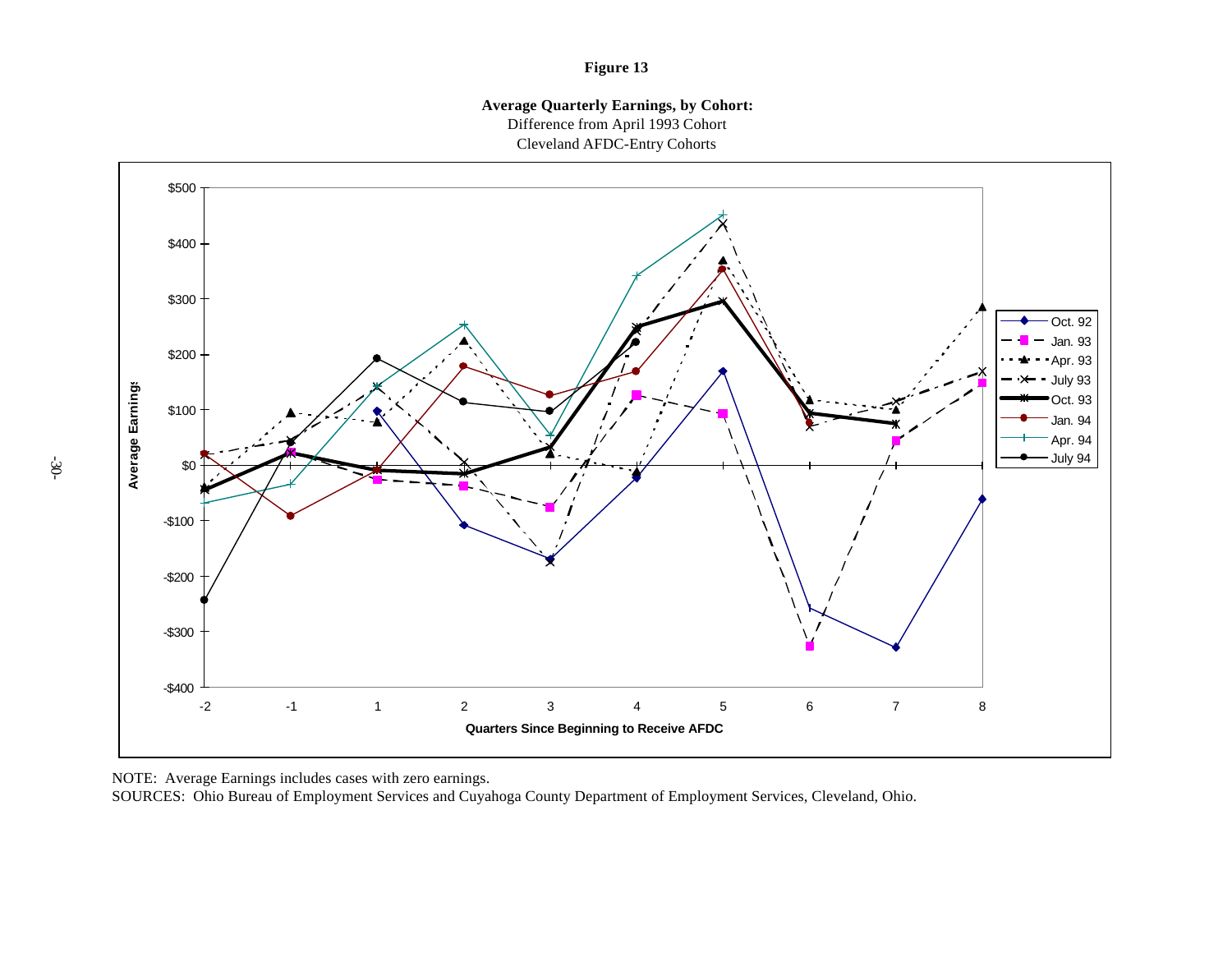**Figure 13**

**Average Quarterly Earnings, by Cohort:**
Difference from April 1993 Cohort
Cleveland AFDC-Entry Cohorts

NOTE: Average Earnings includes cases with zero earnings.

SOURCES: Ohio Bureau of Employment Services and Cuyahoga County Department of Employment Services, Cleveland, Ohio.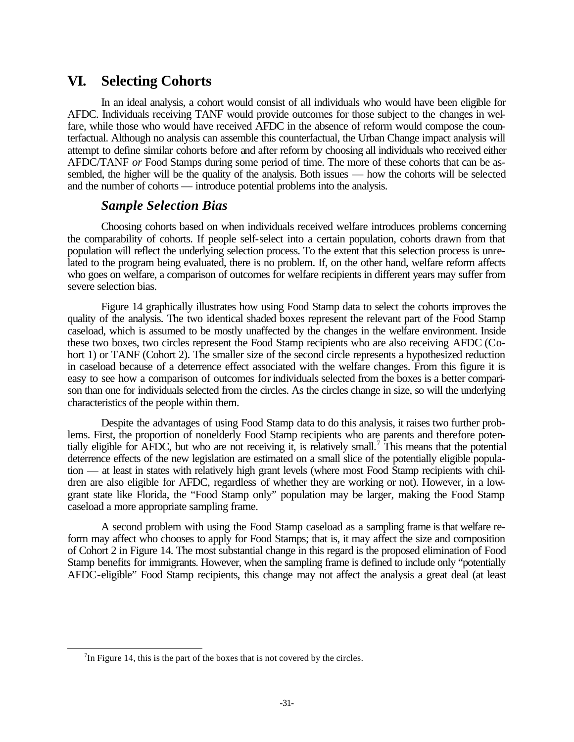# VI. Selecting Cohorts

In an ideal analysis, a cohort would consist of all individuals who would have been eligible for AFDC. Individuals receiving TANF would provide outcomes for those subject to the changes in welfare, while those who would have received AFDC in the absence of reform would compose the counterfactual. Although no analysis can assemble this counterfactual, the Urban Change impact analysis will attempt to define similar cohorts before and after reform by choosing all individuals who received either AFDC/TANF *or* Food Stamps during some period of time. The more of these cohorts that can be assembled, the higher will be the quality of the analysis. Both issues — how the cohorts will be selected and the number of cohorts — introduce potential problems into the analysis.

## *Sample Selection Bias*

Choosing cohorts based on when individuals received welfare introduces problems concerning the comparability of cohorts. If people self-select into a certain population, cohorts drawn from that population will reflect the underlying selection process. To the extent that this selection process is unrelated to the program being evaluated, there is no problem. If, on the other hand, welfare reform affects who goes on welfare, a comparison of outcomes for welfare recipients in different years may suffer from severe selection bias.

Figure 14 graphically illustrates how using Food Stamp data to select the cohorts improves the quality of the analysis. The two identical shaded boxes represent the relevant part of the Food Stamp caseload, which is assumed to be mostly unaffected by the changes in the welfare environment. Inside these two boxes, two circles represent the Food Stamp recipients who are also receiving AFDC (Cohort 1) or TANF (Cohort 2). The smaller size of the second circle represents a hypothesized reduction in caseload because of a deterrence effect associated with the welfare changes. From this figure it is easy to see how a comparison of outcomes for individuals selected from the boxes is a better comparison than one for individuals selected from the circles. As the circles change in size, so will the underlying characteristics of the people within them.

Despite the advantages of using Food Stamp data to do this analysis, it raises two further problems. First, the proportion of nonelderly Food Stamp recipients who are parents and therefore potentially eligible for AFDC, but who are not receiving it, is relatively small.[7] This means that the potential deterrence effects of the new legislation are estimated on a small slice of the potentially eligible population — at least in states with relatively high grant levels (where most Food Stamp recipients with children are also eligible for AFDC, regardless of whether they are working or not). However, in a low-grant state like Florida, the "Food Stamp only" population may be larger, making the Food Stamp caseload a more appropriate sampling frame.

A second problem with using the Food Stamp caseload as a sampling frame is that welfare reform may affect who chooses to apply for Food Stamps; that is, it may affect the size and composition of Cohort 2 in Figure 14. The most substantial change in this regard is the proposed elimination of Food Stamp benefits for immigrants. However, when the sampling frame is defined to include only "potentially AFDC-eligible" Food Stamp recipients, this change may not affect the analysis a great deal (at least

---

[7] In Figure 14, this is the part of the boxes that is not covered by the circles.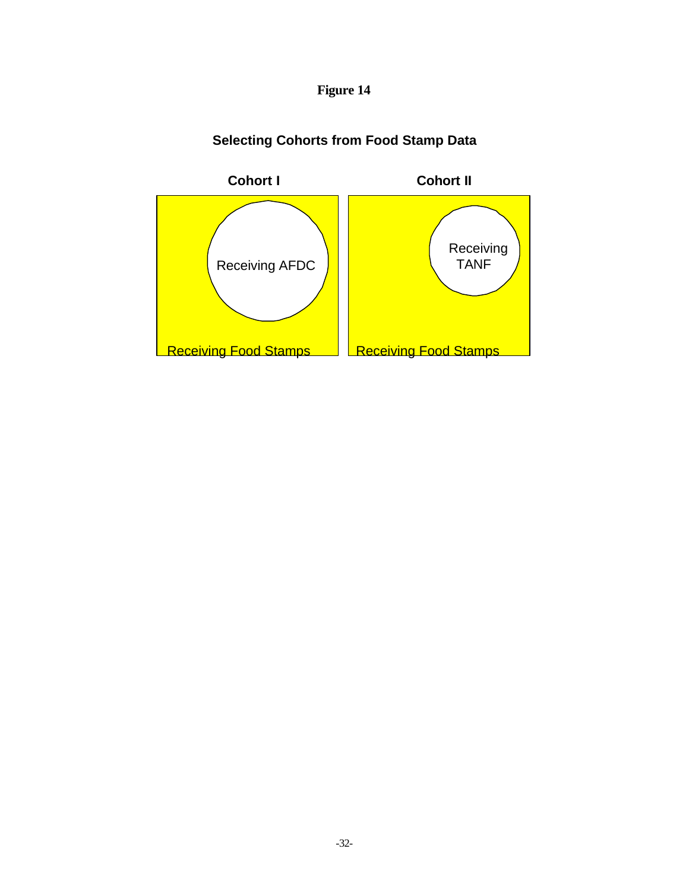**Figure 14**

**Selecting Cohorts from Food Stamp Data**

**Cohort I**

Receiving AFDC

Receiving Food Stamps

**Cohort II**

Receiving TANF

Receiving Food Stamps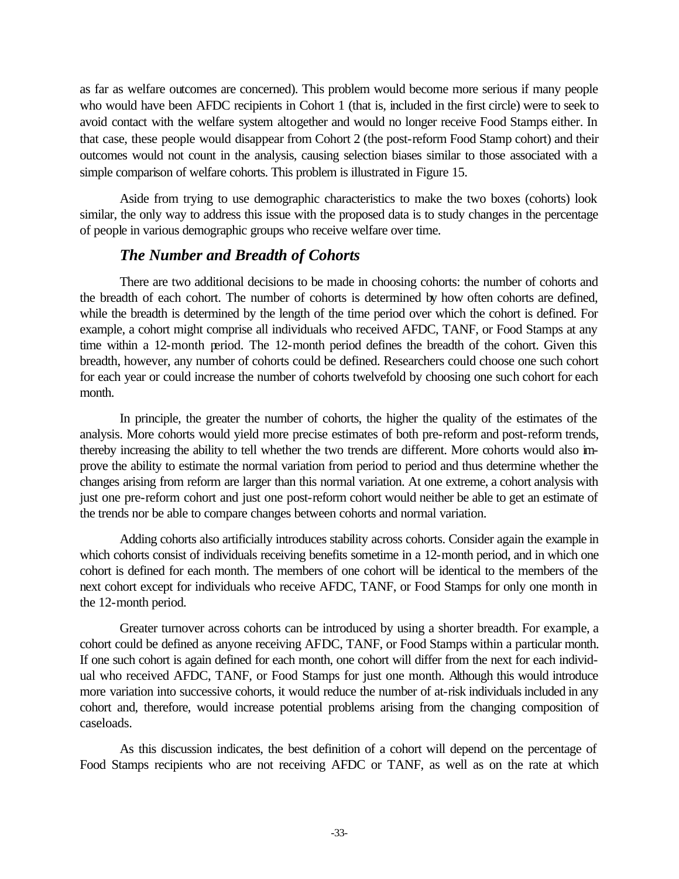as far as welfare outcomes are concerned). This problem would become more serious if many people who would have been AFDC recipients in Cohort 1 (that is, included in the first circle) were to seek to avoid contact with the welfare system altogether and would no longer receive Food Stamps either. In that case, these people would disappear from Cohort 2 (the post-reform Food Stamp cohort) and their outcomes would not count in the analysis, causing selection biases similar to those associated with a simple comparison of welfare cohorts. This problem is illustrated in Figure 15.

Aside from trying to use demographic characteristics to make the two boxes (cohorts) look similar, the only way to address this issue with the proposed data is to study changes in the percentage of people in various demographic groups who receive welfare over time.

### *The Number and Breadth of Cohorts*

There are two additional decisions to be made in choosing cohorts: the number of cohorts and the breadth of each cohort. The number of cohorts is determined by how often cohorts are defined, while the breadth is determined by the length of the time period over which the cohort is defined. For example, a cohort might comprise all individuals who received AFDC, TANF, or Food Stamps at any time within a 12-month period. The 12-month period defines the breadth of the cohort. Given this breadth, however, any number of cohorts could be defined. Researchers could choose one such cohort for each year or could increase the number of cohorts twelvefold by choosing one such cohort for each month.

In principle, the greater the number of cohorts, the higher the quality of the estimates of the analysis. More cohorts would yield more precise estimates of both pre-reform and post-reform trends, thereby increasing the ability to tell whether the two trends are different. More cohorts would also improve the ability to estimate the normal variation from period to period and thus determine whether the changes arising from reform are larger than this normal variation. At one extreme, a cohort analysis with just one pre-reform cohort and just one post-reform cohort would neither be able to get an estimate of the trends nor be able to compare changes between cohorts and normal variation.

Adding cohorts also artificially introduces stability across cohorts. Consider again the example in which cohorts consist of individuals receiving benefits sometime in a 12-month period, and in which one cohort is defined for each month. The members of one cohort will be identical to the members of the next cohort except for individuals who receive AFDC, TANF, or Food Stamps for only one month in the 12-month period.

Greater turnover across cohorts can be introduced by using a shorter breadth. For example, a cohort could be defined as anyone receiving AFDC, TANF, or Food Stamps within a particular month. If one such cohort is again defined for each month, one cohort will differ from the next for each individual who received AFDC, TANF, or Food Stamps for just one month. Although this would introduce more variation into successive cohorts, it would reduce the number of at-risk individuals included in any cohort and, therefore, would increase potential problems arising from the changing composition of caseloads.

As this discussion indicates, the best definition of a cohort will depend on the percentage of Food Stamps recipients who are not receiving AFDC or TANF, as well as on the rate at which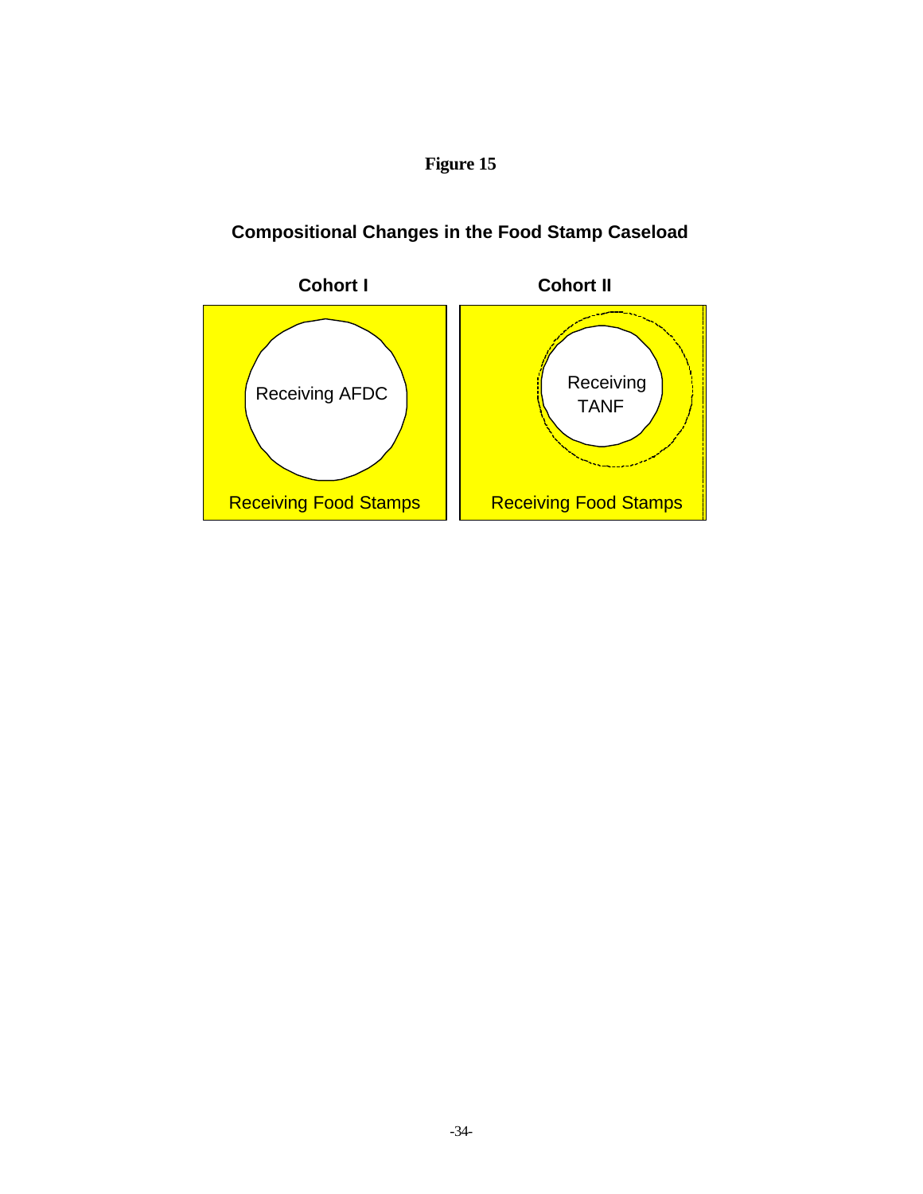**Figure 15**

**Compositional Changes in the Food Stamp Caseload**

**Cohort I**

Receiving AFDC

Receiving Food Stamps

**Cohort II**

Receiving TANF

Receiving Food Stamps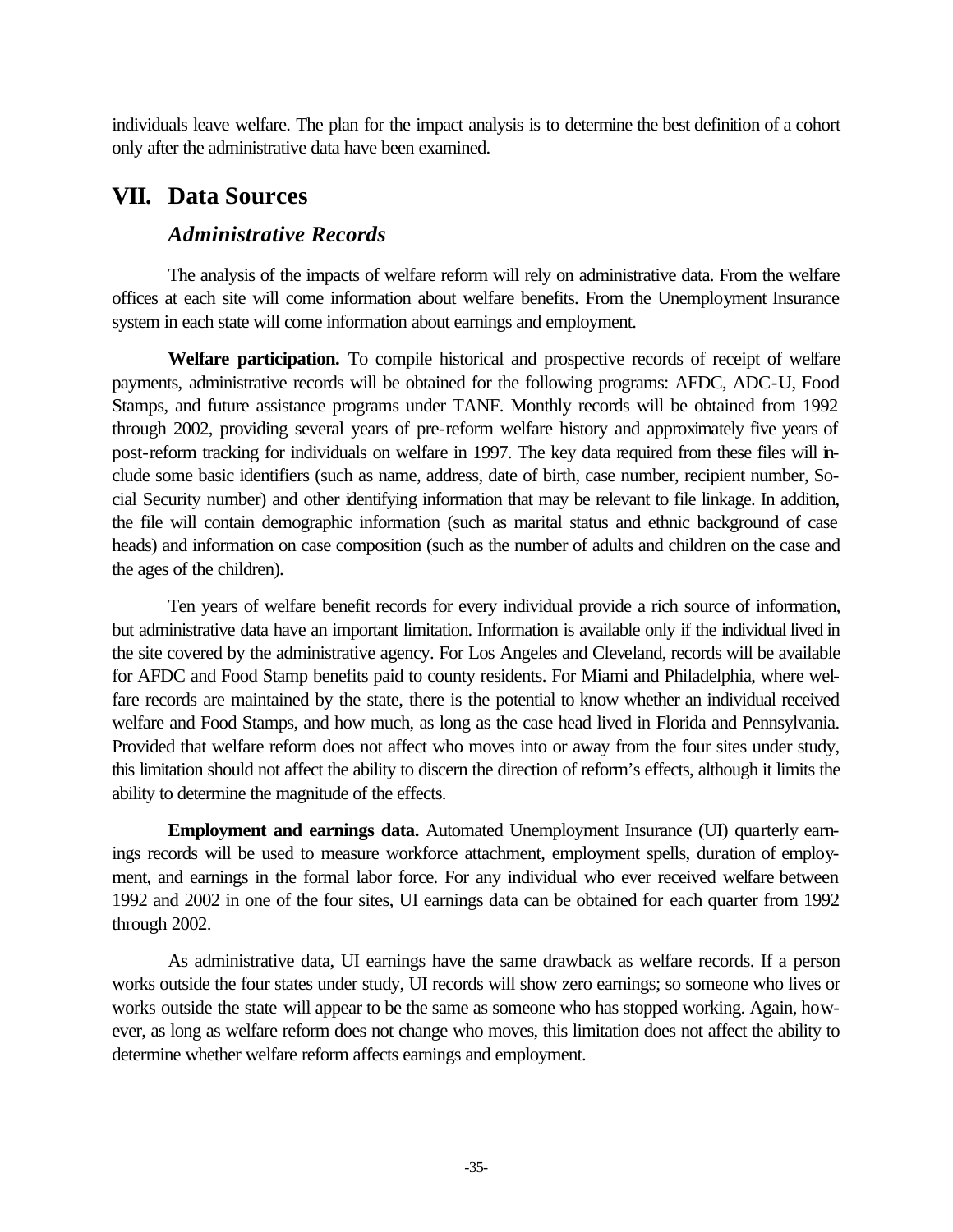individuals leave welfare. The plan for the impact analysis is to determine the best definition of a cohort only after the administrative data have been examined.

## VII. Data Sources

### *Administrative Records*

The analysis of the impacts of welfare reform will rely on administrative data. From the welfare offices at each site will come information about welfare benefits. From the Unemployment Insurance system in each state will come information about earnings and employment.

**Welfare participation.** To compile historical and prospective records of receipt of welfare payments, administrative records will be obtained for the following programs: AFDC, ADC-U, Food Stamps, and future assistance programs under TANF. Monthly records will be obtained from 1992 through 2002, providing several years of pre-reform welfare history and approximately five years of post-reform tracking for individuals on welfare in 1997. The key data required from these files will include some basic identifiers (such as name, address, date of birth, case number, recipient number, Social Security number) and other identifying information that may be relevant to file linkage. In addition, the file will contain demographic information (such as marital status and ethnic background of case heads) and information on case composition (such as the number of adults and children on the case and the ages of the children).

Ten years of welfare benefit records for every individual provide a rich source of information, but administrative data have an important limitation. Information is available only if the individual lived in the site covered by the administrative agency. For Los Angeles and Cleveland, records will be available for AFDC and Food Stamp benefits paid to county residents. For Miami and Philadelphia, where welfare records are maintained by the state, there is the potential to know whether an individual received welfare and Food Stamps, and how much, as long as the case head lived in Florida and Pennsylvania. Provided that welfare reform does not affect who moves into or away from the four sites under study, this limitation should not affect the ability to discern the direction of reform's effects, although it limits the ability to determine the magnitude of the effects.

**Employment and earnings data.** Automated Unemployment Insurance (UI) quarterly earnings records will be used to measure workforce attachment, employment spells, duration of employment, and earnings in the formal labor force. For any individual who ever received welfare between 1992 and 2002 in one of the four sites, UI earnings data can be obtained for each quarter from 1992 through 2002.

As administrative data, UI earnings have the same drawback as welfare records. If a person works outside the four states under study, UI records will show zero earnings; so someone who lives or works outside the state will appear to be the same as someone who has stopped working. Again, however, as long as welfare reform does not change who moves, this limitation does not affect the ability to determine whether welfare reform affects earnings and employment.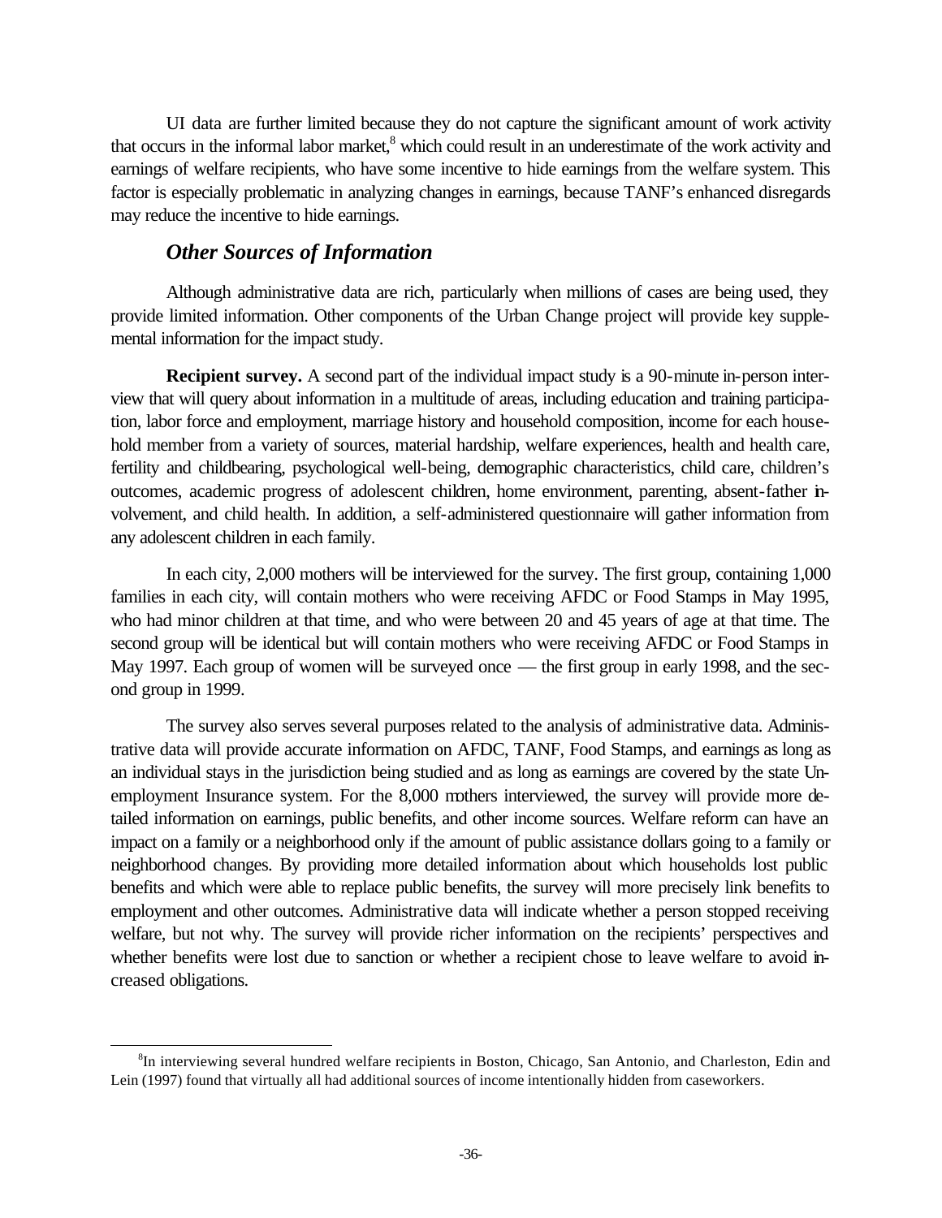UI data are further limited because they do not capture the significant amount of work activity that occurs in the informal labor market,[8] which could result in an underestimate of the work activity and earnings of welfare recipients, who have some incentive to hide earnings from the welfare system. This factor is especially problematic in analyzing changes in earnings, because TANF's enhanced disregards may reduce the incentive to hide earnings.

### *Other Sources of Information*

Although administrative data are rich, particularly when millions of cases are being used, they provide limited information. Other components of the Urban Change project will provide key supplemental information for the impact study.

**Recipient survey.** A second part of the individual impact study is a 90-minute in-person interview that will query about information in a multitude of areas, including education and training participation, labor force and employment, marriage history and household composition, income for each household member from a variety of sources, material hardship, welfare experiences, health and health care, fertility and childbearing, psychological well-being, demographic characteristics, child care, children's outcomes, academic progress of adolescent children, home environment, parenting, absent-father involvement, and child health. In addition, a self-administered questionnaire will gather information from any adolescent children in each family.

In each city, 2,000 mothers will be interviewed for the survey. The first group, containing 1,000 families in each city, will contain mothers who were receiving AFDC or Food Stamps in May 1995, who had minor children at that time, and who were between 20 and 45 years of age at that time. The second group will be identical but will contain mothers who were receiving AFDC or Food Stamps in May 1997. Each group of women will be surveyed once — the first group in early 1998, and the second group in 1999.

The survey also serves several purposes related to the analysis of administrative data. Administrative data will provide accurate information on AFDC, TANF, Food Stamps, and earnings as long as an individual stays in the jurisdiction being studied and as long as earnings are covered by the state Unemployment Insurance system. For the 8,000 mothers interviewed, the survey will provide more detailed information on earnings, public benefits, and other income sources. Welfare reform can have an impact on a family or a neighborhood only if the amount of public assistance dollars going to a family or neighborhood changes. By providing more detailed information about which households lost public benefits and which were able to replace public benefits, the survey will more precisely link benefits to employment and other outcomes. Administrative data will indicate whether a person stopped receiving welfare, but not why. The survey will provide richer information on the recipients' perspectives and whether benefits were lost due to sanction or whether a recipient chose to leave welfare to avoid increased obligations.

---

[8] In interviewing several hundred welfare recipients in Boston, Chicago, San Antonio, and Charleston, Edin and Lein (1997) found that virtually all had additional sources of income intentionally hidden from caseworkers.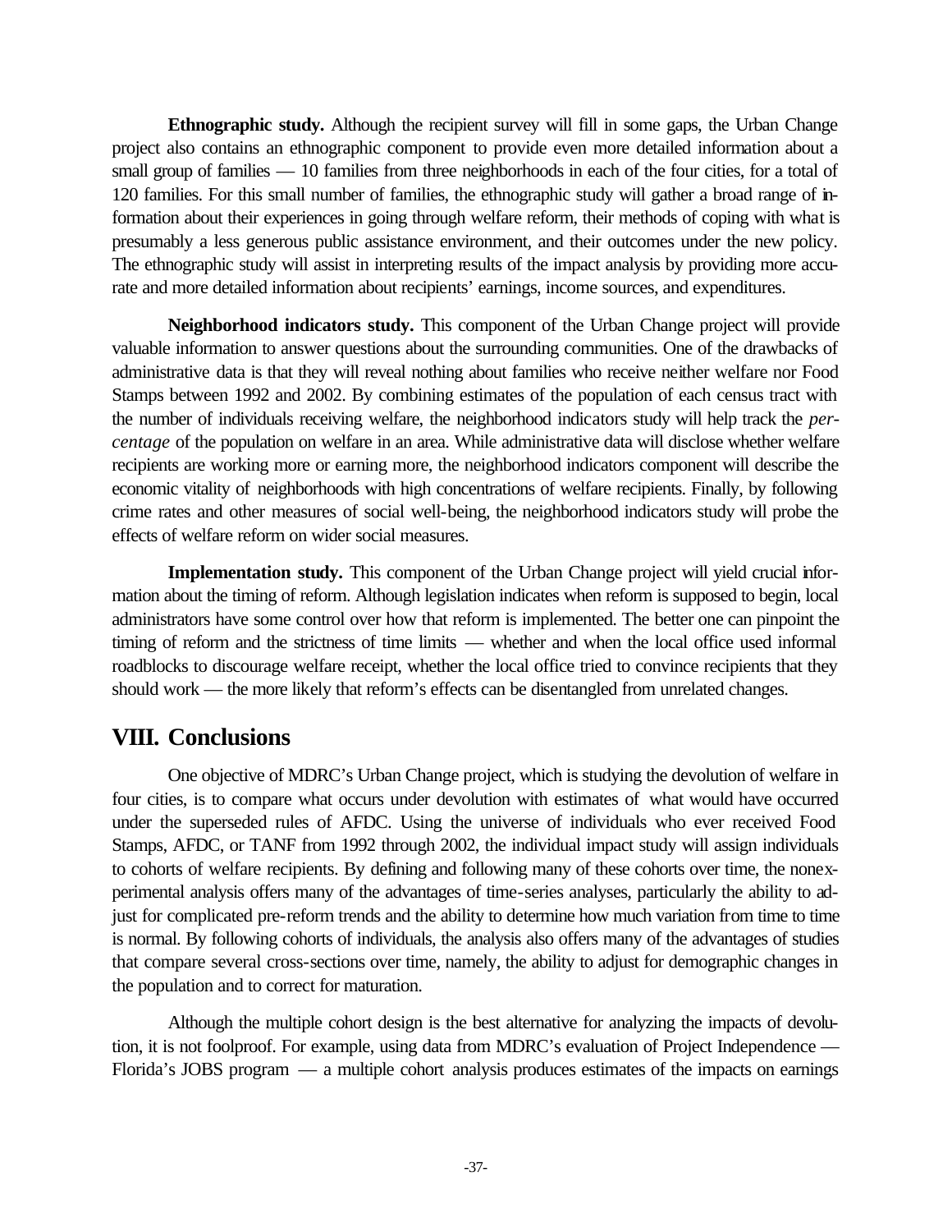**Ethnographic study.** Although the recipient survey will fill in some gaps, the Urban Change project also contains an ethnographic component to provide even more detailed information about a small group of families — 10 families from three neighborhoods in each of the four cities, for a total of 120 families. For this small number of families, the ethnographic study will gather a broad range of information about their experiences in going through welfare reform, their methods of coping with what is presumably a less generous public assistance environment, and their outcomes under the new policy. The ethnographic study will assist in interpreting results of the impact analysis by providing more accurate and more detailed information about recipients' earnings, income sources, and expenditures.

**Neighborhood indicators study.** This component of the Urban Change project will provide valuable information to answer questions about the surrounding communities. One of the drawbacks of administrative data is that they will reveal nothing about families who receive neither welfare nor Food Stamps between 1992 and 2002. By combining estimates of the population of each census tract with the number of individuals receiving welfare, the neighborhood indicators study will help track the *percentage* of the population on welfare in an area. While administrative data will disclose whether welfare recipients are working more or earning more, the neighborhood indicators component will describe the economic vitality of neighborhoods with high concentrations of welfare recipients. Finally, by following crime rates and other measures of social well-being, the neighborhood indicators study will probe the effects of welfare reform on wider social measures.

**Implementation study.** This component of the Urban Change project will yield crucial information about the timing of reform. Although legislation indicates when reform is supposed to begin, local administrators have some control over how that reform is implemented. The better one can pinpoint the timing of reform and the strictness of time limits — whether and when the local office used informal roadblocks to discourage welfare receipt, whether the local office tried to convince recipients that they should work — the more likely that reform's effects can be disentangled from unrelated changes.

## VIII. Conclusions

One objective of MDRC's Urban Change project, which is studying the devolution of welfare in four cities, is to compare what occurs under devolution with estimates of what would have occurred under the superseded rules of AFDC. Using the universe of individuals who ever received Food Stamps, AFDC, or TANF from 1992 through 2002, the individual impact study will assign individuals to cohorts of welfare recipients. By defining and following many of these cohorts over time, the nonexperimental analysis offers many of the advantages of time-series analyses, particularly the ability to adjust for complicated pre-reform trends and the ability to determine how much variation from time to time is normal. By following cohorts of individuals, the analysis also offers many of the advantages of studies that compare several cross-sections over time, namely, the ability to adjust for demographic changes in the population and to correct for maturation.

Although the multiple cohort design is the best alternative for analyzing the impacts of devolution, it is not foolproof. For example, using data from MDRC's evaluation of Project Independence — Florida's JOBS program — a multiple cohort analysis produces estimates of the impacts on earnings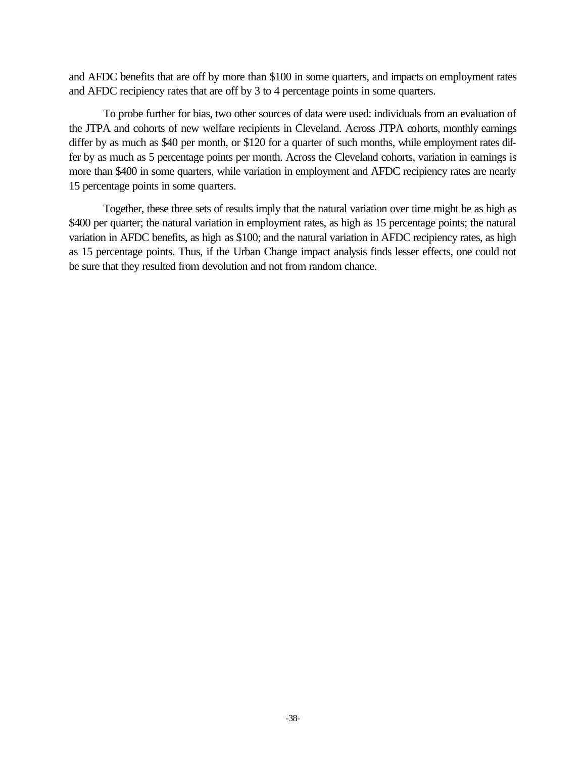and AFDC benefits that are off by more than $100 in some quarters, and impacts on employment rates and AFDC recipiency rates that are off by 3 to 4 percentage points in some quarters.

To probe further for bias, two other sources of data were used: individuals from an evaluation of the JTPA and cohorts of new welfare recipients in Cleveland. Across JTPA cohorts, monthly earnings differ by as much as $40 per month, or $120 for a quarter of such months, while employment rates differ by as much as 5 percentage points per month. Across the Cleveland cohorts, variation in earnings is more than $400 in some quarters, while variation in employment and AFDC recipiency rates are nearly 15 percentage points in some quarters.

Together, these three sets of results imply that the natural variation over time might be as high as $400 per quarter; the natural variation in employment rates, as high as 15 percentage points; the natural variation in AFDC benefits, as high as $100; and the natural variation in AFDC recipiency rates, as high as 15 percentage points. Thus, if the Urban Change impact analysis finds lesser effects, one could not be sure that they resulted from devolution and not from random chance.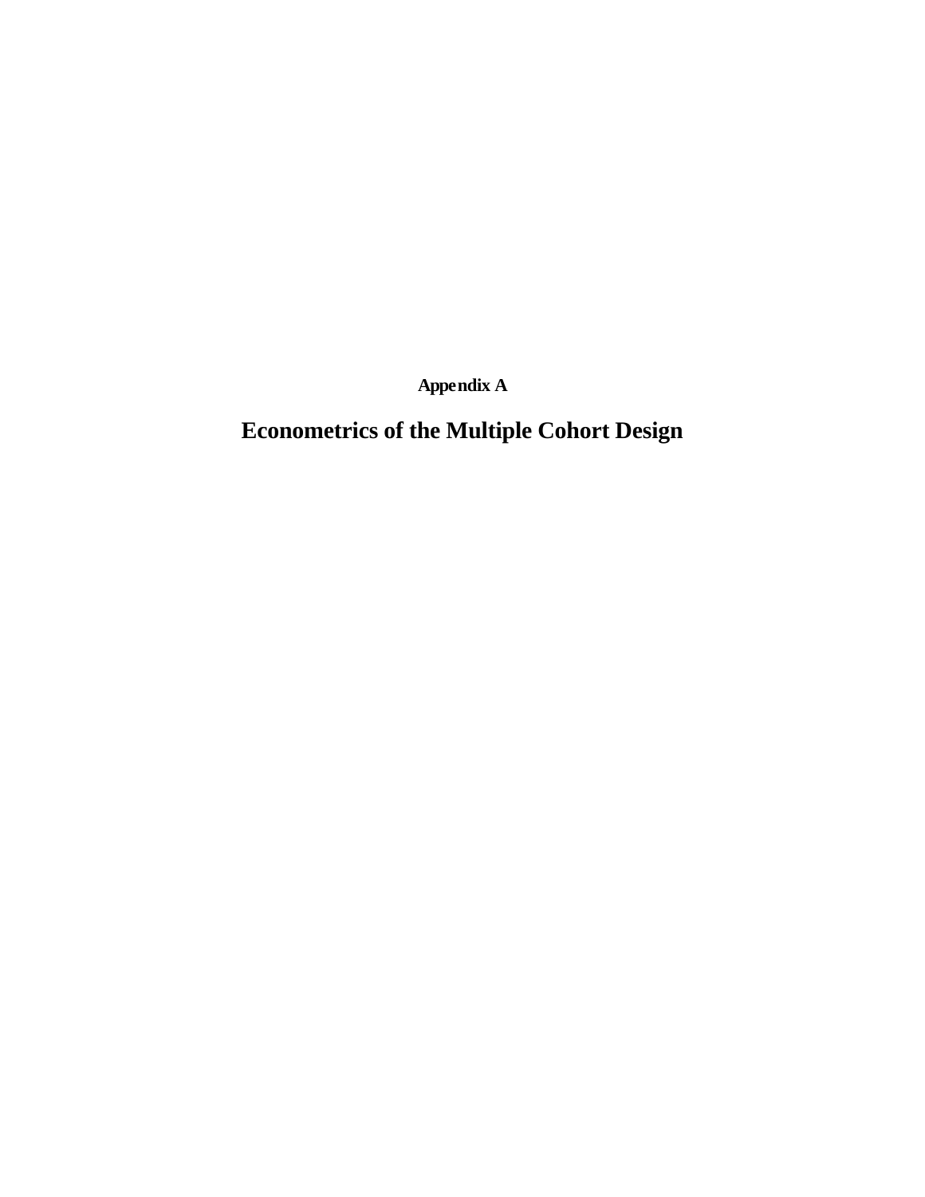**Appendix A**

# Econometrics of the Multiple Cohort Design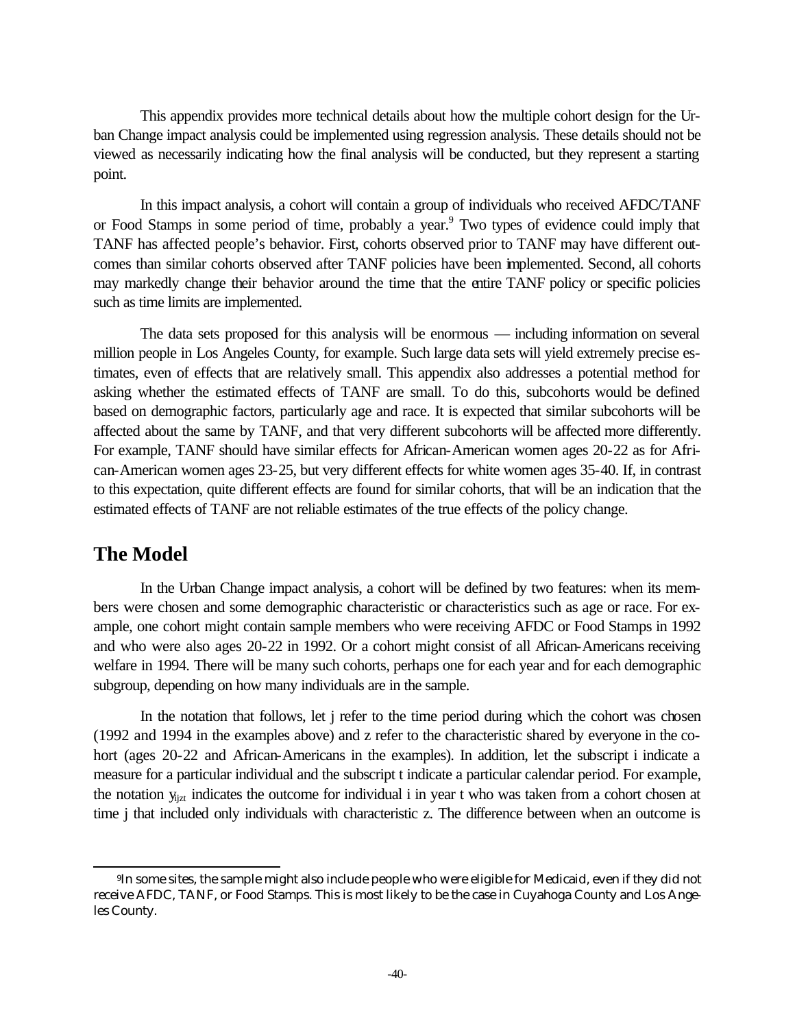This appendix provides more technical details about how the multiple cohort design for the Urban Change impact analysis could be implemented using regression analysis. These details should not be viewed as necessarily indicating how the final analysis will be conducted, but they represent a starting point.

In this impact analysis, a cohort will contain a group of individuals who received AFDC/TANF or Food Stamps in some period of time, probably a year.[9] Two types of evidence could imply that TANF has affected people's behavior. First, cohorts observed prior to TANF may have different outcomes than similar cohorts observed after TANF policies have been implemented. Second, all cohorts may markedly change their behavior around the time that the entire TANF policy or specific policies such as time limits are implemented.

The data sets proposed for this analysis will be enormous — including information on several million people in Los Angeles County, for example. Such large data sets will yield extremely precise estimates, even of effects that are relatively small. This appendix also addresses a potential method for asking whether the estimated effects of TANF are small. To do this, subcohorts would be defined based on demographic factors, particularly age and race. It is expected that similar subcohorts will be affected about the same by TANF, and that very different subcohorts will be affected more differently. For example, TANF should have similar effects for African-American women ages 20-22 as for African-American women ages 23-25, but very different effects for white women ages 35-40. If, in contrast to this expectation, quite different effects are found for similar cohorts, that will be an indication that the estimated effects of TANF are not reliable estimates of the true effects of the policy change.

## The Model

In the Urban Change impact analysis, a cohort will be defined by two features: when its members were chosen and some demographic characteristic or characteristics such as age or race. For example, one cohort might contain sample members who were receiving AFDC or Food Stamps in 1992 and who were also ages 20-22 in 1992. Or a cohort might consist of all African-Americans receiving welfare in 1994. There will be many such cohorts, perhaps one for each year and for each demographic subgroup, depending on how many individuals are in the sample.

In the notation that follows, let j refer to the time period during which the cohort was chosen (1992 and 1994 in the examples above) and z refer to the characteristic shared by everyone in the cohort (ages 20-22 and African-Americans in the examples). In addition, let the subscript i indicate a measure for a particular individual and the subscript t indicate a particular calendar period. For example, the notation $y_{ijzt}$ indicates the outcome for individual i in year t who was taken from a cohort chosen at time j that included only individuals with characteristic z. The difference between when an outcome is

[9] In some sites, the sample might also include people who were eligible for Medicaid, even if they did not receive AFDC, TANF, or Food Stamps. This is most likely to be the case in Cuyahoga County and Los Angeles County.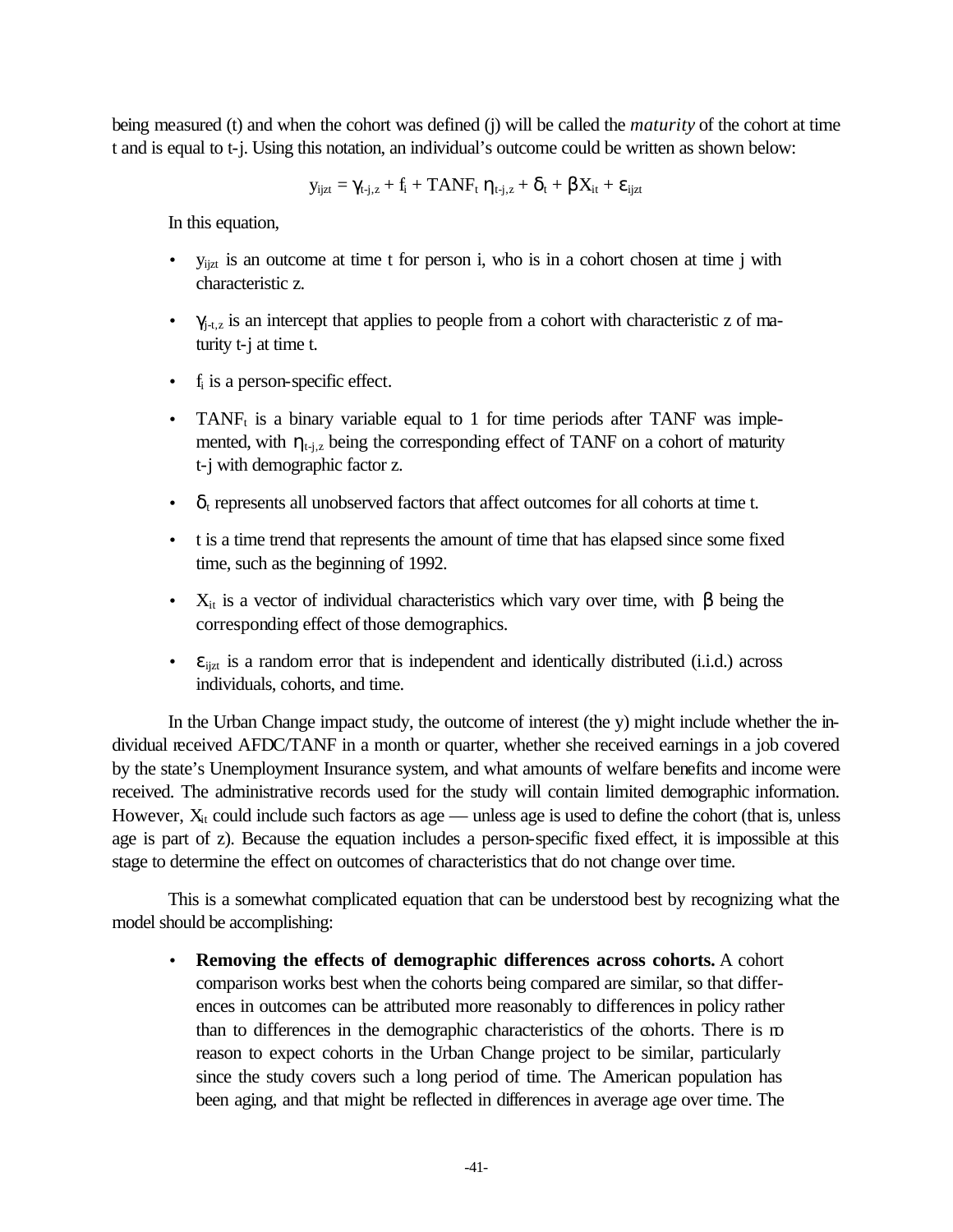being measured (t) and when the cohort was defined (j) will be called the *maturity* of the cohort at time t and is equal to t-j. Using this notation, an individual's outcome could be written as shown below:

$$y_{ijzt} = \gamma_{t-j,z} + f_i + TANF_t\, \eta_{t-j,z} + \delta_t + \beta X_{it} + \varepsilon_{ijzt}$$

In this equation,

- $y_{ijzt}$ is an outcome at time t for person i, who is in a cohort chosen at time j with characteristic z.
- $\gamma_{j-t,z}$ is an intercept that applies to people from a cohort with characteristic z of maturity t-j at time t.
- $f_i$ is a person-specific effect.
- $TANF_t$ is a binary variable equal to 1 for time periods after TANF was implemented, with $\eta_{t-j,z}$ being the corresponding effect of TANF on a cohort of maturity t-j with demographic factor z.
- $\delta_t$ represents all unobserved factors that affect outcomes for all cohorts at time t.
- t is a time trend that represents the amount of time that has elapsed since some fixed time, such as the beginning of 1992.
- $X_{it}$ is a vector of individual characteristics which vary over time, with $\beta$ being the corresponding effect of those demographics.
- $\varepsilon_{ijzt}$ is a random error that is independent and identically distributed (i.i.d.) across individuals, cohorts, and time.

In the Urban Change impact study, the outcome of interest (the y) might include whether the individual received AFDC/TANF in a month or quarter, whether she received earnings in a job covered by the state's Unemployment Insurance system, and what amounts of welfare benefits and income were received. The administrative records used for the study will contain limited demographic information. However, $X_{it}$ could include such factors as age — unless age is used to define the cohort (that is, unless age is part of z). Because the equation includes a person-specific fixed effect, it is impossible at this stage to determine the effect on outcomes of characteristics that do not change over time.

This is a somewhat complicated equation that can be understood best by recognizing what the model should be accomplishing:

- **Removing the effects of demographic differences across cohorts.** A cohort comparison works best when the cohorts being compared are similar, so that differences in outcomes can be attributed more reasonably to differences in policy rather than to differences in the demographic characteristics of the cohorts. There is no reason to expect cohorts in the Urban Change project to be similar, particularly since the study covers such a long period of time. The American population has been aging, and that might be reflected in differences in average age over time. The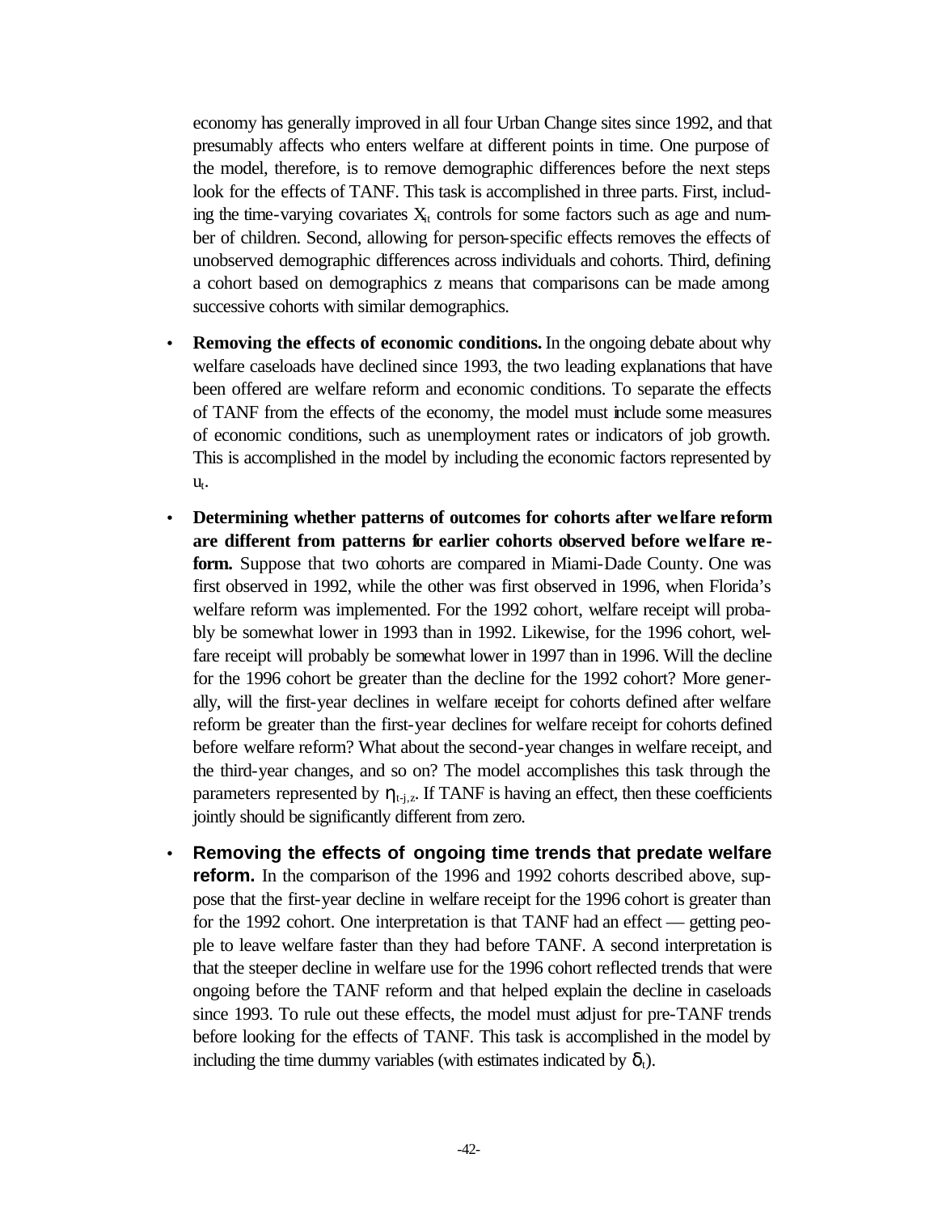economy has generally improved in all four Urban Change sites since 1992, and that presumably affects who enters welfare at different points in time. One purpose of the model, therefore, is to remove demographic differences before the next steps look for the effects of TANF. This task is accomplished in three parts. First, including the time-varying covariates $X_{it}$ controls for some factors such as age and number of children. Second, allowing for person-specific effects removes the effects of unobserved demographic differences across individuals and cohorts. Third, defining a cohort based on demographics z means that comparisons can be made among successive cohorts with similar demographics.

- **Removing the effects of economic conditions.** In the ongoing debate about why welfare caseloads have declined since 1993, the two leading explanations that have been offered are welfare reform and economic conditions. To separate the effects of TANF from the effects of the economy, the model must include some measures of economic conditions, such as unemployment rates or indicators of job growth. This is accomplished in the model by including the economic factors represented by $u_t$.

- **Determining whether patterns of outcomes for cohorts after welfare reform are different from patterns for earlier cohorts observed before welfare reform.** Suppose that two cohorts are compared in Miami-Dade County. One was first observed in 1992, while the other was first observed in 1996, when Florida's welfare reform was implemented. For the 1992 cohort, welfare receipt will probably be somewhat lower in 1993 than in 1992. Likewise, for the 1996 cohort, welfare receipt will probably be somewhat lower in 1997 than in 1996. Will the decline for the 1996 cohort be greater than the decline for the 1992 cohort? More generally, will the first-year declines in welfare receipt for cohorts defined after welfare reform be greater than the first-year declines for welfare receipt for cohorts defined before welfare reform? What about the second-year changes in welfare receipt, and the third-year changes, and so on? The model accomplishes this task through the parameters represented by $\eta_{t-j,z}$. If TANF is having an effect, then these coefficients jointly should be significantly different from zero.

- **Removing the effects of ongoing time trends that predate welfare reform.** In the comparison of the 1996 and 1992 cohorts described above, suppose that the first-year decline in welfare receipt for the 1996 cohort is greater than for the 1992 cohort. One interpretation is that TANF had an effect — getting people to leave welfare faster than they had before TANF. A second interpretation is that the steeper decline in welfare use for the 1996 cohort reflected trends that were ongoing before the TANF reform and that helped explain the decline in caseloads since 1993. To rule out these effects, the model must adjust for pre-TANF trends before looking for the effects of TANF. This task is accomplished in the model by including the time dummy variables (with estimates indicated by $\delta_t$).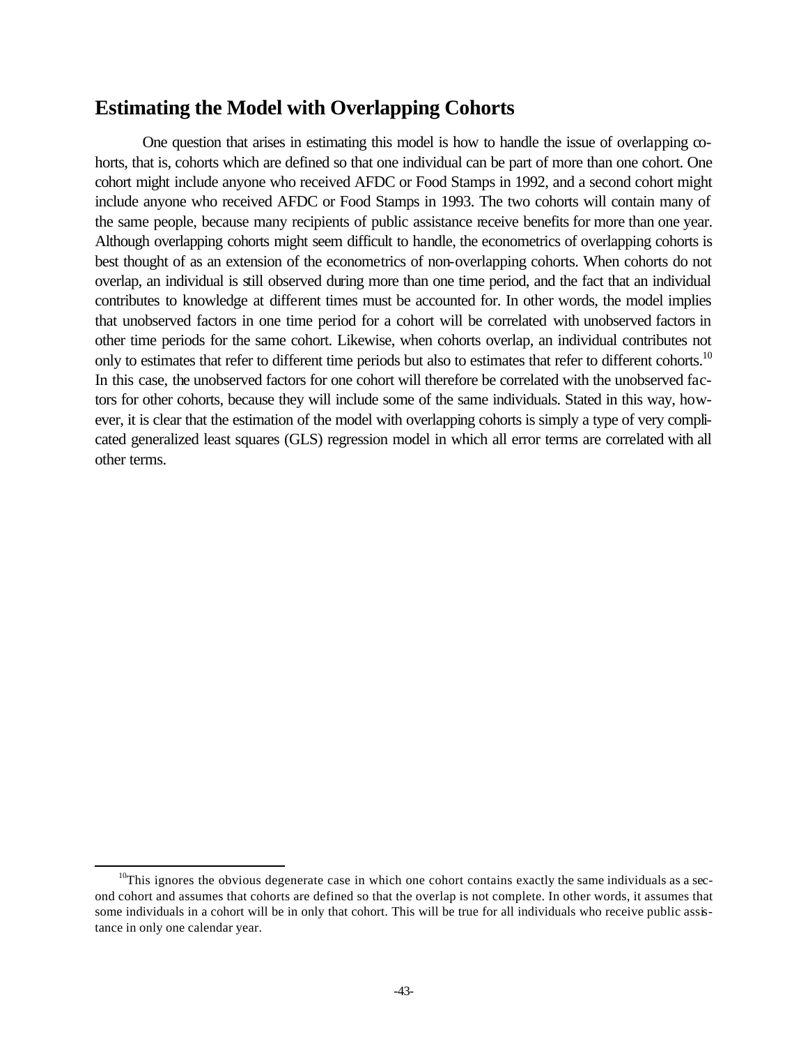## Estimating the Model with Overlapping Cohorts

One question that arises in estimating this model is how to handle the issue of overlapping cohorts, that is, cohorts which are defined so that one individual can be part of more than one cohort. One cohort might include anyone who received AFDC or Food Stamps in 1992, and a second cohort might include anyone who received AFDC or Food Stamps in 1993. The two cohorts will contain many of the same people, because many recipients of public assistance receive benefits for more than one year. Although overlapping cohorts might seem difficult to handle, the econometrics of overlapping cohorts is best thought of as an extension of the econometrics of non-overlapping cohorts. When cohorts do not overlap, an individual is still observed during more than one time period, and the fact that an individual contributes to knowledge at different times must be accounted for. In other words, the model implies that unobserved factors in one time period for a cohort will be correlated with unobserved factors in other time periods for the same cohort. Likewise, when cohorts overlap, an individual contributes not only to estimates that refer to different time periods but also to estimates that refer to different cohorts.[10] In this case, the unobserved factors for one cohort will therefore be correlated with the unobserved factors for other cohorts, because they will include some of the same individuals. Stated in this way, however, it is clear that the estimation of the model with overlapping cohorts is simply a type of very complicated generalized least squares (GLS) regression model in which all error terms are correlated with all other terms.

---

[10] This ignores the obvious degenerate case in which one cohort contains exactly the same individuals as a second cohort and assumes that cohorts are defined so that the overlap is not complete. In other words, it assumes that some individuals in a cohort will be in only that cohort. This will be true for all individuals who receive public assistance in only one calendar year.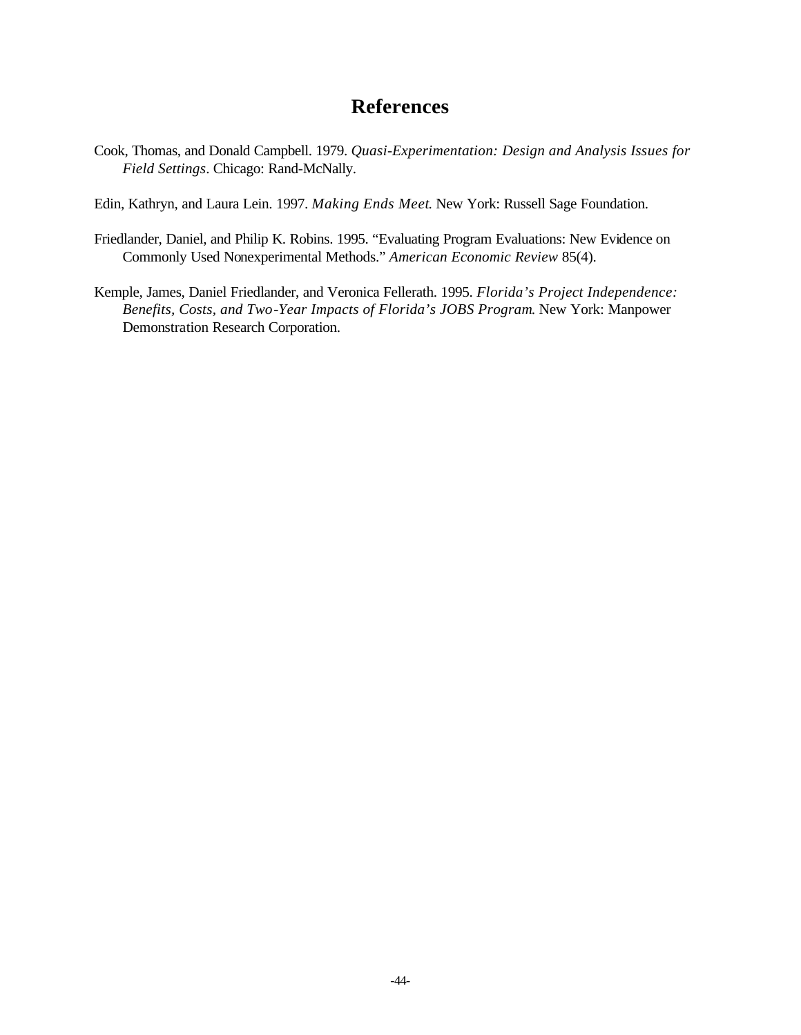# References

Cook, Thomas, and Donald Campbell. 1979. *Quasi-Experimentation: Design and Analysis Issues for Field Settings*. Chicago: Rand-McNally.

Edin, Kathryn, and Laura Lein. 1997. *Making Ends Meet*. New York: Russell Sage Foundation.

Friedlander, Daniel, and Philip K. Robins. 1995. "Evaluating Program Evaluations: New Evidence on Commonly Used Nonexperimental Methods." *American Economic Review* 85(4).

Kemple, James, Daniel Friedlander, and Veronica Fellerath. 1995. *Florida's Project Independence: Benefits, Costs, and Two-Year Impacts of Florida's JOBS Program*. New York: Manpower Demonstration Research Corporation.